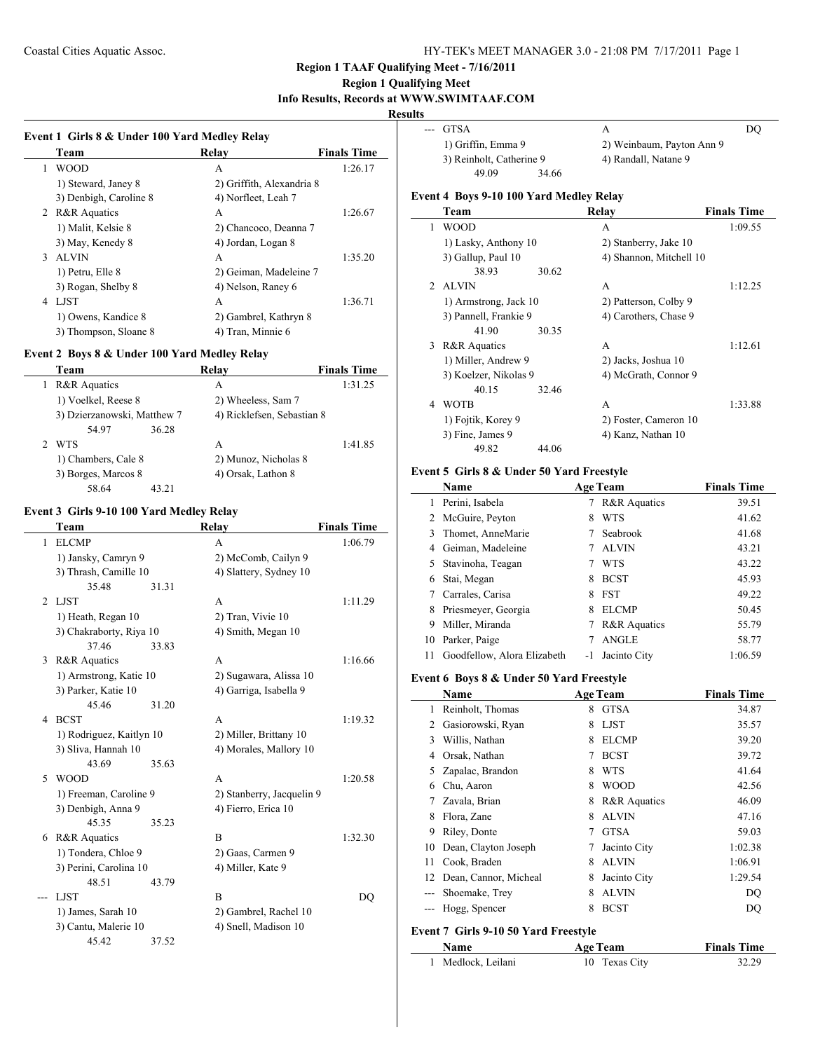## Region 1 TAAF Qualifying Meet - 7/16/2011

### Region 1 Qualifying Meet

### Info Results, Records at WWW.SWIMTAAF.COM

### Results

#### Event 1 Girls 8 & Under 100 Yard Medley Relay

| | Team | Relay | Finals Time |
|---|---|---|---|
| 1 | WOOD | A | 1:26.17 |
| | 1) Steward, Janey 8 | 2) Griffith, Alexandria 8 | |
| | 3) Denbigh, Caroline 8 | 4) Norfleet, Leah 7 | |
| 2 | R&R Aquatics | A | 1:26.67 |
| | 1) Malit, Kelsie 8 | 2) Chancoco, Deanna 7 | |
| | 3) May, Kenedy 8 | 4) Jordan, Logan 8 | |
| 3 | ALVIN | A | 1:35.20 |
| | 1) Petru, Elle 8 | 2) Geiman, Madeleine 7 | |
| | 3) Rogan, Shelby 8 | 4) Nelson, Raney 6 | |
| 4 | LJST | A | 1:36.71 |
| | 1) Owens, Kandice 8 | 2) Gambrel, Kathryn 8 | |
| | 3) Thompson, Sloane 8 | 4) Tran, Minnie 6 | |

#### Event 2 Boys 8 & Under 100 Yard Medley Relay

| | Team | Relay | Finals Time |
|---|---|---|---|
| 1 | R&R Aquatics | A | 1:31.25 |
| | 1) Voelkel, Reese 8 | 2) Wheeless, Sam 7 | |
| | 3) Dzierzanowski, Matthew 7 | 4) Ricklefsen, Sebastian 8 | |
| | 54.97 36.28 | | |
| 2 | WTS | A | 1:41.85 |
| | 1) Chambers, Cale 8 | 2) Munoz, Nicholas 8 | |
| | 3) Borges, Marcos 8 | 4) Orsak, Lathon 8 | |
| | 58.64 43.21 | | |

#### Event 3 Girls 9-10 100 Yard Medley Relay

| | Team | Relay | Finals Time |
|---|---|---|---|
| 1 | ELCMP | A | 1:06.79 |
| | 1) Jansky, Camryn 9 | 2) McComb, Cailyn 9 | |
| | 3) Thrash, Camille 10 | 4) Slattery, Sydney 10 | |
| | 35.48 31.31 | | |
| 2 | LJST | A | 1:11.29 |
| | 1) Heath, Regan 10 | 2) Tran, Vivie 10 | |
| | 3) Chakraborty, Riya 10 | 4) Smith, Megan 10 | |
| | 37.46 33.83 | | |
| 3 | R&R Aquatics | A | 1:16.66 |
| | 1) Armstrong, Katie 10 | 2) Sugawara, Alissa 10 | |
| | 3) Parker, Katie 10 | 4) Garriga, Isabella 9 | |
| | 45.46 31.20 | | |
| 4 | BCST | A | 1:19.32 |
| | 1) Rodriguez, Kaitlyn 10 | 2) Miller, Brittany 10 | |
| | 3) Sliva, Hannah 10 | 4) Morales, Mallory 10 | |
| | 43.69 35.63 | | |
| 5 | WOOD | A | 1:20.58 |
| | 1) Freeman, Caroline 9 | 2) Stanberry, Jacquelin 9 | |
| | 3) Denbigh, Anna 9 | 4) Fierro, Erica 10 | |
| | 45.35 35.23 | | |
| 6 | R&R Aquatics | B | 1:32.30 |
| | 1) Tondera, Chloe 9 | 2) Gaas, Carmen 9 | |
| | 3) Perini, Carolina 10 | 4) Miller, Kate 9 | |
| | 48.51 43.79 | | |
| --- | LJST | B | DQ |
| | 1) James, Sarah 10 | 2) Gambrel, Rachel 10 | |
| | 3) Cantu, Malerie 10 | 4) Snell, Madison 10 | |
| | 45.42 37.52 | | |
| --- | GTSA | A | DQ |
| | 1) Griffin, Emma 9 | 2) Weinbaum, Payton Ann 9 | |
| | 3) Reinholt, Catherine 9 | 4) Randall, Natane 9 | |
| | 49.09 34.66 | | |

#### Event 4 Boys 9-10 100 Yard Medley Relay

| | Team | Relay | Finals Time |
|---|---|---|---|
| 1 | WOOD | A | 1:09.55 |
| | 1) Lasky, Anthony 10 | 2) Stanberry, Jake 10 | |
| | 3) Gallup, Paul 10 | 4) Shannon, Mitchell 10 | |
| | 38.93 30.62 | | |
| 2 | ALVIN | A | 1:12.25 |
| | 1) Armstrong, Jack 10 | 2) Patterson, Colby 9 | |
| | 3) Pannell, Frankie 9 | 4) Carothers, Chase 9 | |
| | 41.90 30.35 | | |
| 3 | R&R Aquatics | A | 1:12.61 |
| | 1) Miller, Andrew 9 | 2) Jacks, Joshua 10 | |
| | 3) Koelzer, Nikolas 9 | 4) McGrath, Connor 9 | |
| | 40.15 32.46 | | |
| 4 | WOTB | A | 1:33.88 |
| | 1) Fojtik, Korey 9 | 2) Foster, Cameron 10 | |
| | 3) Fine, James 9 | 4) Kanz, Nathan 10 | |
| | 49.82 44.06 | | |

#### Event 5 Girls 8 & Under 50 Yard Freestyle

| | Name | Age | Team | Finals Time |
|---|---|---|---|---|
| 1 | Perini, Isabela | 7 | R&R Aquatics | 39.51 |
| 2 | McGuire, Peyton | 8 | WTS | 41.62 |
| 3 | Thomet, AnneMarie | 7 | Seabrook | 41.68 |
| 4 | Geiman, Madeleine | 7 | ALVIN | 43.21 |
| 5 | Stavinoha, Teagan | 7 | WTS | 43.22 |
| 6 | Stai, Megan | 8 | BCST | 45.93 |
| 7 | Carrales, Carisa | 8 | FST | 49.22 |
| 8 | Priesmeyer, Georgia | 8 | ELCMP | 50.45 |
| 9 | Miller, Miranda | 7 | R&R Aquatics | 55.79 |
| 10 | Parker, Paige | 7 | ANGLE | 58.77 |
| 11 | Goodfellow, Alora Elizabeth | -1 | Jacinto City | 1:06.59 |

#### Event 6 Boys 8 & Under 50 Yard Freestyle

| | Name | Age | Team | Finals Time |
|---|---|---|---|---|
| 1 | Reinholt, Thomas | 8 | GTSA | 34.87 |
| 2 | Gasiorowski, Ryan | 8 | LJST | 35.57 |
| 3 | Willis, Nathan | 8 | ELCMP | 39.20 |
| 4 | Orsak, Nathan | 7 | BCST | 39.72 |
| 5 | Zapalac, Brandon | 8 | WTS | 41.64 |
| 6 | Chu, Aaron | 8 | WOOD | 42.56 |
| 7 | Zavala, Brian | 8 | R&R Aquatics | 46.09 |
| 8 | Flora, Zane | 8 | ALVIN | 47.16 |
| 9 | Riley, Donte | 7 | GTSA | 59.03 |
| 10 | Dean, Clayton Joseph | 7 | Jacinto City | 1:02.38 |
| 11 | Cook, Braden | 8 | ALVIN | 1:06.91 |
| 12 | Dean, Cannor, Micheal | 8 | Jacinto City | 1:29.54 |
| --- | Shoemake, Trey | 8 | ALVIN | DQ |
| --- | Hogg, Spencer | 8 | BCST | DQ |

#### Event 7 Girls 9-10 50 Yard Freestyle

| | Name | Age | Team | Finals Time |
|---|---|---|---|---|
| 1 | Medlock, Leilani | 10 | Texas City | 32.29 |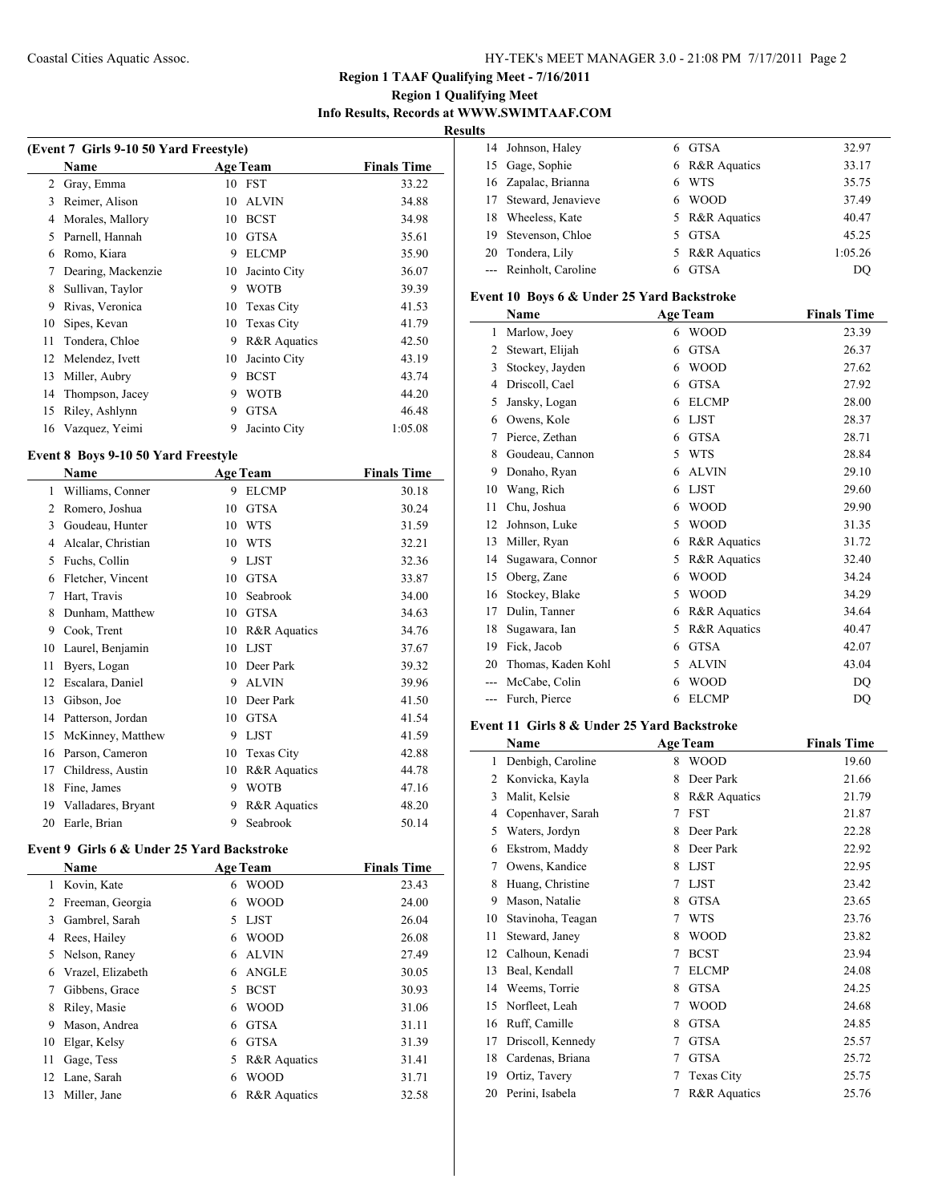**Region 1 TAAF Qualifying Meet - 7/16/2011**

**Region 1 Qualifying Meet**

**Info Results, Records at WWW.SWIMTAAF.COM**

**Results**

### (Event 7 Girls 9-10 50 Yard Freestyle)

| | Name | Age | Team | Finals Time |
|---|---|---|---|---|
| 2 | Gray, Emma | 10 | FST | 33.22 |
| 3 | Reimer, Alison | 10 | ALVIN | 34.88 |
| 4 | Morales, Mallory | 10 | BCST | 34.98 |
| 5 | Parnell, Hannah | 10 | GTSA | 35.61 |
| 6 | Romo, Kiara | 9 | ELCMP | 35.90 |
| 7 | Dearing, Mackenzie | 10 | Jacinto City | 36.07 |
| 8 | Sullivan, Taylor | 9 | WOTB | 39.39 |
| 9 | Rivas, Veronica | 10 | Texas City | 41.53 |
| 10 | Sipes, Kevan | 10 | Texas City | 41.79 |
| 11 | Tondera, Chloe | 9 | R&R Aquatics | 42.50 |
| 12 | Melendez, Ivett | 10 | Jacinto City | 43.19 |
| 13 | Miller, Aubry | 9 | BCST | 43.74 |
| 14 | Thompson, Jacey | 9 | WOTB | 44.20 |
| 15 | Riley, Ashlynn | 9 | GTSA | 46.48 |
| 16 | Vazquez, Yeimi | 9 | Jacinto City | 1:05.08 |

### Event 8 Boys 9-10 50 Yard Freestyle

| | Name | Age | Team | Finals Time |
|---|---|---|---|---|
| 1 | Williams, Conner | 9 | ELCMP | 30.18 |
| 2 | Romero, Joshua | 10 | GTSA | 30.24 |
| 3 | Goudeau, Hunter | 10 | WTS | 31.59 |
| 4 | Alcalar, Christian | 10 | WTS | 32.21 |
| 5 | Fuchs, Collin | 9 | LJST | 32.36 |
| 6 | Fletcher, Vincent | 10 | GTSA | 33.87 |
| 7 | Hart, Travis | 10 | Seabrook | 34.00 |
| 8 | Dunham, Matthew | 10 | GTSA | 34.63 |
| 9 | Cook, Trent | 10 | R&R Aquatics | 34.76 |
| 10 | Laurel, Benjamin | 10 | LJST | 37.67 |
| 11 | Byers, Logan | 10 | Deer Park | 39.32 |
| 12 | Escalara, Daniel | 9 | ALVIN | 39.96 |
| 13 | Gibson, Joe | 10 | Deer Park | 41.50 |
| 14 | Patterson, Jordan | 10 | GTSA | 41.54 |
| 15 | McKinney, Matthew | 9 | LJST | 41.59 |
| 16 | Parson, Cameron | 10 | Texas City | 42.88 |
| 17 | Childress, Austin | 10 | R&R Aquatics | 44.78 |
| 18 | Fine, James | 9 | WOTB | 47.16 |
| 19 | Valladares, Bryant | 9 | R&R Aquatics | 48.20 |
| 20 | Earle, Brian | 9 | Seabrook | 50.14 |

### Event 9 Girls 6 & Under 25 Yard Backstroke

| | Name | Age | Team | Finals Time |
|---|---|---|---|---|
| 1 | Kovin, Kate | 6 | WOOD | 23.43 |
| 2 | Freeman, Georgia | 6 | WOOD | 24.00 |
| 3 | Gambrel, Sarah | 5 | LJST | 26.04 |
| 4 | Rees, Hailey | 6 | WOOD | 26.08 |
| 5 | Nelson, Raney | 6 | ALVIN | 27.49 |
| 6 | Vrazel, Elizabeth | 6 | ANGLE | 30.05 |
| 7 | Gibbens, Grace | 5 | BCST | 30.93 |
| 8 | Riley, Masie | 6 | WOOD | 31.06 |
| 9 | Mason, Andrea | 6 | GTSA | 31.11 |
| 10 | Elgar, Kelsy | 6 | GTSA | 31.39 |
| 11 | Gage, Tess | 5 | R&R Aquatics | 31.41 |
| 12 | Lane, Sarah | 6 | WOOD | 31.71 |
| 13 | Miller, Jane | 6 | R&R Aquatics | 32.58 |
| 14 | Johnson, Haley | 6 | GTSA | 32.97 |
| 15 | Gage, Sophie | 6 | R&R Aquatics | 33.17 |
| 16 | Zapalac, Brianna | 6 | WTS | 35.75 |
| 17 | Steward, Jenavieve | 6 | WOOD | 37.49 |
| 18 | Wheeless, Kate | 5 | R&R Aquatics | 40.47 |
| 19 | Stevenson, Chloe | 5 | GTSA | 45.25 |
| 20 | Tondera, Lily | 5 | R&R Aquatics | 1:05.26 |
| --- | Reinholt, Caroline | 6 | GTSA | DQ |

### Event 10 Boys 6 & Under 25 Yard Backstroke

| | Name | Age | Team | Finals Time |
|---|---|---|---|---|
| 1 | Marlow, Joey | 6 | WOOD | 23.39 |
| 2 | Stewart, Elijah | 6 | GTSA | 26.37 |
| 3 | Stockey, Jayden | 6 | WOOD | 27.62 |
| 4 | Driscoll, Cael | 6 | GTSA | 27.92 |
| 5 | Jansky, Logan | 6 | ELCMP | 28.00 |
| 6 | Owens, Kole | 6 | LJST | 28.37 |
| 7 | Pierce, Zethan | 6 | GTSA | 28.71 |
| 8 | Goudeau, Cannon | 5 | WTS | 28.84 |
| 9 | Donaho, Ryan | 6 | ALVIN | 29.10 |
| 10 | Wang, Rich | 6 | LJST | 29.60 |
| 11 | Chu, Joshua | 6 | WOOD | 29.90 |
| 12 | Johnson, Luke | 5 | WOOD | 31.35 |
| 13 | Miller, Ryan | 6 | R&R Aquatics | 31.72 |
| 14 | Sugawara, Connor | 5 | R&R Aquatics | 32.40 |
| 15 | Oberg, Zane | 6 | WOOD | 34.24 |
| 16 | Stockey, Blake | 5 | WOOD | 34.29 |
| 17 | Dulin, Tanner | 6 | R&R Aquatics | 34.64 |
| 18 | Sugawara, Ian | 5 | R&R Aquatics | 40.47 |
| 19 | Fick, Jacob | 6 | GTSA | 42.07 |
| 20 | Thomas, Kaden Kohl | 5 | ALVIN | 43.04 |
| --- | McCabe, Colin | 6 | WOOD | DQ |
| --- | Furch, Pierce | 6 | ELCMP | DQ |

### Event 11 Girls 8 & Under 25 Yard Backstroke

| | Name | Age | Team | Finals Time |
|---|---|---|---|---|
| 1 | Denbigh, Caroline | 8 | WOOD | 19.60 |
| 2 | Konvicka, Kayla | 8 | Deer Park | 21.66 |
| 3 | Malit, Kelsie | 8 | R&R Aquatics | 21.79 |
| 4 | Copenhaver, Sarah | 7 | FST | 21.87 |
| 5 | Waters, Jordyn | 8 | Deer Park | 22.28 |
| 6 | Ekstrom, Maddy | 8 | Deer Park | 22.92 |
| 7 | Owens, Kandice | 8 | LJST | 22.95 |
| 8 | Huang, Christine | 7 | LJST | 23.42 |
| 9 | Mason, Natalie | 8 | GTSA | 23.65 |
| 10 | Stavinoha, Teagan | 7 | WTS | 23.76 |
| 11 | Steward, Janey | 8 | WOOD | 23.82 |
| 12 | Calhoun, Kenadi | 7 | BCST | 23.94 |
| 13 | Beal, Kendall | 7 | ELCMP | 24.08 |
| 14 | Weems, Torrie | 8 | GTSA | 24.25 |
| 15 | Norfleet, Leah | 7 | WOOD | 24.68 |
| 16 | Ruff, Camille | 8 | GTSA | 24.85 |
| 17 | Driscoll, Kennedy | 7 | GTSA | 25.57 |
| 18 | Cardenas, Briana | 7 | GTSA | 25.72 |
| 19 | Ortiz, Tavery | 7 | Texas City | 25.75 |
| 20 | Perini, Isabela | 7 | R&R Aquatics | 25.76 |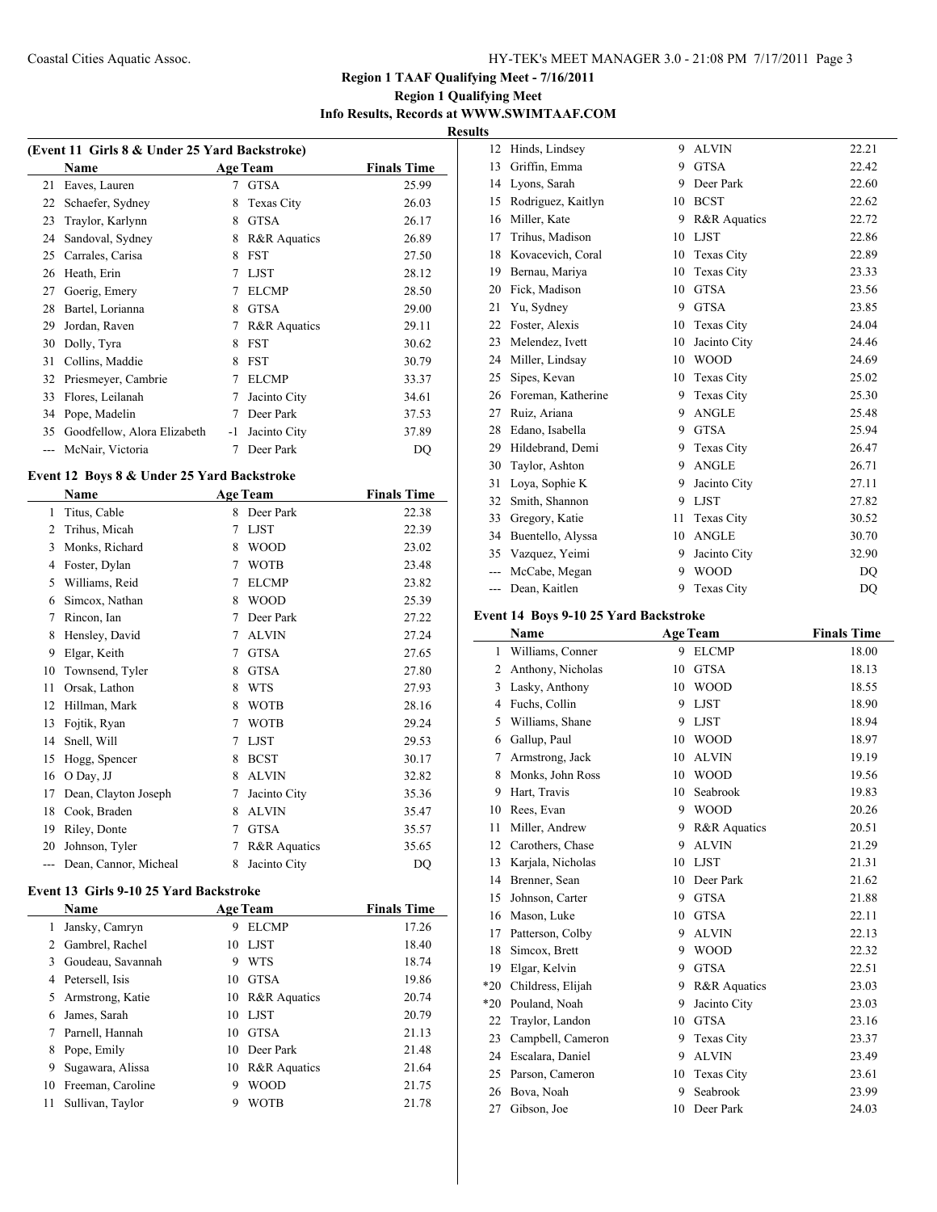**Region 1 TAAF Qualifying Meet - 7/16/2011**
**Region 1 Qualifying Meet**
**Info Results, Records at WWW.SWIMTAAF.COM**

**Results**

**(Event 11 Girls 8 & Under 25 Yard Backstroke)**

| | Name | Age | Team | Finals Time |
|---|---|---|---|---|
| 21 | Eaves, Lauren | 7 | GTSA | 25.99 |
| 22 | Schaefer, Sydney | 8 | Texas City | 26.03 |
| 23 | Traylor, Karlynn | 8 | GTSA | 26.17 |
| 24 | Sandoval, Sydney | 8 | R&R Aquatics | 26.89 |
| 25 | Carrales, Carisa | 8 | FST | 27.50 |
| 26 | Heath, Erin | 7 | LJST | 28.12 |
| 27 | Goerig, Emery | 7 | ELCMP | 28.50 |
| 28 | Bartel, Lorianna | 8 | GTSA | 29.00 |
| 29 | Jordan, Raven | 7 | R&R Aquatics | 29.11 |
| 30 | Dolly, Tyra | 8 | FST | 30.62 |
| 31 | Collins, Maddie | 8 | FST | 30.79 |
| 32 | Priesmeyer, Cambrie | 7 | ELCMP | 33.37 |
| 33 | Flores, Leilanah | 7 | Jacinto City | 34.61 |
| 34 | Pope, Madelin | 7 | Deer Park | 37.53 |
| 35 | Goodfellow, Alora Elizabeth | -1 | Jacinto City | 37.89 |
| --- | McNair, Victoria | 7 | Deer Park | DQ |

**Event 12 Boys 8 & Under 25 Yard Backstroke**

| | Name | Age | Team | Finals Time |
|---|---|---|---|---|
| 1 | Titus, Cable | 8 | Deer Park | 22.38 |
| 2 | Trihus, Micah | 7 | LJST | 22.39 |
| 3 | Monks, Richard | 8 | WOOD | 23.02 |
| 4 | Foster, Dylan | 7 | WOTB | 23.48 |
| 5 | Williams, Reid | 7 | ELCMP | 23.82 |
| 6 | Simcox, Nathan | 8 | WOOD | 25.39 |
| 7 | Rincon, Ian | 7 | Deer Park | 27.22 |
| 8 | Hensley, David | 7 | ALVIN | 27.24 |
| 9 | Elgar, Keith | 7 | GTSA | 27.65 |
| 10 | Townsend, Tyler | 8 | GTSA | 27.80 |
| 11 | Orsak, Lathon | 8 | WTS | 27.93 |
| 12 | Hillman, Mark | 8 | WOTB | 28.16 |
| 13 | Fojtik, Ryan | 7 | WOTB | 29.24 |
| 14 | Snell, Will | 7 | LJST | 29.53 |
| 15 | Hogg, Spencer | 8 | BCST | 30.17 |
| 16 | O Day, JJ | 8 | ALVIN | 32.82 |
| 17 | Dean, Clayton Joseph | 7 | Jacinto City | 35.36 |
| 18 | Cook, Braden | 8 | ALVIN | 35.47 |
| 19 | Riley, Donte | 7 | GTSA | 35.57 |
| 20 | Johnson, Tyler | 7 | R&R Aquatics | 35.65 |
| --- | Dean, Cannor, Micheal | 8 | Jacinto City | DQ |

**Event 13 Girls 9-10 25 Yard Backstroke**

| | Name | Age | Team | Finals Time |
|---|---|---|---|---|
| 1 | Jansky, Camryn | 9 | ELCMP | 17.26 |
| 2 | Gambrel, Rachel | 10 | LJST | 18.40 |
| 3 | Goudeau, Savannah | 9 | WTS | 18.74 |
| 4 | Petersell, Isis | 10 | GTSA | 19.86 |
| 5 | Armstrong, Katie | 10 | R&R Aquatics | 20.74 |
| 6 | James, Sarah | 10 | LJST | 20.79 |
| 7 | Parnell, Hannah | 10 | GTSA | 21.13 |
| 8 | Pope, Emily | 10 | Deer Park | 21.48 |
| 9 | Sugawara, Alissa | 10 | R&R Aquatics | 21.64 |
| 10 | Freeman, Caroline | 9 | WOOD | 21.75 |
| 11 | Sullivan, Taylor | 9 | WOTB | 21.78 |
| 12 | Hinds, Lindsey | 9 | ALVIN | 22.21 |
| 13 | Griffin, Emma | 9 | GTSA | 22.42 |
| 14 | Lyons, Sarah | 9 | Deer Park | 22.60 |
| 15 | Rodriguez, Kaitlyn | 10 | BCST | 22.62 |
| 16 | Miller, Kate | 9 | R&R Aquatics | 22.72 |
| 17 | Trihus, Madison | 10 | LJST | 22.86 |
| 18 | Kovacevich, Coral | 10 | Texas City | 22.89 |
| 19 | Bernau, Mariya | 10 | Texas City | 23.33 |
| 20 | Fick, Madison | 10 | GTSA | 23.56 |
| 21 | Yu, Sydney | 9 | GTSA | 23.85 |
| 22 | Foster, Alexis | 10 | Texas City | 24.04 |
| 23 | Melendez, Ivett | 10 | Jacinto City | 24.46 |
| 24 | Miller, Lindsay | 10 | WOOD | 24.69 |
| 25 | Sipes, Kevan | 10 | Texas City | 25.02 |
| 26 | Foreman, Katherine | 9 | Texas City | 25.30 |
| 27 | Ruiz, Ariana | 9 | ANGLE | 25.48 |
| 28 | Edano, Isabella | 9 | GTSA | 25.94 |
| 29 | Hildebrand, Demi | 9 | Texas City | 26.47 |
| 30 | Taylor, Ashton | 9 | ANGLE | 26.71 |
| 31 | Loya, Sophie K | 9 | Jacinto City | 27.11 |
| 32 | Smith, Shannon | 9 | LJST | 27.82 |
| 33 | Gregory, Katie | 11 | Texas City | 30.52 |
| 34 | Buentello, Alyssa | 10 | ANGLE | 30.70 |
| 35 | Vazquez, Yeimi | 9 | Jacinto City | 32.90 |
| --- | McCabe, Megan | 9 | WOOD | DQ |
| --- | Dean, Kaitlen | 9 | Texas City | DQ |

**Event 14 Boys 9-10 25 Yard Backstroke**

| | Name | Age | Team | Finals Time |
|---|---|---|---|---|
| 1 | Williams, Conner | 9 | ELCMP | 18.00 |
| 2 | Anthony, Nicholas | 10 | GTSA | 18.13 |
| 3 | Lasky, Anthony | 10 | WOOD | 18.55 |
| 4 | Fuchs, Collin | 9 | LJST | 18.90 |
| 5 | Williams, Shane | 9 | LJST | 18.94 |
| 6 | Gallup, Paul | 10 | WOOD | 18.97 |
| 7 | Armstrong, Jack | 10 | ALVIN | 19.19 |
| 8 | Monks, John Ross | 10 | WOOD | 19.56 |
| 9 | Hart, Travis | 10 | Seabrook | 19.83 |
| 10 | Rees, Evan | 9 | WOOD | 20.26 |
| 11 | Miller, Andrew | 9 | R&R Aquatics | 20.51 |
| 12 | Carothers, Chase | 9 | ALVIN | 21.29 |
| 13 | Karjala, Nicholas | 10 | LJST | 21.31 |
| 14 | Brenner, Sean | 10 | Deer Park | 21.62 |
| 15 | Johnson, Carter | 9 | GTSA | 21.88 |
| 16 | Mason, Luke | 10 | GTSA | 22.11 |
| 17 | Patterson, Colby | 9 | ALVIN | 22.13 |
| 18 | Simcox, Brett | 9 | WOOD | 22.32 |
| 19 | Elgar, Kelvin | 9 | GTSA | 22.51 |
| *20 | Childress, Elijah | 9 | R&R Aquatics | 23.03 |
| *20 | Pouland, Noah | 9 | Jacinto City | 23.03 |
| 22 | Traylor, Landon | 10 | GTSA | 23.16 |
| 23 | Campbell, Cameron | 9 | Texas City | 23.37 |
| 24 | Escalara, Daniel | 9 | ALVIN | 23.49 |
| 25 | Parson, Cameron | 10 | Texas City | 23.61 |
| 26 | Bova, Noah | 9 | Seabrook | 23.99 |
| 27 | Gibson, Joe | 10 | Deer Park | 24.03 |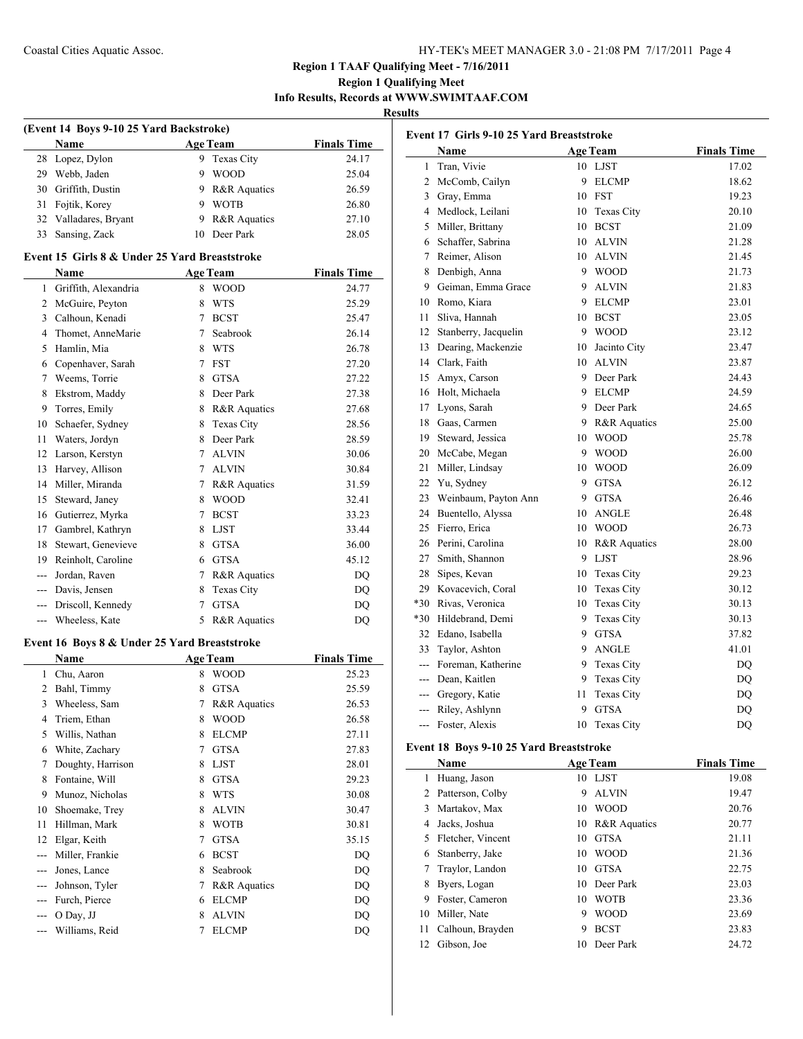# Region 1 TAAF Qualifying Meet - 7/16/2011

## Region 1 Qualifying Meet

### Info Results, Records at WWW.SWIMTAAF.COM

#### Results

**(Event 14 Boys 9-10 25 Yard Backstroke)**

| | Name | Age | Team | Finals Time |
|---|---|---|---|---|
| 28 | Lopez, Dylon | 9 | Texas City | 24.17 |
| 29 | Webb, Jaden | 9 | WOOD | 25.04 |
| 30 | Griffith, Dustin | 9 | R&R Aquatics | 26.59 |
| 31 | Fojtik, Korey | 9 | WOTB | 26.80 |
| 32 | Valladares, Bryant | 9 | R&R Aquatics | 27.10 |
| 33 | Sansing, Zack | 10 | Deer Park | 28.05 |

**Event 15 Girls 8 & Under 25 Yard Breaststroke**

| | Name | Age | Team | Finals Time |
|---|---|---|---|---|
| 1 | Griffith, Alexandria | 8 | WOOD | 24.77 |
| 2 | McGuire, Peyton | 8 | WTS | 25.29 |
| 3 | Calhoun, Kenadi | 7 | BCST | 25.47 |
| 4 | Thomet, AnneMarie | 7 | Seabrook | 26.14 |
| 5 | Hamlin, Mia | 8 | WTS | 26.78 |
| 6 | Copenhaver, Sarah | 7 | FST | 27.20 |
| 7 | Weems, Torrie | 8 | GTSA | 27.22 |
| 8 | Ekstrom, Maddy | 8 | Deer Park | 27.38 |
| 9 | Torres, Emily | 8 | R&R Aquatics | 27.68 |
| 10 | Schaefer, Sydney | 8 | Texas City | 28.56 |
| 11 | Waters, Jordyn | 8 | Deer Park | 28.59 |
| 12 | Larson, Kerstyn | 7 | ALVIN | 30.06 |
| 13 | Harvey, Allison | 7 | ALVIN | 30.84 |
| 14 | Miller, Miranda | 7 | R&R Aquatics | 31.59 |
| 15 | Steward, Janey | 8 | WOOD | 32.41 |
| 16 | Gutierrez, Myrka | 7 | BCST | 33.23 |
| 17 | Gambrel, Kathryn | 8 | LJST | 33.44 |
| 18 | Stewart, Genevieve | 8 | GTSA | 36.00 |
| 19 | Reinholt, Caroline | 6 | GTSA | 45.12 |
| --- | Jordan, Raven | 7 | R&R Aquatics | DQ |
| --- | Davis, Jensen | 8 | Texas City | DQ |
| --- | Driscoll, Kennedy | 7 | GTSA | DQ |
| --- | Wheeless, Kate | 5 | R&R Aquatics | DQ |

**Event 16 Boys 8 & Under 25 Yard Breaststroke**

| | Name | Age | Team | Finals Time |
|---|---|---|---|---|
| 1 | Chu, Aaron | 8 | WOOD | 25.23 |
| 2 | Bahl, Timmy | 8 | GTSA | 25.59 |
| 3 | Wheeless, Sam | 7 | R&R Aquatics | 26.53 |
| 4 | Triem, Ethan | 8 | WOOD | 26.58 |
| 5 | Willis, Nathan | 8 | ELCMP | 27.11 |
| 6 | White, Zachary | 7 | GTSA | 27.83 |
| 7 | Doughty, Harrison | 8 | LJST | 28.01 |
| 8 | Fontaine, Will | 8 | GTSA | 29.23 |
| 9 | Munoz, Nicholas | 8 | WTS | 30.08 |
| 10 | Shoemake, Trey | 8 | ALVIN | 30.47 |
| 11 | Hillman, Mark | 8 | WOTB | 30.81 |
| 12 | Elgar, Keith | 7 | GTSA | 35.15 |
| --- | Miller, Frankie | 6 | BCST | DQ |
| --- | Jones, Lance | 8 | Seabrook | DQ |
| --- | Johnson, Tyler | 7 | R&R Aquatics | DQ |
| --- | Furch, Pierce | 6 | ELCMP | DQ |
| --- | O Day, JJ | 8 | ALVIN | DQ |
| --- | Williams, Reid | 7 | ELCMP | DQ |

**Event 17 Girls 9-10 25 Yard Breaststroke**

| | Name | Age | Team | Finals Time |
|---|---|---|---|---|
| 1 | Tran, Vivie | 10 | LJST | 17.02 |
| 2 | McComb, Cailyn | 9 | ELCMP | 18.62 |
| 3 | Gray, Emma | 10 | FST | 19.23 |
| 4 | Medlock, Leilani | 10 | Texas City | 20.10 |
| 5 | Miller, Brittany | 10 | BCST | 21.09 |
| 6 | Schaffer, Sabrina | 10 | ALVIN | 21.28 |
| 7 | Reimer, Alison | 10 | ALVIN | 21.45 |
| 8 | Denbigh, Anna | 9 | WOOD | 21.73 |
| 9 | Geiman, Emma Grace | 9 | ALVIN | 21.83 |
| 10 | Romo, Kiara | 9 | ELCMP | 23.01 |
| 11 | Sliva, Hannah | 10 | BCST | 23.05 |
| 12 | Stanberry, Jacquelin | 9 | WOOD | 23.12 |
| 13 | Dearing, Mackenzie | 10 | Jacinto City | 23.47 |
| 14 | Clark, Faith | 10 | ALVIN | 23.87 |
| 15 | Amyx, Carson | 9 | Deer Park | 24.43 |
| 16 | Holt, Michaela | 9 | ELCMP | 24.59 |
| 17 | Lyons, Sarah | 9 | Deer Park | 24.65 |
| 18 | Gaas, Carmen | 9 | R&R Aquatics | 25.00 |
| 19 | Steward, Jessica | 10 | WOOD | 25.78 |
| 20 | McCabe, Megan | 9 | WOOD | 26.00 |
| 21 | Miller, Lindsay | 10 | WOOD | 26.09 |
| 22 | Yu, Sydney | 9 | GTSA | 26.12 |
| 23 | Weinbaum, Payton Ann | 9 | GTSA | 26.46 |
| 24 | Buentello, Alyssa | 10 | ANGLE | 26.48 |
| 25 | Fierro, Erica | 10 | WOOD | 26.73 |
| 26 | Perini, Carolina | 10 | R&R Aquatics | 28.00 |
| 27 | Smith, Shannon | 9 | LJST | 28.96 |
| 28 | Sipes, Kevan | 10 | Texas City | 29.23 |
| 29 | Kovacevich, Coral | 10 | Texas City | 30.12 |
| *30 | Rivas, Veronica | 10 | Texas City | 30.13 |
| *30 | Hildebrand, Demi | 9 | Texas City | 30.13 |
| 32 | Edano, Isabella | 9 | GTSA | 37.82 |
| 33 | Taylor, Ashton | 9 | ANGLE | 41.01 |
| --- | Foreman, Katherine | 9 | Texas City | DQ |
| --- | Dean, Kaitlen | 9 | Texas City | DQ |
| --- | Gregory, Katie | 11 | Texas City | DQ |
| --- | Riley, Ashlynn | 9 | GTSA | DQ |
| --- | Foster, Alexis | 10 | Texas City | DQ |

**Event 18 Boys 9-10 25 Yard Breaststroke**

| | Name | Age | Team | Finals Time |
|---|---|---|---|---|
| 1 | Huang, Jason | 10 | LJST | 19.08 |
| 2 | Patterson, Colby | 9 | ALVIN | 19.47 |
| 3 | Martakov, Max | 10 | WOOD | 20.76 |
| 4 | Jacks, Joshua | 10 | R&R Aquatics | 20.77 |
| 5 | Fletcher, Vincent | 10 | GTSA | 21.11 |
| 6 | Stanberry, Jake | 10 | WOOD | 21.36 |
| 7 | Traylor, Landon | 10 | GTSA | 22.75 |
| 8 | Byers, Logan | 10 | Deer Park | 23.03 |
| 9 | Foster, Cameron | 10 | WOTB | 23.36 |
| 10 | Miller, Nate | 9 | WOOD | 23.69 |
| 11 | Calhoun, Brayden | 9 | BCST | 23.83 |
| 12 | Gibson, Joe | 10 | Deer Park | 24.72 |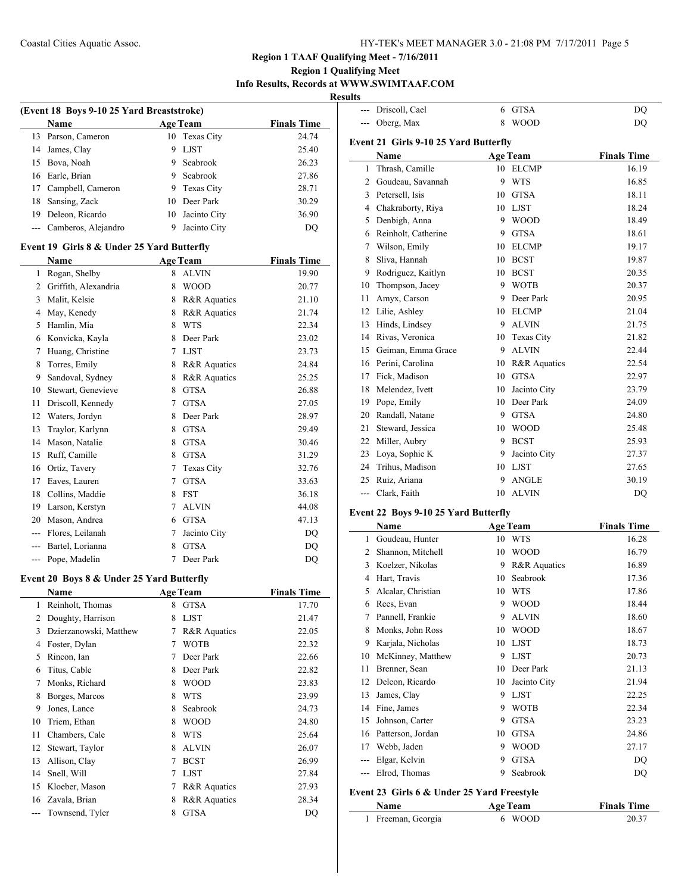**Region 1 TAAF Qualifying Meet - 7/16/2011**
**Region 1 Qualifying Meet**
**Info Results, Records at WWW.SWIMTAAF.COM**
**Results**

### (Event 18 Boys 9-10 25 Yard Breaststroke)

| | Name | Age | Team | Finals Time |
|---|---|---|---|---|
| 13 | Parson, Cameron | 10 | Texas City | 24.74 |
| 14 | James, Clay | 9 | LJST | 25.40 |
| 15 | Bova, Noah | 9 | Seabrook | 26.23 |
| 16 | Earle, Brian | 9 | Seabrook | 27.86 |
| 17 | Campbell, Cameron | 9 | Texas City | 28.71 |
| 18 | Sansing, Zack | 10 | Deer Park | 30.29 |
| 19 | Deleon, Ricardo | 10 | Jacinto City | 36.90 |
| --- | Camberos, Alejandro | 9 | Jacinto City | DQ |

### Event 19 Girls 8 & Under 25 Yard Butterfly

| | Name | Age | Team | Finals Time |
|---|---|---|---|---|
| 1 | Rogan, Shelby | 8 | ALVIN | 19.90 |
| 2 | Griffith, Alexandria | 8 | WOOD | 20.77 |
| 3 | Malit, Kelsie | 8 | R&R Aquatics | 21.10 |
| 4 | May, Kenedy | 8 | R&R Aquatics | 21.74 |
| 5 | Hamlin, Mia | 8 | WTS | 22.34 |
| 6 | Konvicka, Kayla | 8 | Deer Park | 23.02 |
| 7 | Huang, Christine | 7 | LJST | 23.73 |
| 8 | Torres, Emily | 8 | R&R Aquatics | 24.84 |
| 9 | Sandoval, Sydney | 8 | R&R Aquatics | 25.25 |
| 10 | Stewart, Genevieve | 8 | GTSA | 26.88 |
| 11 | Driscoll, Kennedy | 7 | GTSA | 27.05 |
| 12 | Waters, Jordyn | 8 | Deer Park | 28.97 |
| 13 | Traylor, Karlynn | 8 | GTSA | 29.49 |
| 14 | Mason, Natalie | 8 | GTSA | 30.46 |
| 15 | Ruff, Camille | 8 | GTSA | 31.29 |
| 16 | Ortiz, Tavery | 7 | Texas City | 32.76 |
| 17 | Eaves, Lauren | 7 | GTSA | 33.63 |
| 18 | Collins, Maddie | 8 | FST | 36.18 |
| 19 | Larson, Kerstyn | 7 | ALVIN | 44.08 |
| 20 | Mason, Andrea | 6 | GTSA | 47.13 |
| --- | Flores, Leilanah | 7 | Jacinto City | DQ |
| --- | Bartel, Lorianna | 8 | GTSA | DQ |
| --- | Pope, Madelin | 7 | Deer Park | DQ |

### Event 20 Boys 8 & Under 25 Yard Butterfly

| | Name | Age | Team | Finals Time |
|---|---|---|---|---|
| 1 | Reinholt, Thomas | 8 | GTSA | 17.70 |
| 2 | Doughty, Harrison | 8 | LJST | 21.47 |
| 3 | Dzierzanowski, Matthew | 7 | R&R Aquatics | 22.05 |
| 4 | Foster, Dylan | 7 | WOTB | 22.32 |
| 5 | Rincon, Ian | 7 | Deer Park | 22.66 |
| 6 | Titus, Cable | 8 | Deer Park | 22.82 |
| 7 | Monks, Richard | 8 | WOOD | 23.83 |
| 8 | Borges, Marcos | 8 | WTS | 23.99 |
| 9 | Jones, Lance | 8 | Seabrook | 24.73 |
| 10 | Triem, Ethan | 8 | WOOD | 24.80 |
| 11 | Chambers, Cale | 8 | WTS | 25.64 |
| 12 | Stewart, Taylor | 8 | ALVIN | 26.07 |
| 13 | Allison, Clay | 7 | BCST | 26.99 |
| 14 | Snell, Will | 7 | LJST | 27.84 |
| 15 | Kloeber, Mason | 7 | R&R Aquatics | 27.93 |
| 16 | Zavala, Brian | 8 | R&R Aquatics | 28.34 |
| --- | Townsend, Tyler | 8 | GTSA | DQ |
| --- | Driscoll, Cael | 6 | GTSA | DQ |
| --- | Oberg, Max | 8 | WOOD | DQ |

### Event 21 Girls 9-10 25 Yard Butterfly

| | Name | Age | Team | Finals Time |
|---|---|---|---|---|
| 1 | Thrash, Camille | 10 | ELCMP | 16.19 |
| 2 | Goudeau, Savannah | 9 | WTS | 16.85 |
| 3 | Petersell, Isis | 10 | GTSA | 18.11 |
| 4 | Chakraborty, Riya | 10 | LJST | 18.24 |
| 5 | Denbigh, Anna | 9 | WOOD | 18.49 |
| 6 | Reinholt, Catherine | 9 | GTSA | 18.61 |
| 7 | Wilson, Emily | 10 | ELCMP | 19.17 |
| 8 | Sliva, Hannah | 10 | BCST | 19.87 |
| 9 | Rodriguez, Kaitlyn | 10 | BCST | 20.35 |
| 10 | Thompson, Jacey | 9 | WOTB | 20.37 |
| 11 | Amyx, Carson | 9 | Deer Park | 20.95 |
| 12 | Lilie, Ashley | 10 | ELCMP | 21.04 |
| 13 | Hinds, Lindsey | 9 | ALVIN | 21.75 |
| 14 | Rivas, Veronica | 10 | Texas City | 21.82 |
| 15 | Geiman, Emma Grace | 9 | ALVIN | 22.44 |
| 16 | Perini, Carolina | 10 | R&R Aquatics | 22.54 |
| 17 | Fick, Madison | 10 | GTSA | 22.97 |
| 18 | Melendez, Ivett | 10 | Jacinto City | 23.79 |
| 19 | Pope, Emily | 10 | Deer Park | 24.09 |
| 20 | Randall, Natane | 9 | GTSA | 24.80 |
| 21 | Steward, Jessica | 10 | WOOD | 25.48 |
| 22 | Miller, Aubry | 9 | BCST | 25.93 |
| 23 | Loya, Sophie K | 9 | Jacinto City | 27.37 |
| 24 | Trihus, Madison | 10 | LJST | 27.65 |
| 25 | Ruiz, Ariana | 9 | ANGLE | 30.19 |
| --- | Clark, Faith | 10 | ALVIN | DQ |

### Event 22 Boys 9-10 25 Yard Butterfly

| | Name | Age | Team | Finals Time |
|---|---|---|---|---|
| 1 | Goudeau, Hunter | 10 | WTS | 16.28 |
| 2 | Shannon, Mitchell | 10 | WOOD | 16.79 |
| 3 | Koelzer, Nikolas | 9 | R&R Aquatics | 16.89 |
| 4 | Hart, Travis | 10 | Seabrook | 17.36 |
| 5 | Alcalar, Christian | 10 | WTS | 17.86 |
| 6 | Rees, Evan | 9 | WOOD | 18.44 |
| 7 | Pannell, Frankie | 9 | ALVIN | 18.60 |
| 8 | Monks, John Ross | 10 | WOOD | 18.67 |
| 9 | Karjala, Nicholas | 10 | LJST | 18.73 |
| 10 | McKinney, Matthew | 9 | LJST | 20.73 |
| 11 | Brenner, Sean | 10 | Deer Park | 21.13 |
| 12 | Deleon, Ricardo | 10 | Jacinto City | 21.94 |
| 13 | James, Clay | 9 | LJST | 22.25 |
| 14 | Fine, James | 9 | WOTB | 22.34 |
| 15 | Johnson, Carter | 9 | GTSA | 23.23 |
| 16 | Patterson, Jordan | 10 | GTSA | 24.86 |
| 17 | Webb, Jaden | 9 | WOOD | 27.17 |
| --- | Elgar, Kelvin | 9 | GTSA | DQ |
| --- | Elrod, Thomas | 9 | Seabrook | DQ |

### Event 23 Girls 6 & Under 25 Yard Freestyle

| | Name | Age | Team | Finals Time |
|---|---|---|---|---|
| 1 | Freeman, Georgia | 6 | WOOD | 20.37 |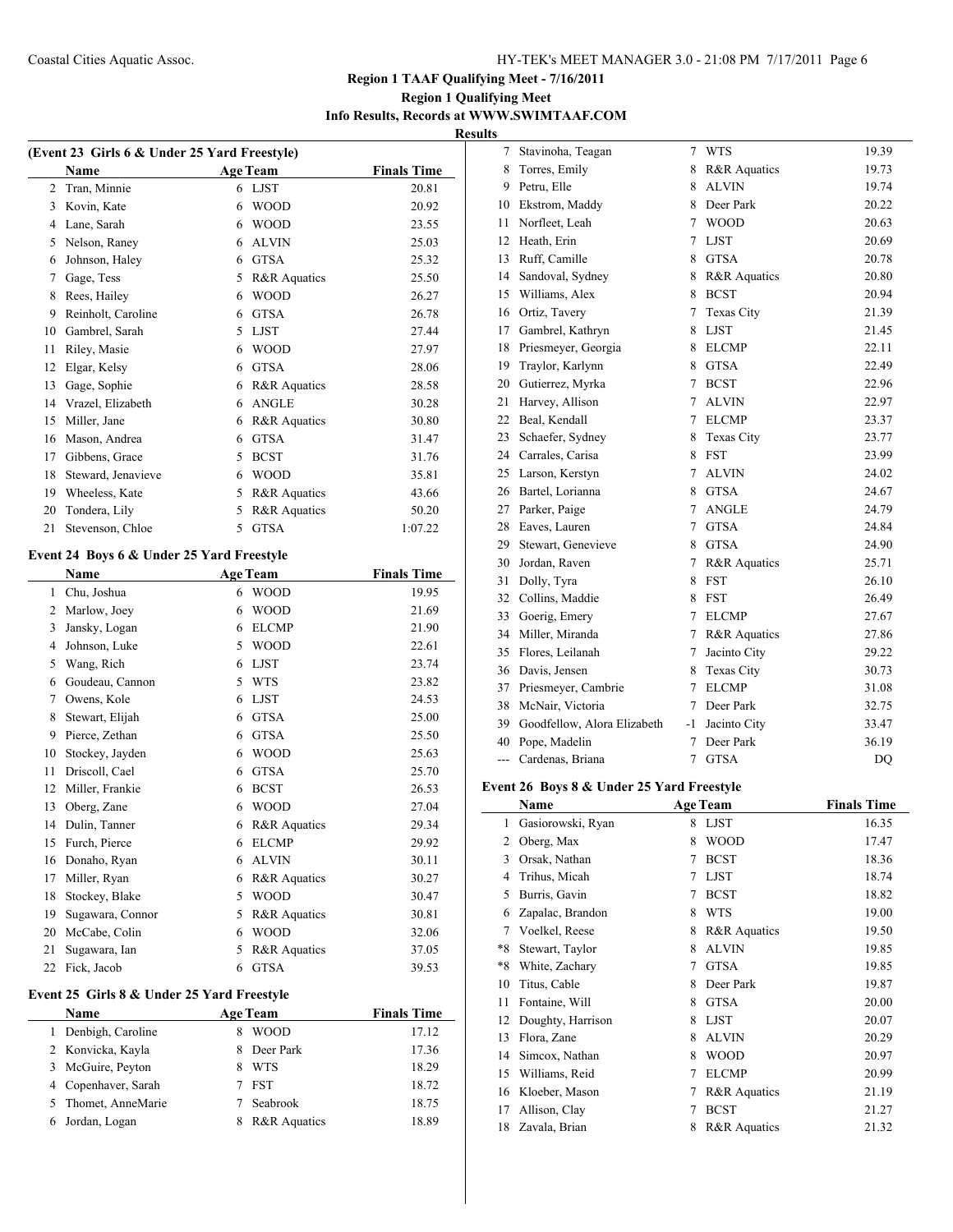**Region 1 TAAF Qualifying Meet - 7/16/2011**
**Region 1 Qualifying Meet**
**Info Results, Records at WWW.SWIMTAAF.COM**
**Results**

### (Event 23 Girls 6 & Under 25 Yard Freestyle)

| | Name | Age | Team | Finals Time |
|---|---|---|---|---|
| 2 | Tran, Minnie | 6 | LJST | 20.81 |
| 3 | Kovin, Kate | 6 | WOOD | 20.92 |
| 4 | Lane, Sarah | 6 | WOOD | 23.55 |
| 5 | Nelson, Raney | 6 | ALVIN | 25.03 |
| 6 | Johnson, Haley | 6 | GTSA | 25.32 |
| 7 | Gage, Tess | 5 | R&R Aquatics | 25.50 |
| 8 | Rees, Hailey | 6 | WOOD | 26.27 |
| 9 | Reinholt, Caroline | 6 | GTSA | 26.78 |
| 10 | Gambrel, Sarah | 5 | LJST | 27.44 |
| 11 | Riley, Masie | 6 | WOOD | 27.97 |
| 12 | Elgar, Kelsy | 6 | GTSA | 28.06 |
| 13 | Gage, Sophie | 6 | R&R Aquatics | 28.58 |
| 14 | Vrazel, Elizabeth | 6 | ANGLE | 30.28 |
| 15 | Miller, Jane | 6 | R&R Aquatics | 30.80 |
| 16 | Mason, Andrea | 6 | GTSA | 31.47 |
| 17 | Gibbens, Grace | 5 | BCST | 31.76 |
| 18 | Steward, Jenavieve | 6 | WOOD | 35.81 |
| 19 | Wheeless, Kate | 5 | R&R Aquatics | 43.66 |
| 20 | Tondera, Lily | 5 | R&R Aquatics | 50.20 |
| 21 | Stevenson, Chloe | 5 | GTSA | 1:07.22 |

### Event 24 Boys 6 & Under 25 Yard Freestyle

| | Name | Age | Team | Finals Time |
|---|---|---|---|---|
| 1 | Chu, Joshua | 6 | WOOD | 19.95 |
| 2 | Marlow, Joey | 6 | WOOD | 21.69 |
| 3 | Jansky, Logan | 6 | ELCMP | 21.90 |
| 4 | Johnson, Luke | 5 | WOOD | 22.61 |
| 5 | Wang, Rich | 6 | LJST | 23.74 |
| 6 | Goudeau, Cannon | 5 | WTS | 23.82 |
| 7 | Owens, Kole | 6 | LJST | 24.53 |
| 8 | Stewart, Elijah | 6 | GTSA | 25.00 |
| 9 | Pierce, Zethan | 6 | GTSA | 25.50 |
| 10 | Stockey, Jayden | 6 | WOOD | 25.63 |
| 11 | Driscoll, Cael | 6 | GTSA | 25.70 |
| 12 | Miller, Frankie | 6 | BCST | 26.53 |
| 13 | Oberg, Zane | 6 | WOOD | 27.04 |
| 14 | Dulin, Tanner | 6 | R&R Aquatics | 29.34 |
| 15 | Furch, Pierce | 6 | ELCMP | 29.92 |
| 16 | Donaho, Ryan | 6 | ALVIN | 30.11 |
| 17 | Miller, Ryan | 6 | R&R Aquatics | 30.27 |
| 18 | Stockey, Blake | 5 | WOOD | 30.47 |
| 19 | Sugawara, Connor | 5 | R&R Aquatics | 30.81 |
| 20 | McCabe, Colin | 6 | WOOD | 32.06 |
| 21 | Sugawara, Ian | 5 | R&R Aquatics | 37.05 |
| 22 | Fick, Jacob | 6 | GTSA | 39.53 |

### Event 25 Girls 8 & Under 25 Yard Freestyle

| | Name | Age | Team | Finals Time |
|---|---|---|---|---|
| 1 | Denbigh, Caroline | 8 | WOOD | 17.12 |
| 2 | Konvicka, Kayla | 8 | Deer Park | 17.36 |
| 3 | McGuire, Peyton | 8 | WTS | 18.29 |
| 4 | Copenhaver, Sarah | 7 | FST | 18.72 |
| 5 | Thomet, AnneMarie | 7 | Seabrook | 18.75 |
| 6 | Jordan, Logan | 8 | R&R Aquatics | 18.89 |
| 7 | Stavinoha, Teagan | 7 | WTS | 19.39 |
| 8 | Torres, Emily | 8 | R&R Aquatics | 19.73 |
| 9 | Petru, Elle | 8 | ALVIN | 19.74 |
| 10 | Ekstrom, Maddy | 8 | Deer Park | 20.22 |
| 11 | Norfleet, Leah | 7 | WOOD | 20.63 |
| 12 | Heath, Erin | 7 | LJST | 20.69 |
| 13 | Ruff, Camille | 8 | GTSA | 20.78 |
| 14 | Sandoval, Sydney | 8 | R&R Aquatics | 20.80 |
| 15 | Williams, Alex | 8 | BCST | 20.94 |
| 16 | Ortiz, Tavery | 7 | Texas City | 21.39 |
| 17 | Gambrel, Kathryn | 8 | LJST | 21.45 |
| 18 | Priesmeyer, Georgia | 8 | ELCMP | 22.11 |
| 19 | Traylor, Karlynn | 8 | GTSA | 22.49 |
| 20 | Gutierrez, Myrka | 7 | BCST | 22.96 |
| 21 | Harvey, Allison | 7 | ALVIN | 22.97 |
| 22 | Beal, Kendall | 7 | ELCMP | 23.37 |
| 23 | Schaefer, Sydney | 8 | Texas City | 23.77 |
| 24 | Carrales, Carisa | 8 | FST | 23.99 |
| 25 | Larson, Kerstyn | 7 | ALVIN | 24.02 |
| 26 | Bartel, Lorianna | 8 | GTSA | 24.67 |
| 27 | Parker, Paige | 7 | ANGLE | 24.79 |
| 28 | Eaves, Lauren | 7 | GTSA | 24.84 |
| 29 | Stewart, Genevieve | 8 | GTSA | 24.90 |
| 30 | Jordan, Raven | 7 | R&R Aquatics | 25.71 |
| 31 | Dolly, Tyra | 8 | FST | 26.10 |
| 32 | Collins, Maddie | 8 | FST | 26.49 |
| 33 | Goerig, Emery | 7 | ELCMP | 27.67 |
| 34 | Miller, Miranda | 7 | R&R Aquatics | 27.86 |
| 35 | Flores, Leilanah | 7 | Jacinto City | 29.22 |
| 36 | Davis, Jensen | 8 | Texas City | 30.73 |
| 37 | Priesmeyer, Cambrie | 7 | ELCMP | 31.08 |
| 38 | McNair, Victoria | 7 | Deer Park | 32.75 |
| 39 | Goodfellow, Alora Elizabeth | -1 | Jacinto City | 33.47 |
| 40 | Pope, Madelin | 7 | Deer Park | 36.19 |
| --- | Cardenas, Briana | 7 | GTSA | DQ |

### Event 26 Boys 8 & Under 25 Yard Freestyle

| | Name | Age | Team | Finals Time |
|---|---|---|---|---|
| 1 | Gasiorowski, Ryan | 8 | LJST | 16.35 |
| 2 | Oberg, Max | 8 | WOOD | 17.47 |
| 3 | Orsak, Nathan | 7 | BCST | 18.36 |
| 4 | Trihus, Micah | 7 | LJST | 18.74 |
| 5 | Burris, Gavin | 7 | BCST | 18.82 |
| 6 | Zapalac, Brandon | 8 | WTS | 19.00 |
| 7 | Voelkel, Reese | 8 | R&R Aquatics | 19.50 |
| *8 | Stewart, Taylor | 8 | ALVIN | 19.85 |
| *8 | White, Zachary | 7 | GTSA | 19.85 |
| 10 | Titus, Cable | 8 | Deer Park | 19.87 |
| 11 | Fontaine, Will | 8 | GTSA | 20.00 |
| 12 | Doughty, Harrison | 8 | LJST | 20.07 |
| 13 | Flora, Zane | 8 | ALVIN | 20.29 |
| 14 | Simcox, Nathan | 8 | WOOD | 20.97 |
| 15 | Williams, Reid | 7 | ELCMP | 20.99 |
| 16 | Kloeber, Mason | 7 | R&R Aquatics | 21.19 |
| 17 | Allison, Clay | 7 | BCST | 21.27 |
| 18 | Zavala, Brian | 8 | R&R Aquatics | 21.32 |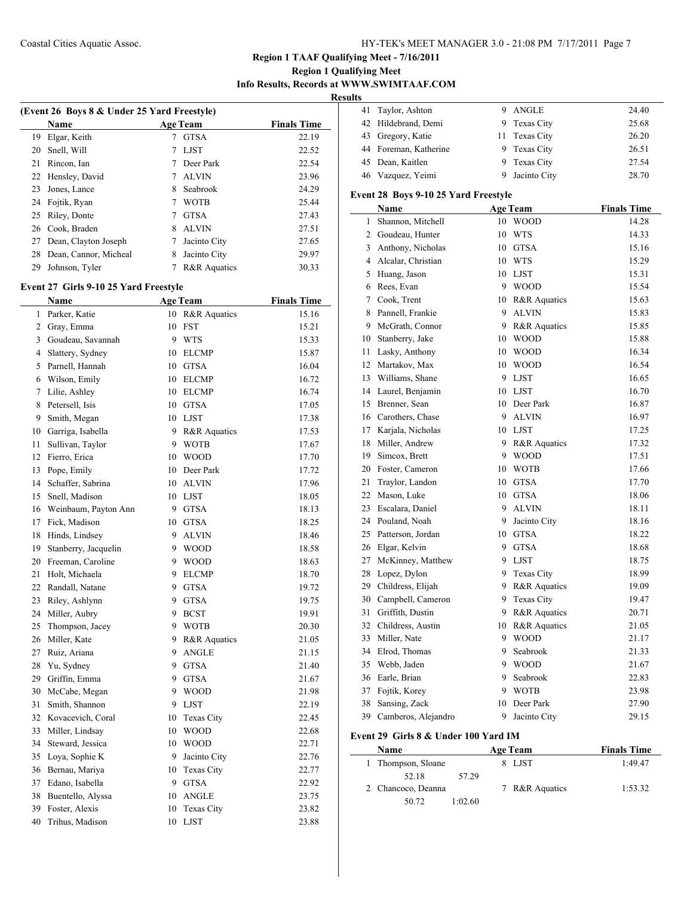## Region 1 TAAF Qualifying Meet - 7/16/2011

### Region 1 Qualifying Meet

### Info Results, Records at WWW.SWIMTAAF.COM

### Results

**(Event 26 Boys 8 & Under 25 Yard Freestyle)**

| | Name | Age | Team | Finals Time |
|---|---|---|---|---|
| 19 | Elgar, Keith | 7 | GTSA | 22.19 |
| 20 | Snell, Will | 7 | LJST | 22.52 |
| 21 | Rincon, Ian | 7 | Deer Park | 22.54 |
| 22 | Hensley, David | 7 | ALVIN | 23.96 |
| 23 | Jones, Lance | 8 | Seabrook | 24.29 |
| 24 | Fojtik, Ryan | 7 | WOTB | 25.44 |
| 25 | Riley, Donte | 7 | GTSA | 27.43 |
| 26 | Cook, Braden | 8 | ALVIN | 27.51 |
| 27 | Dean, Clayton Joseph | 7 | Jacinto City | 27.65 |
| 28 | Dean, Cannor, Micheal | 8 | Jacinto City | 29.97 |
| 29 | Johnson, Tyler | 7 | R&R Aquatics | 30.33 |

**Event 27 Girls 9-10 25 Yard Freestyle**

| | Name | Age | Team | Finals Time |
|---|---|---|---|---|
| 1 | Parker, Katie | 10 | R&R Aquatics | 15.16 |
| 2 | Gray, Emma | 10 | FST | 15.21 |
| 3 | Goudeau, Savannah | 9 | WTS | 15.33 |
| 4 | Slattery, Sydney | 10 | ELCMP | 15.87 |
| 5 | Parnell, Hannah | 10 | GTSA | 16.04 |
| 6 | Wilson, Emily | 10 | ELCMP | 16.72 |
| 7 | Lilie, Ashley | 10 | ELCMP | 16.74 |
| 8 | Petersell, Isis | 10 | GTSA | 17.05 |
| 9 | Smith, Megan | 10 | LJST | 17.38 |
| 10 | Garriga, Isabella | 9 | R&R Aquatics | 17.53 |
| 11 | Sullivan, Taylor | 9 | WOTB | 17.67 |
| 12 | Fierro, Erica | 10 | WOOD | 17.70 |
| 13 | Pope, Emily | 10 | Deer Park | 17.72 |
| 14 | Schaffer, Sabrina | 10 | ALVIN | 17.96 |
| 15 | Snell, Madison | 10 | LJST | 18.05 |
| 16 | Weinbaum, Payton Ann | 9 | GTSA | 18.13 |
| 17 | Fick, Madison | 10 | GTSA | 18.25 |
| 18 | Hinds, Lindsey | 9 | ALVIN | 18.46 |
| 19 | Stanberry, Jacquelin | 9 | WOOD | 18.58 |
| 20 | Freeman, Caroline | 9 | WOOD | 18.63 |
| 21 | Holt, Michaela | 9 | ELCMP | 18.70 |
| 22 | Randall, Natane | 9 | GTSA | 19.72 |
| 23 | Riley, Ashlynn | 9 | GTSA | 19.75 |
| 24 | Miller, Aubry | 9 | BCST | 19.91 |
| 25 | Thompson, Jacey | 9 | WOTB | 20.30 |
| 26 | Miller, Kate | 9 | R&R Aquatics | 21.05 |
| 27 | Ruiz, Ariana | 9 | ANGLE | 21.15 |
| 28 | Yu, Sydney | 9 | GTSA | 21.40 |
| 29 | Griffin, Emma | 9 | GTSA | 21.67 |
| 30 | McCabe, Megan | 9 | WOOD | 21.98 |
| 31 | Smith, Shannon | 9 | LJST | 22.19 |
| 32 | Kovacevich, Coral | 10 | Texas City | 22.45 |
| 33 | Miller, Lindsay | 10 | WOOD | 22.68 |
| 34 | Steward, Jessica | 10 | WOOD | 22.71 |
| 35 | Loya, Sophie K | 9 | Jacinto City | 22.76 |
| 36 | Bernau, Mariya | 10 | Texas City | 22.77 |
| 37 | Edano, Isabella | 9 | GTSA | 22.92 |
| 38 | Buentello, Alyssa | 10 | ANGLE | 23.75 |
| 39 | Foster, Alexis | 10 | Texas City | 23.82 |
| 40 | Trihus, Madison | 10 | LJST | 23.88 |
| 41 | Taylor, Ashton | 9 | ANGLE | 24.40 |
| 42 | Hildebrand, Demi | 9 | Texas City | 25.68 |
| 43 | Gregory, Katie | 11 | Texas City | 26.20 |
| 44 | Foreman, Katherine | 9 | Texas City | 26.51 |
| 45 | Dean, Kaitlen | 9 | Texas City | 27.54 |
| 46 | Vazquez, Yeimi | 9 | Jacinto City | 28.70 |

**Event 28 Boys 9-10 25 Yard Freestyle**

| | Name | Age | Team | Finals Time |
|---|---|---|---|---|
| 1 | Shannon, Mitchell | 10 | WOOD | 14.28 |
| 2 | Goudeau, Hunter | 10 | WTS | 14.33 |
| 3 | Anthony, Nicholas | 10 | GTSA | 15.16 |
| 4 | Alcalar, Christian | 10 | WTS | 15.29 |
| 5 | Huang, Jason | 10 | LJST | 15.31 |
| 6 | Rees, Evan | 9 | WOOD | 15.54 |
| 7 | Cook, Trent | 10 | R&R Aquatics | 15.63 |
| 8 | Pannell, Frankie | 9 | ALVIN | 15.83 |
| 9 | McGrath, Connor | 9 | R&R Aquatics | 15.85 |
| 10 | Stanberry, Jake | 10 | WOOD | 15.88 |
| 11 | Lasky, Anthony | 10 | WOOD | 16.34 |
| 12 | Martakov, Max | 10 | WOOD | 16.54 |
| 13 | Williams, Shane | 9 | LJST | 16.65 |
| 14 | Laurel, Benjamin | 10 | LJST | 16.70 |
| 15 | Brenner, Sean | 10 | Deer Park | 16.87 |
| 16 | Carothers, Chase | 9 | ALVIN | 16.97 |
| 17 | Karjala, Nicholas | 10 | LJST | 17.25 |
| 18 | Miller, Andrew | 9 | R&R Aquatics | 17.32 |
| 19 | Simcox, Brett | 9 | WOOD | 17.51 |
| 20 | Foster, Cameron | 10 | WOTB | 17.66 |
| 21 | Traylor, Landon | 10 | GTSA | 17.70 |
| 22 | Mason, Luke | 10 | GTSA | 18.06 |
| 23 | Escalara, Daniel | 9 | ALVIN | 18.11 |
| 24 | Pouland, Noah | 9 | Jacinto City | 18.16 |
| 25 | Patterson, Jordan | 10 | GTSA | 18.22 |
| 26 | Elgar, Kelvin | 9 | GTSA | 18.68 |
| 27 | McKinney, Matthew | 9 | LJST | 18.75 |
| 28 | Lopez, Dylon | 9 | Texas City | 18.99 |
| 29 | Childress, Elijah | 9 | R&R Aquatics | 19.09 |
| 30 | Campbell, Cameron | 9 | Texas City | 19.47 |
| 31 | Griffith, Dustin | 9 | R&R Aquatics | 20.71 |
| 32 | Childress, Austin | 10 | R&R Aquatics | 21.05 |
| 33 | Miller, Nate | 9 | WOOD | 21.17 |
| 34 | Elrod, Thomas | 9 | Seabrook | 21.33 |
| 35 | Webb, Jaden | 9 | WOOD | 21.67 |
| 36 | Earle, Brian | 9 | Seabrook | 22.83 |
| 37 | Fojtik, Korey | 9 | WOTB | 23.98 |
| 38 | Sansing, Zack | 10 | Deer Park | 27.90 |
| 39 | Camberos, Alejandro | 9 | Jacinto City | 29.15 |

**Event 29 Girls 8 & Under 100 Yard IM**

| | Name | Age | Team | Finals Time |
|---|---|---|---|---|
| 1 | Thompson, Sloane | 8 | LJST | 1:49.47 |
| | 52.18 57.29 | | | |
| 2 | Chancoco, Deanna | 7 | R&R Aquatics | 1:53.32 |
| | 50.72 1:02.60 | | | |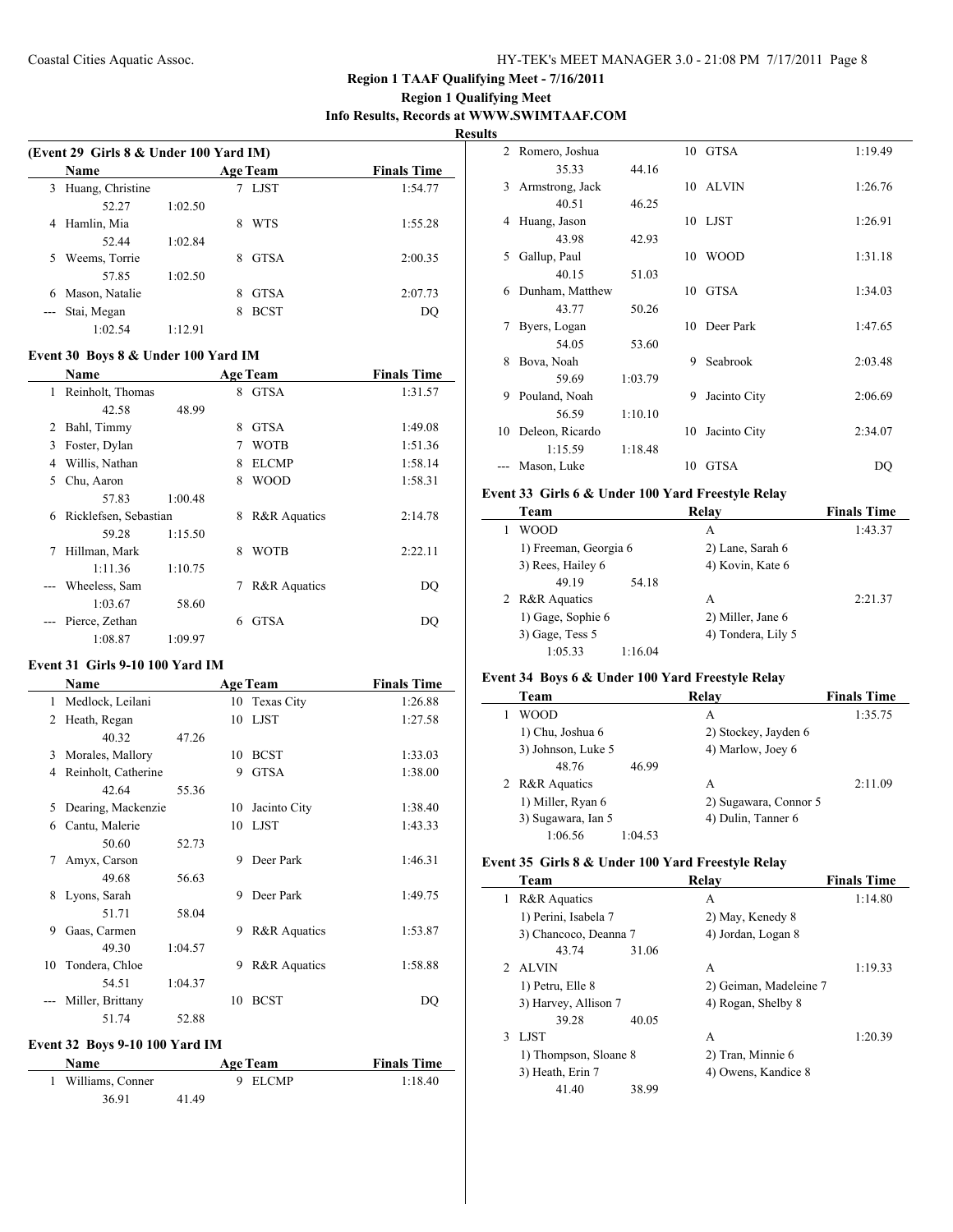# Region 1 TAAF Qualifying Meet - 7/16/2011

## Region 1 Qualifying Meet

### Info Results, Records at WWW.SWIMTAAF.COM

**Results**

### (Event 29 Girls 8 & Under 100 Yard IM)

| | Name | | Age | Team | Finals Time |
|---|---|---|---|---|---|
| 3 | Huang, Christine | | 7 | LJST | 1:54.77 |
| | 52.27 | 1:02.50 | | | |
| 4 | Hamlin, Mia | | 8 | WTS | 1:55.28 |
| | 52.44 | 1:02.84 | | | |
| 5 | Weems, Torrie | | 8 | GTSA | 2:00.35 |
| | 57.85 | 1:02.50 | | | |
| 6 | Mason, Natalie | | 8 | GTSA | 2:07.73 |
| --- | Stai, Megan | | 8 | BCST | DQ |
| | 1:02.54 | 1:12.91 | | | |

### Event 30 Boys 8 & Under 100 Yard IM

| | Name | | Age | Team | Finals Time |
|---|---|---|---|---|---|
| 1 | Reinholt, Thomas | | 8 | GTSA | 1:31.57 |
| | 42.58 | 48.99 | | | |
| 2 | Bahl, Timmy | | 8 | GTSA | 1:49.08 |
| 3 | Foster, Dylan | | 7 | WOTB | 1:51.36 |
| 4 | Willis, Nathan | | 8 | ELCMP | 1:58.14 |
| 5 | Chu, Aaron | | 8 | WOOD | 1:58.31 |
| | 57.83 | 1:00.48 | | | |
| 6 | Ricklefsen, Sebastian | | 8 | R&R Aquatics | 2:14.78 |
| | 59.28 | 1:15.50 | | | |
| 7 | Hillman, Mark | | 8 | WOTB | 2:22.11 |
| | 1:11.36 | 1:10.75 | | | |
| --- | Wheeless, Sam | | 7 | R&R Aquatics | DQ |
| | 1:03.67 | 58.60 | | | |
| --- | Pierce, Zethan | | 6 | GTSA | DQ |
| | 1:08.87 | 1:09.97 | | | |

### Event 31 Girls 9-10 100 Yard IM

| | Name | | Age | Team | Finals Time |
|---|---|---|---|---|---|
| 1 | Medlock, Leilani | | 10 | Texas City | 1:26.88 |
| 2 | Heath, Regan | | 10 | LJST | 1:27.58 |
| | 40.32 | 47.26 | | | |
| 3 | Morales, Mallory | | 10 | BCST | 1:33.03 |
| 4 | Reinholt, Catherine | | 9 | GTSA | 1:38.00 |
| | 42.64 | 55.36 | | | |
| 5 | Dearing, Mackenzie | | 10 | Jacinto City | 1:38.40 |
| 6 | Cantu, Malerie | | 10 | LJST | 1:43.33 |
| | 50.60 | 52.73 | | | |
| 7 | Amyx, Carson | | 9 | Deer Park | 1:46.31 |
| | 49.68 | 56.63 | | | |
| 8 | Lyons, Sarah | | 9 | Deer Park | 1:49.75 |
| | 51.71 | 58.04 | | | |
| 9 | Gaas, Carmen | | 9 | R&R Aquatics | 1:53.87 |
| | 49.30 | 1:04.57 | | | |
| 10 | Tondera, Chloe | | 9 | R&R Aquatics | 1:58.88 |
| | 54.51 | 1:04.37 | | | |
| --- | Miller, Brittany | | 10 | BCST | DQ |
| | 51.74 | 52.88 | | | |

### Event 32 Boys 9-10 100 Yard IM

| | Name | | Age | Team | Finals Time |
|---|---|---|---|---|---|
| 1 | Williams, Conner | | 9 | ELCMP | 1:18.40 |
| | 36.91 | 41.49 | | | |
| 2 | Romero, Joshua | | 10 | GTSA | 1:19.49 |
| | 35.33 | 44.16 | | | |
| 3 | Armstrong, Jack | | 10 | ALVIN | 1:26.76 |
| | 40.51 | 46.25 | | | |
| 4 | Huang, Jason | | 10 | LJST | 1:26.91 |
| | 43.98 | 42.93 | | | |
| 5 | Gallup, Paul | | 10 | WOOD | 1:31.18 |
| | 40.15 | 51.03 | | | |
| 6 | Dunham, Matthew | | 10 | GTSA | 1:34.03 |
| | 43.77 | 50.26 | | | |
| 7 | Byers, Logan | | 10 | Deer Park | 1:47.65 |
| | 54.05 | 53.60 | | | |
| 8 | Bova, Noah | | 9 | Seabrook | 2:03.48 |
| | 59.69 | 1:03.79 | | | |
| 9 | Pouland, Noah | | 9 | Jacinto City | 2:06.69 |
| | 56.59 | 1:10.10 | | | |
| 10 | Deleon, Ricardo | | 10 | Jacinto City | 2:34.07 |
| | 1:15.59 | 1:18.48 | | | |
| --- | Mason, Luke | | 10 | GTSA | DQ |

### Event 33 Girls 6 & Under 100 Yard Freestyle Relay

| | Team | | Relay | Finals Time |
|---|---|---|---|---|
| 1 | WOOD | | A | 1:43.37 |
| | 1) Freeman, Georgia 6 | | 2) Lane, Sarah 6 | |
| | 3) Rees, Hailey 6 | | 4) Kovin, Kate 6 | |
| | 49.19 | 54.18 | | |
| 2 | R&R Aquatics | | A | 2:21.37 |
| | 1) Gage, Sophie 6 | | 2) Miller, Jane 6 | |
| | 3) Gage, Tess 5 | | 4) Tondera, Lily 5 | |
| | 1:05.33 | 1:16.04 | | |

### Event 34 Boys 6 & Under 100 Yard Freestyle Relay

| | Team | | Relay | Finals Time |
|---|---|---|---|---|
| 1 | WOOD | | A | 1:35.75 |
| | 1) Chu, Joshua 6 | | 2) Stockey, Jayden 6 | |
| | 3) Johnson, Luke 5 | | 4) Marlow, Joey 6 | |
| | 48.76 | 46.99 | | |
| 2 | R&R Aquatics | | A | 2:11.09 |
| | 1) Miller, Ryan 6 | | 2) Sugawara, Connor 5 | |
| | 3) Sugawara, Ian 5 | | 4) Dulin, Tanner 6 | |
| | 1:06.56 | 1:04.53 | | |

### Event 35 Girls 8 & Under 100 Yard Freestyle Relay

| | Team | | Relay | Finals Time |
|---|---|---|---|---|
| 1 | R&R Aquatics | | A | 1:14.80 |
| | 1) Perini, Isabela 7 | | 2) May, Kenedy 8 | |
| | 3) Chancoco, Deanna 7 | | 4) Jordan, Logan 8 | |
| | 43.74 | 31.06 | | |
| 2 | ALVIN | | A | 1:19.33 |
| | 1) Petru, Elle 8 | | 2) Geiman, Madeleine 7 | |
| | 3) Harvey, Allison 7 | | 4) Rogan, Shelby 8 | |
| | 39.28 | 40.05 | | |
| 3 | LJST | | A | 1:20.39 |
| | 1) Thompson, Sloane 8 | | 2) Tran, Minnie 6 | |
| | 3) Heath, Erin 7 | | 4) Owens, Kandice 8 | |
| | 41.40 | 38.99 | | |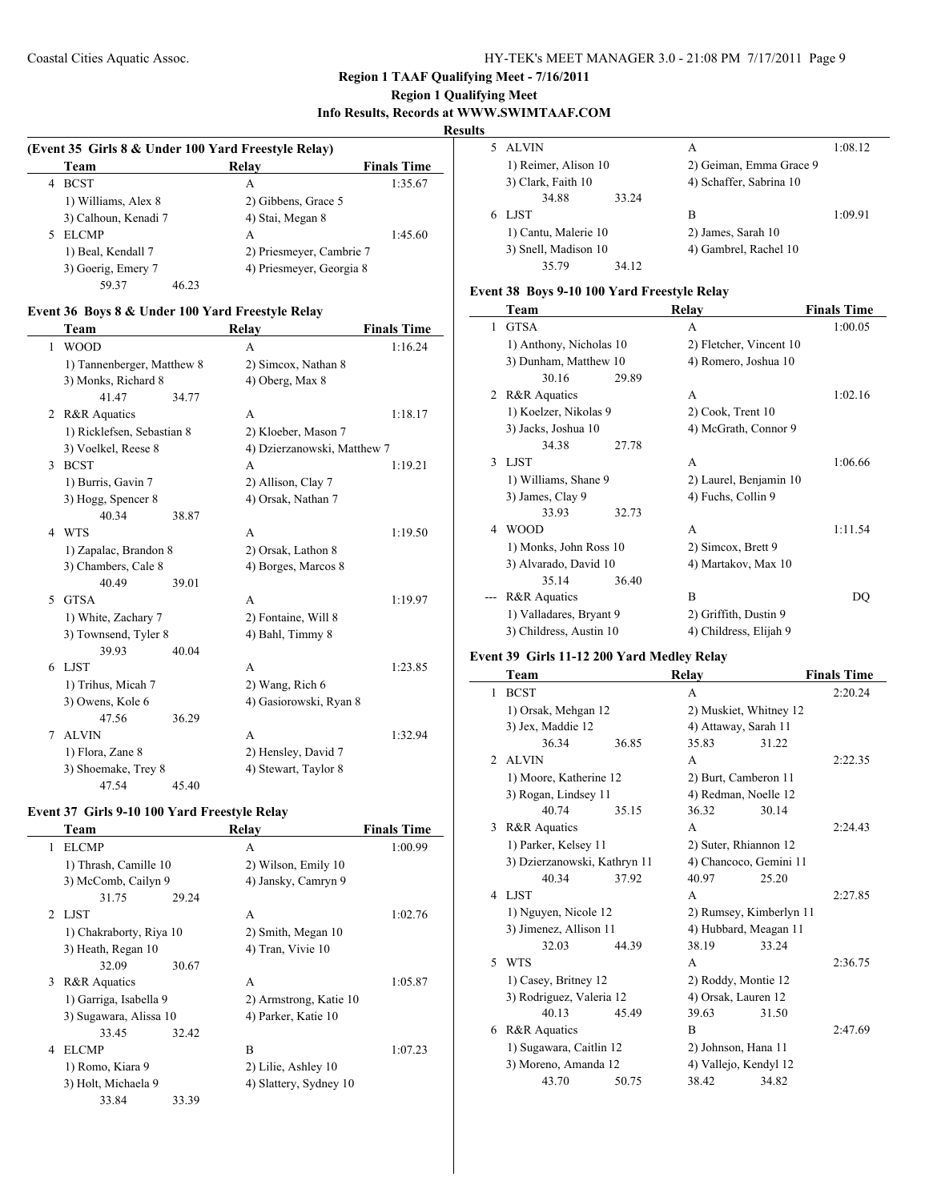**Region 1 TAAF Qualifying Meet - 7/16/2011**

**Region 1 Qualifying Meet**

**Info Results, Records at WWW.SWIMTAAF.COM**

**Results**

**(Event 35 Girls 8 & Under 100 Yard Freestyle Relay)**

| | Team | Relay | Finals Time |
|---|---|---|---|
| 4 | BCST | A | 1:35.67 |
| | 1) Williams, Alex 8 | 2) Gibbens, Grace 5 | |
| | 3) Calhoun, Kenadi 7 | 4) Stai, Megan 8 | |
| 5 | ELCMP | A | 1:45.60 |
| | 1) Beal, Kendall 7 | 2) Priesmeyer, Cambrie 7 | |
| | 3) Goerig, Emery 7 | 4) Priesmeyer, Georgia 8 | |
| | 59.37 46.23 | | |

**Event 36 Boys 8 & Under 100 Yard Freestyle Relay**

| | Team | Relay | Finals Time |
|---|---|---|---|
| 1 | WOOD | A | 1:16.24 |
| | 1) Tannenberger, Matthew 8 | 2) Simcox, Nathan 8 | |
| | 3) Monks, Richard 8 | 4) Oberg, Max 8 | |
| | 41.47 34.77 | | |
| 2 | R&R Aquatics | A | 1:18.17 |
| | 1) Ricklefsen, Sebastian 8 | 2) Kloeber, Mason 7 | |
| | 3) Voelkel, Reese 8 | 4) Dzierzanowski, Matthew 7 | |
| 3 | BCST | A | 1:19.21 |
| | 1) Burris, Gavin 7 | 2) Allison, Clay 7 | |
| | 3) Hogg, Spencer 8 | 4) Orsak, Nathan 7 | |
| | 40.34 38.87 | | |
| 4 | WTS | A | 1:19.50 |
| | 1) Zapalac, Brandon 8 | 2) Orsak, Lathon 8 | |
| | 3) Chambers, Cale 8 | 4) Borges, Marcos 8 | |
| | 40.49 39.01 | | |
| 5 | GTSA | A | 1:19.97 |
| | 1) White, Zachary 7 | 2) Fontaine, Will 8 | |
| | 3) Townsend, Tyler 8 | 4) Bahl, Timmy 8 | |
| | 39.93 40.04 | | |
| 6 | LJST | A | 1:23.85 |
| | 1) Trihus, Micah 7 | 2) Wang, Rich 6 | |
| | 3) Owens, Kole 6 | 4) Gasiorowski, Ryan 8 | |
| | 47.56 36.29 | | |
| 7 | ALVIN | A | 1:32.94 |
| | 1) Flora, Zane 8 | 2) Hensley, David 7 | |
| | 3) Shoemake, Trey 8 | 4) Stewart, Taylor 8 | |
| | 47.54 45.40 | | |

**Event 37 Girls 9-10 100 Yard Freestyle Relay**

| | Team | Relay | Finals Time |
|---|---|---|---|
| 1 | ELCMP | A | 1:00.99 |
| | 1) Thrash, Camille 10 | 2) Wilson, Emily 10 | |
| | 3) McComb, Cailyn 9 | 4) Jansky, Camryn 9 | |
| | 31.75 29.24 | | |
| 2 | LJST | A | 1:02.76 |
| | 1) Chakraborty, Riya 10 | 2) Smith, Megan 10 | |
| | 3) Heath, Regan 10 | 4) Tran, Vivie 10 | |
| | 32.09 30.67 | | |
| 3 | R&R Aquatics | A | 1:05.87 |
| | 1) Garriga, Isabella 9 | 2) Armstrong, Katie 10 | |
| | 3) Sugawara, Alissa 10 | 4) Parker, Katie 10 | |
| | 33.45 32.42 | | |
| 4 | ELCMP | B | 1:07.23 |
| | 1) Romo, Kiara 9 | 2) Lilie, Ashley 10 | |
| | 3) Holt, Michaela 9 | 4) Slattery, Sydney 10 | |
| | 33.84 33.39 | | |
| 5 | ALVIN | A | 1:08.12 |
| | 1) Reimer, Alison 10 | 2) Geiman, Emma Grace 9 | |
| | 3) Clark, Faith 10 | 4) Schaffer, Sabrina 10 | |
| | 34.88 33.24 | | |
| 6 | LJST | B | 1:09.91 |
| | 1) Cantu, Malerie 10 | 2) James, Sarah 10 | |
| | 3) Snell, Madison 10 | 4) Gambrel, Rachel 10 | |
| | 35.79 34.12 | | |

**Event 38 Boys 9-10 100 Yard Freestyle Relay**

| | Team | Relay | Finals Time |
|---|---|---|---|
| 1 | GTSA | A | 1:00.05 |
| | 1) Anthony, Nicholas 10 | 2) Fletcher, Vincent 10 | |
| | 3) Dunham, Matthew 10 | 4) Romero, Joshua 10 | |
| | 30.16 29.89 | | |
| 2 | R&R Aquatics | A | 1:02.16 |
| | 1) Koelzer, Nikolas 9 | 2) Cook, Trent 10 | |
| | 3) Jacks, Joshua 10 | 4) McGrath, Connor 9 | |
| | 34.38 27.78 | | |
| 3 | LJST | A | 1:06.66 |
| | 1) Williams, Shane 9 | 2) Laurel, Benjamin 10 | |
| | 3) James, Clay 9 | 4) Fuchs, Collin 9 | |
| | 33.93 32.73 | | |
| 4 | WOOD | A | 1:11.54 |
| | 1) Monks, John Ross 10 | 2) Simcox, Brett 9 | |
| | 3) Alvarado, David 10 | 4) Martakov, Max 10 | |
| | 35.14 36.40 | | |
| --- | R&R Aquatics | B | DQ |
| | 1) Valladares, Bryant 9 | 2) Griffith, Dustin 9 | |
| | 3) Childress, Austin 10 | 4) Childress, Elijah 9 | |

**Event 39 Girls 11-12 200 Yard Medley Relay**

| | Team | Relay | Finals Time |
|---|---|---|---|
| 1 | BCST | A | 2:20.24 |
| | 1) Orsak, Mehgan 12 | 2) Muskiet, Whitney 12 | |
| | 3) Jex, Maddie 12 | 4) Attaway, Sarah 11 | |
| | 36.34 36.85 | 35.83 31.22 | |
| 2 | ALVIN | A | 2:22.35 |
| | 1) Moore, Katherine 12 | 2) Burt, Camberon 11 | |
| | 3) Rogan, Lindsey 11 | 4) Redman, Noelle 12 | |
| | 40.74 35.15 | 36.32 30.14 | |
| 3 | R&R Aquatics | A | 2:24.43 |
| | 1) Parker, Kelsey 11 | 2) Suter, Rhiannon 12 | |
| | 3) Dzierzanowski, Kathryn 11 | 4) Chancoco, Gemini 11 | |
| | 40.34 37.92 | 40.97 25.20 | |
| 4 | LJST | A | 2:27.85 |
| | 1) Nguyen, Nicole 12 | 2) Rumsey, Kimberlyn 11 | |
| | 3) Jimenez, Allison 11 | 4) Hubbard, Meagan 11 | |
| | 32.03 44.39 | 38.19 33.24 | |
| 5 | WTS | A | 2:36.75 |
| | 1) Casey, Britney 12 | 2) Roddy, Montie 12 | |
| | 3) Rodriguez, Valeria 12 | 4) Orsak, Lauren 12 | |
| | 40.13 45.49 | 39.63 31.50 | |
| 6 | R&R Aquatics | B | 2:47.69 |
| | 1) Sugawara, Caitlin 12 | 2) Johnson, Hana 11 | |
| | 3) Moreno, Amanda 12 | 4) Vallejo, Kendyl 12 | |
| | 43.70 50.75 | 38.42 34.82 | |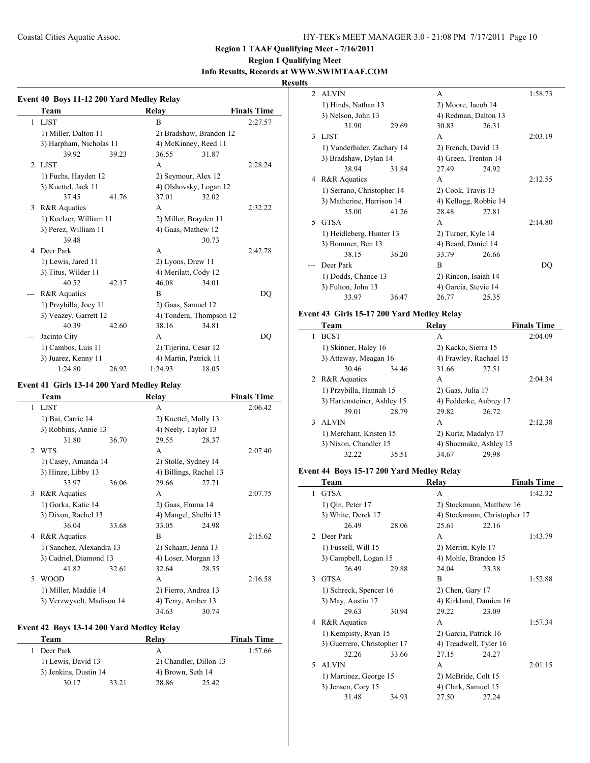**Region 1 TAAF Qualifying Meet - 7/16/2011**

**Region 1 Qualifying Meet**

**Info Results, Records at WWW.SWIMTAAF.COM**

**Results**

### Event 40 Boys 11-12 200 Yard Medley Relay

| | Team | Relay | Finals Time |
|---|---|---|---|
| 1 | LJST | B | 2:27.57 |
| | 1) Miller, Dalton 11 | 2) Bradshaw, Brandon 12 | |
| | 3) Harpham, Nicholas 11 | 4) McKinney, Reed 11 | |
| | 39.92 39.23 | 36.55 31.87 | |
| 2 | LJST | A | 2:28.24 |
| | 1) Fuchs, Hayden 12 | 2) Seymour, Alex 12 | |
| | 3) Kuettel, Jack 11 | 4) Olshovsky, Logan 12 | |
| | 37.45 41.76 | 37.01 32.02 | |
| 3 | R&R Aquatics | A | 2:32.22 |
| | 1) Koelzer, William 11 | 2) Miller, Brayden 11 | |
| | 3) Perez, William 11 | 4) Gaas, Mathew 12 | |
| | 39.48 | 30.73 | |
| 4 | Deer Park | A | 2:42.78 |
| | 1) Lewis, Jared 11 | 2) Lyons, Drew 11 | |
| | 3) Titus, Wilder 11 | 4) Merilatt, Cody 12 | |
| | 40.52 42.17 | 46.08 34.01 | |
| --- | R&R Aquatics | B | DQ |
| | 1) Przybilla, Joey 11 | 2) Gaas, Samuel 12 | |
| | 3) Veazey, Garrett 12 | 4) Tondera, Thompson 12 | |
| | 40.39 42.60 | 38.16 34.81 | |
| --- | Jacinto City | A | DQ |
| | 1) Cambos, Luis 11 | 2) Tijerina, Cesar 12 | |
| | 3) Juarez, Kenny 11 | 4) Martin, Patrick 11 | |
| | 1:24.80 26.92 | 1:24.93 18.05 | |

### Event 41 Girls 13-14 200 Yard Medley Relay

| | Team | Relay | Finals Time |
|---|---|---|---|
| 1 | LJST | A | 2:06.42 |
| | 1) Bai, Carrie 14 | 2) Kuettel, Molly 13 | |
| | 3) Robbins, Annie 13 | 4) Neely, Taylor 13 | |
| | 31.80 36.70 | 29.55 28.37 | |
| 2 | WTS | A | 2:07.40 |
| | 1) Casey, Amanda 14 | 2) Stolle, Sydney 14 | |
| | 3) Hinze, Libby 13 | 4) Billings, Rachel 13 | |
| | 33.97 36.06 | 29.66 27.71 | |
| 3 | R&R Aquatics | A | 2:07.75 |
| | 1) Gorka, Katie 14 | 2) Gaas, Emma 14 | |
| | 3) Dixon, Rachel 13 | 4) Mangel, Shelbi 13 | |
| | 36.04 33.68 | 33.05 24.98 | |
| 4 | R&R Aquatics | B | 2:15.62 |
| | 1) Sanchez, Alexandra 13 | 2) Schaatt, Jenna 13 | |
| | 3) Cadriel, Diamond 13 | 4) Loser, Morgan 13 | |
| | 41.82 32.61 | 32.64 28.55 | |
| 5 | WOOD | A | 2:16.58 |
| | 1) Miller, Maddie 14 | 2) Fierro, Andrea 13 | |
| | 3) Verzwyvelt, Madison 14 | 4) Terry, Amber 13 | |
| | | 34.63 30.74 | |

### Event 42 Boys 13-14 200 Yard Medley Relay

| | Team | Relay | Finals Time |
|---|---|---|---|
| 1 | Deer Park | A | 1:57.66 |
| | 1) Lewis, David 13 | 2) Chandler, Dillon 13 | |
| | 3) Jenkins, Dustin 14 | 4) Brown, Seth 14 | |
| | 30.17 33.21 | 28.86 25.42 | |
| 2 | ALVIN | A | 1:58.73 |
| | 1) Hinds, Nathan 13 | 2) Moore, Jacob 14 | |
| | 3) Nelson, John 13 | 4) Redman, Dalton 13 | |
| | 31.90 29.69 | 30.83 26.31 | |
| 3 | LJST | A | 2:03.19 |
| | 1) Vanderhider, Zachary 14 | 2) French, David 13 | |
| | 3) Bradshaw, Dylan 14 | 4) Green, Trenton 14 | |
| | 38.94 31.84 | 27.49 24.92 | |
| 4 | R&R Aquatics | A | 2:12.55 |
| | 1) Serrano, Christopher 14 | 2) Cook, Travis 13 | |
| | 3) Matherine, Harrison 14 | 4) Kellogg, Robbie 14 | |
| | 35.00 41.26 | 28.48 27.81 | |
| 5 | GTSA | A | 2:14.80 |
| | 1) Heidleberg, Hunter 13 | 2) Turner, Kyle 14 | |
| | 3) Bommer, Ben 13 | 4) Beard, Daniel 14 | |
| | 38.15 36.20 | 33.79 26.66 | |
| --- | Deer Park | B | DQ |
| | 1) Dodds, Chance 13 | 2) Rincon, Isaiah 14 | |
| | 3) Fulton, John 13 | 4) Garcia, Stevie 14 | |
| | 33.97 36.47 | 26.77 25.35 | |

### Event 43 Girls 15-17 200 Yard Medley Relay

| | Team | Relay | Finals Time |
|---|---|---|---|
| 1 | BCST | A | 2:04.09 |
| | 1) Skinner, Haley 16 | 2) Kacko, Sierra 15 | |
| | 3) Attaway, Meagan 16 | 4) Frawley, Rachael 15 | |
| | 30.46 34.46 | 31.66 27.51 | |
| 2 | R&R Aquatics | A | 2:04.34 |
| | 1) Przybilla, Hannah 15 | 2) Gaas, Julia 17 | |
| | 3) Hartensteiner, Ashley 15 | 4) Fedderke, Aubrey 17 | |
| | 39.01 28.79 | 29.82 26.72 | |
| 3 | ALVIN | A | 2:12.38 |
| | 1) Merchant, Kristen 15 | 2) Kurtz, Madalyn 17 | |
| | 3) Nixon, Chandler 15 | 4) Shoemake, Ashley 15 | |
| | 32.22 35.51 | 34.67 29.98 | |

### Event 44 Boys 15-17 200 Yard Medley Relay

| | Team | Relay | Finals Time |
|---|---|---|---|
| 1 | GTSA | A | 1:42.32 |
| | 1) Qin, Peter 17 | 2) Stockmann, Matthew 16 | |
| | 3) White, Derek 17 | 4) Stockmann, Christopher 17 | |
| | 26.49 28.06 | 25.61 22.16 | |
| 2 | Deer Park | A | 1:43.79 |
| | 1) Fussell, Will 15 | 2) Merritt, Kyle 17 | |
| | 3) Campbell, Logan 15 | 4) Mohle, Brandon 15 | |
| | 26.49 29.88 | 24.04 23.38 | |
| 3 | GTSA | B | 1:52.88 |
| | 1) Schreck, Spencer 16 | 2) Chen, Gary 17 | |
| | 3) May, Austin 17 | 4) Kirkland, Damien 16 | |
| | 29.63 30.94 | 29.22 23.09 | |
| 4 | R&R Aquatics | A | 1:57.34 |
| | 1) Kempisty, Ryan 15 | 2) Garcia, Patrick 16 | |
| | 3) Guerrero, Christopher 17 | 4) Treadwell, Tyler 16 | |
| | 32.26 33.66 | 27.15 24.27 | |
| 5 | ALVIN | A | 2:01.15 |
| | 1) Martinez, George 15 | 2) McBride, Colt 15 | |
| | 3) Jensen, Cory 15 | 4) Clark, Samuel 15 | |
| | 31.48 34.93 | 27.50 27.24 | |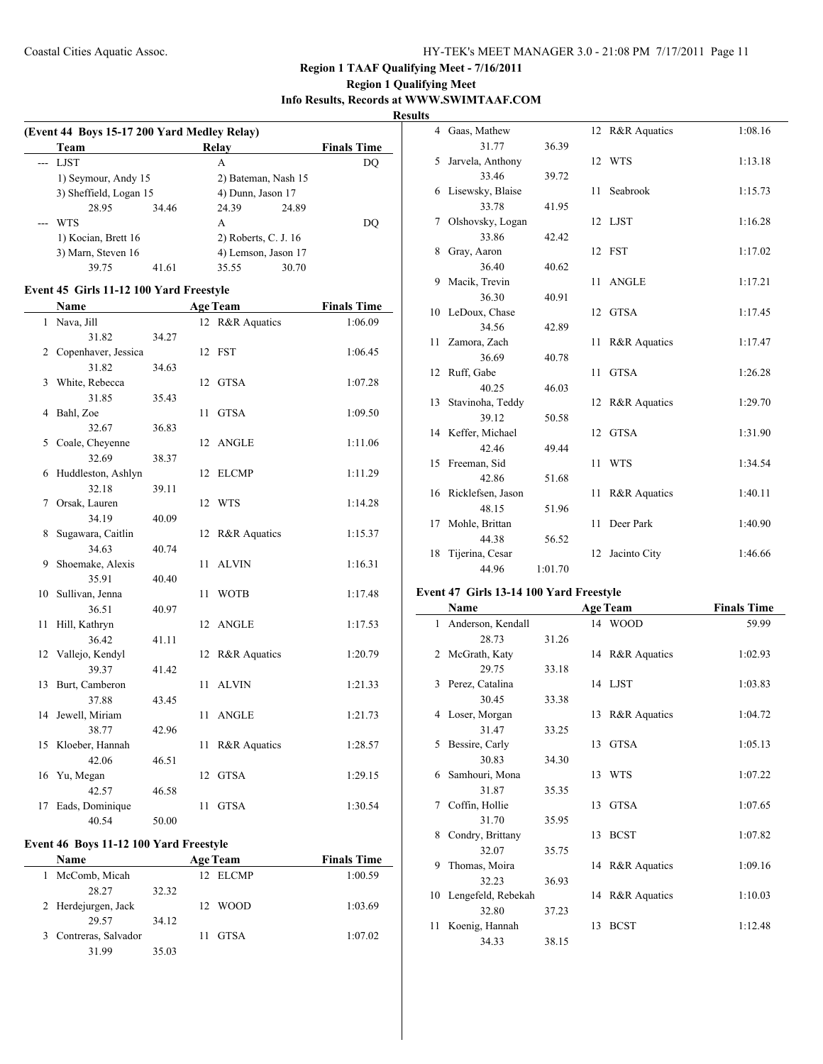**Region 1 TAAF Qualifying Meet - 7/16/2011**

**Region 1 Qualifying Meet**

**Info Results, Records at WWW.SWIMTAAF.COM**

**Results**

### (Event 44 Boys 15-17 200 Yard Medley Relay)

| | Team | Relay | Finals Time |
|---|---|---|---|
| --- | LJST | A | DQ |
| | 1) Seymour, Andy 15 | 2) Bateman, Nash 15 | |
| | 3) Sheffield, Logan 15 | 4) Dunn, Jason 17 | |
| | 28.95 34.46 | 24.39 24.89 | |
| --- | WTS | A | DQ |
| | 1) Kocian, Brett 16 | 2) Roberts, C. J. 16 | |
| | 3) Marn, Steven 16 | 4) Lemson, Jason 17 | |
| | 39.75 41.61 | 35.55 30.70 | |

### Event 45 Girls 11-12 100 Yard Freestyle

| | Name | Age | Team | Finals Time |
|---|---|---|---|---|
| 1 | Nava, Jill | 12 | R&R Aquatics | 1:06.09 |
| | 31.82 34.27 | | | |
| 2 | Copenhaver, Jessica | 12 | FST | 1:06.45 |
| | 31.82 34.63 | | | |
| 3 | White, Rebecca | 12 | GTSA | 1:07.28 |
| | 31.85 35.43 | | | |
| 4 | Bahl, Zoe | 11 | GTSA | 1:09.50 |
| | 32.67 36.83 | | | |
| 5 | Coale, Cheyenne | 12 | ANGLE | 1:11.06 |
| | 32.69 38.37 | | | |
| 6 | Huddleston, Ashlyn | 12 | ELCMP | 1:11.29 |
| | 32.18 39.11 | | | |
| 7 | Orsak, Lauren | 12 | WTS | 1:14.28 |
| | 34.19 40.09 | | | |
| 8 | Sugawara, Caitlin | 12 | R&R Aquatics | 1:15.37 |
| | 34.63 40.74 | | | |
| 9 | Shoemake, Alexis | 11 | ALVIN | 1:16.31 |
| | 35.91 40.40 | | | |
| 10 | Sullivan, Jenna | 11 | WOTB | 1:17.48 |
| | 36.51 40.97 | | | |
| 11 | Hill, Kathryn | 12 | ANGLE | 1:17.53 |
| | 36.42 41.11 | | | |
| 12 | Vallejo, Kendyl | 12 | R&R Aquatics | 1:20.79 |
| | 39.37 41.42 | | | |
| 13 | Burt, Camberon | 11 | ALVIN | 1:21.33 |
| | 37.88 43.45 | | | |
| 14 | Jewell, Miriam | 11 | ANGLE | 1:21.73 |
| | 38.77 42.96 | | | |
| 15 | Kloeber, Hannah | 11 | R&R Aquatics | 1:28.57 |
| | 42.06 46.51 | | | |
| 16 | Yu, Megan | 12 | GTSA | 1:29.15 |
| | 42.57 46.58 | | | |
| 17 | Eads, Dominique | 11 | GTSA | 1:30.54 |
| | 40.54 50.00 | | | |

### Event 46 Boys 11-12 100 Yard Freestyle

| | Name | Age | Team | Finals Time |
|---|---|---|---|---|
| 1 | McComb, Micah | 12 | ELCMP | 1:00.59 |
| | 28.27 32.32 | | | |
| 2 | Herdejurgen, Jack | 12 | WOOD | 1:03.69 |
| | 29.57 34.12 | | | |
| 3 | Contreras, Salvador | 11 | GTSA | 1:07.02 |
| | 31.99 35.03 | | | |
| 4 | Gaas, Mathew | 12 | R&R Aquatics | 1:08.16 |
| | 31.77 36.39 | | | |
| 5 | Jarvela, Anthony | 12 | WTS | 1:13.18 |
| | 33.46 39.72 | | | |
| 6 | Lisewsky, Blaise | 11 | Seabrook | 1:15.73 |
| | 33.78 41.95 | | | |
| 7 | Olshovsky, Logan | 12 | LJST | 1:16.28 |
| | 33.86 42.42 | | | |
| 8 | Gray, Aaron | 12 | FST | 1:17.02 |
| | 36.40 40.62 | | | |
| 9 | Macik, Trevin | 11 | ANGLE | 1:17.21 |
| | 36.30 40.91 | | | |
| 10 | LeDoux, Chase | 12 | GTSA | 1:17.45 |
| | 34.56 42.89 | | | |
| 11 | Zamora, Zach | 11 | R&R Aquatics | 1:17.47 |
| | 36.69 40.78 | | | |
| 12 | Ruff, Gabe | 11 | GTSA | 1:26.28 |
| | 40.25 46.03 | | | |
| 13 | Stavinoha, Teddy | 12 | R&R Aquatics | 1:29.70 |
| | 39.12 50.58 | | | |
| 14 | Keffer, Michael | 12 | GTSA | 1:31.90 |
| | 42.46 49.44 | | | |
| 15 | Freeman, Sid | 11 | WTS | 1:34.54 |
| | 42.86 51.68 | | | |
| 16 | Ricklefsen, Jason | 11 | R&R Aquatics | 1:40.11 |
| | 48.15 51.96 | | | |
| 17 | Mohle, Brittan | 11 | Deer Park | 1:40.90 |
| | 44.38 56.52 | | | |
| 18 | Tijerina, Cesar | 12 | Jacinto City | 1:46.66 |
| | 44.96 1:01.70 | | | |

### Event 47 Girls 13-14 100 Yard Freestyle

| | Name | Age | Team | Finals Time |
|---|---|---|---|---|
| 1 | Anderson, Kendall | 14 | WOOD | 59.99 |
| | 28.73 31.26 | | | |
| 2 | McGrath, Katy | 14 | R&R Aquatics | 1:02.93 |
| | 29.75 33.18 | | | |
| 3 | Perez, Catalina | 14 | LJST | 1:03.83 |
| | 30.45 33.38 | | | |
| 4 | Loser, Morgan | 13 | R&R Aquatics | 1:04.72 |
| | 31.47 33.25 | | | |
| 5 | Bessire, Carly | 13 | GTSA | 1:05.13 |
| | 30.83 34.30 | | | |
| 6 | Samhouri, Mona | 13 | WTS | 1:07.22 |
| | 31.87 35.35 | | | |
| 7 | Coffin, Hollie | 13 | GTSA | 1:07.65 |
| | 31.70 35.95 | | | |
| 8 | Condry, Brittany | 13 | BCST | 1:07.82 |
| | 32.07 35.75 | | | |
| 9 | Thomas, Moira | 14 | R&R Aquatics | 1:09.16 |
| | 32.23 36.93 | | | |
| 10 | Lengefeld, Rebekah | 14 | R&R Aquatics | 1:10.03 |
| | 32.80 37.23 | | | |
| 11 | Koenig, Hannah | 13 | BCST | 1:12.48 |
| | 34.33 38.15 | | | |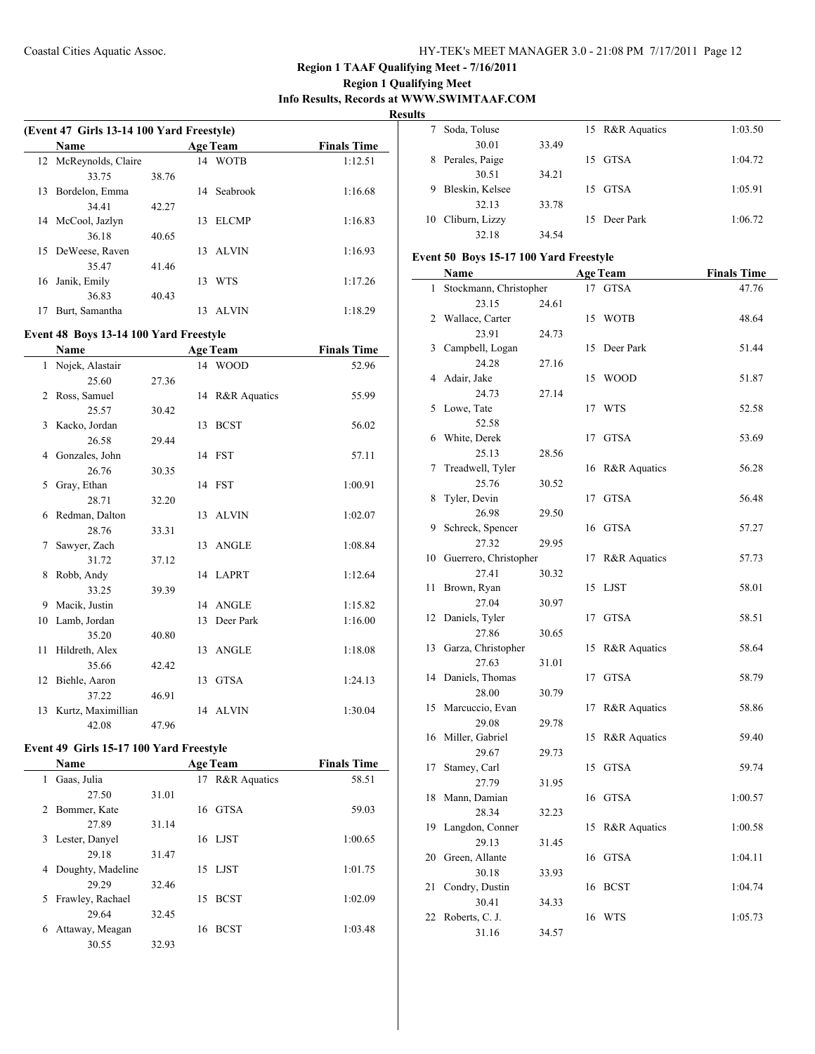**Region 1 TAAF Qualifying Meet - 7/16/2011**

**Region 1 Qualifying Meet**

**Info Results, Records at WWW.SWIMTAAF.COM**

**Results**

### (Event 47 Girls 13-14 100 Yard Freestyle)

| | Name | Age | Team | Finals Time |
|---|---|---|---|---|
| 12 | McReynolds, Claire | 14 | WOTB | 1:12.51 |
| | 33.75 38.76 | | | |
| 13 | Bordelon, Emma | 14 | Seabrook | 1:16.68 |
| | 34.41 42.27 | | | |
| 14 | McCool, Jazlyn | 13 | ELCMP | 1:16.83 |
| | 36.18 40.65 | | | |
| 15 | DeWeese, Raven | 13 | ALVIN | 1:16.93 |
| | 35.47 41.46 | | | |
| 16 | Janik, Emily | 13 | WTS | 1:17.26 |
| | 36.83 40.43 | | | |
| 17 | Burt, Samantha | 13 | ALVIN | 1:18.29 |

### Event 48 Boys 13-14 100 Yard Freestyle

| | Name | Age | Team | Finals Time |
|---|---|---|---|---|
| 1 | Nojek, Alastair | 14 | WOOD | 52.96 |
| | 25.60 27.36 | | | |
| 2 | Ross, Samuel | 14 | R&R Aquatics | 55.99 |
| | 25.57 30.42 | | | |
| 3 | Kacko, Jordan | 13 | BCST | 56.02 |
| | 26.58 29.44 | | | |
| 4 | Gonzales, John | 14 | FST | 57.11 |
| | 26.76 30.35 | | | |
| 5 | Gray, Ethan | 14 | FST | 1:00.91 |
| | 28.71 32.20 | | | |
| 6 | Redman, Dalton | 13 | ALVIN | 1:02.07 |
| | 28.76 33.31 | | | |
| 7 | Sawyer, Zach | 13 | ANGLE | 1:08.84 |
| | 31.72 37.12 | | | |
| 8 | Robb, Andy | 14 | LAPRT | 1:12.64 |
| | 33.25 39.39 | | | |
| 9 | Macik, Justin | 14 | ANGLE | 1:15.82 |
| 10 | Lamb, Jordan | 13 | Deer Park | 1:16.00 |
| | 35.20 40.80 | | | |
| 11 | Hildreth, Alex | 13 | ANGLE | 1:18.08 |
| | 35.66 42.42 | | | |
| 12 | Biehle, Aaron | 13 | GTSA | 1:24.13 |
| | 37.22 46.91 | | | |
| 13 | Kurtz, Maximillian | 14 | ALVIN | 1:30.04 |
| | 42.08 47.96 | | | |

### Event 49 Girls 15-17 100 Yard Freestyle

| | Name | Age | Team | Finals Time |
|---|---|---|---|---|
| 1 | Gaas, Julia | 17 | R&R Aquatics | 58.51 |
| | 27.50 31.01 | | | |
| 2 | Bommer, Kate | 16 | GTSA | 59.03 |
| | 27.89 31.14 | | | |
| 3 | Lester, Danyel | 16 | LJST | 1:00.65 |
| | 29.18 31.47 | | | |
| 4 | Doughty, Madeline | 15 | LJST | 1:01.75 |
| | 29.29 32.46 | | | |
| 5 | Frawley, Rachael | 15 | BCST | 1:02.09 |
| | 29.64 32.45 | | | |
| 6 | Attaway, Meagan | 16 | BCST | 1:03.48 |
| | 30.55 32.93 | | | |
| 7 | Soda, Toluse | 15 | R&R Aquatics | 1:03.50 |
| | 30.01 33.49 | | | |
| 8 | Perales, Paige | 15 | GTSA | 1:04.72 |
| | 30.51 34.21 | | | |
| 9 | Bleskin, Kelsee | 15 | GTSA | 1:05.91 |
| | 32.13 33.78 | | | |
| 10 | Cliburn, Lizzy | 15 | Deer Park | 1:06.72 |
| | 32.18 34.54 | | | |

### Event 50 Boys 15-17 100 Yard Freestyle

| | Name | Age | Team | Finals Time |
|---|---|---|---|---|
| 1 | Stockmann, Christopher | 17 | GTSA | 47.76 |
| | 23.15 24.61 | | | |
| 2 | Wallace, Carter | 15 | WOTB | 48.64 |
| | 23.91 24.73 | | | |
| 3 | Campbell, Logan | 15 | Deer Park | 51.44 |
| | 24.28 27.16 | | | |
| 4 | Adair, Jake | 15 | WOOD | 51.87 |
| | 24.73 27.14 | | | |
| 5 | Lowe, Tate | 17 | WTS | 52.58 |
| | 52.58 | | | |
| 6 | White, Derek | 17 | GTSA | 53.69 |
| | 25.13 28.56 | | | |
| 7 | Treadwell, Tyler | 16 | R&R Aquatics | 56.28 |
| | 25.76 30.52 | | | |
| 8 | Tyler, Devin | 17 | GTSA | 56.48 |
| | 26.98 29.50 | | | |
| 9 | Schreck, Spencer | 16 | GTSA | 57.27 |
| | 27.32 29.95 | | | |
| 10 | Guerrero, Christopher | 17 | R&R Aquatics | 57.73 |
| | 27.41 30.32 | | | |
| 11 | Brown, Ryan | 15 | LJST | 58.01 |
| | 27.04 30.97 | | | |
| 12 | Daniels, Tyler | 17 | GTSA | 58.51 |
| | 27.86 30.65 | | | |
| 13 | Garza, Christopher | 15 | R&R Aquatics | 58.64 |
| | 27.63 31.01 | | | |
| 14 | Daniels, Thomas | 17 | GTSA | 58.79 |
| | 28.00 30.79 | | | |
| 15 | Marcuccio, Evan | 17 | R&R Aquatics | 58.86 |
| | 29.08 29.78 | | | |
| 16 | Miller, Gabriel | 15 | R&R Aquatics | 59.40 |
| | 29.67 29.73 | | | |
| 17 | Stamey, Carl | 15 | GTSA | 59.74 |
| | 27.79 31.95 | | | |
| 18 | Mann, Damian | 16 | GTSA | 1:00.57 |
| | 28.34 32.23 | | | |
| 19 | Langdon, Conner | 15 | R&R Aquatics | 1:00.58 |
| | 29.13 31.45 | | | |
| 20 | Green, Allante | 16 | GTSA | 1:04.11 |
| | 30.18 33.93 | | | |
| 21 | Condry, Dustin | 16 | BCST | 1:04.74 |
| | 30.41 34.33 | | | |
| 22 | Roberts, C. J. | 16 | WTS | 1:05.73 |
| | 31.16 34.57 | | | |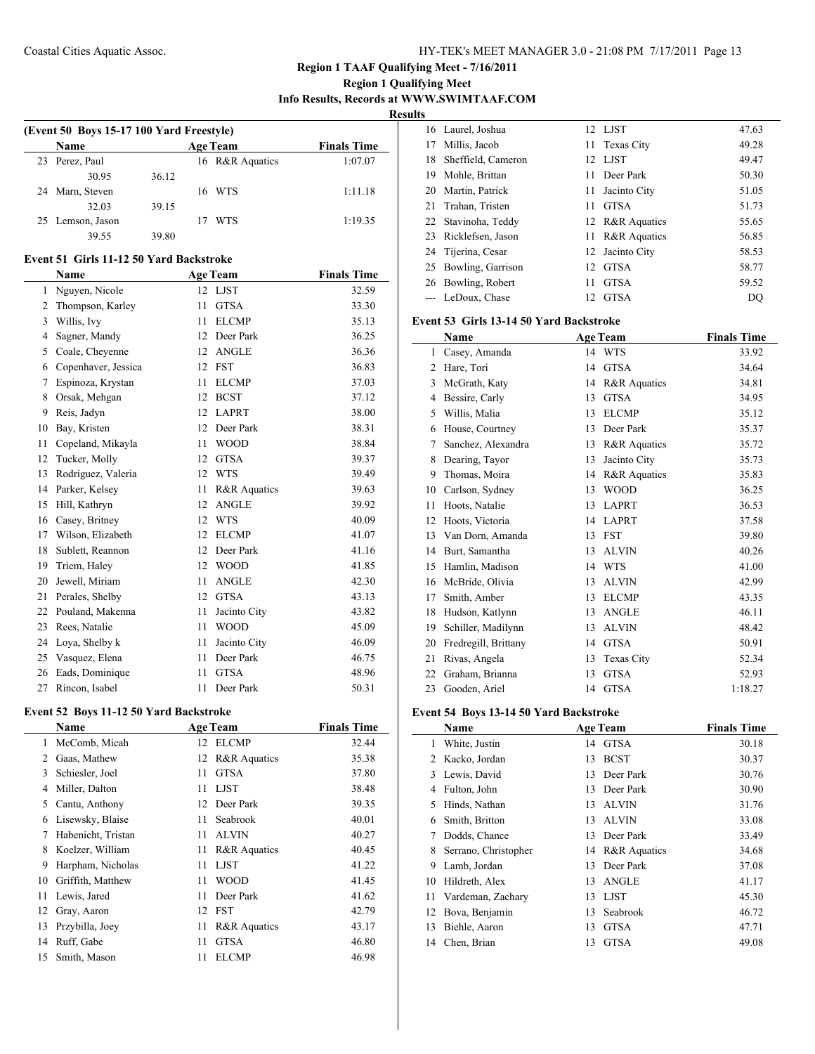**Region 1 TAAF Qualifying Meet - 7/16/2011**

**Region 1 Qualifying Meet**

**Info Results, Records at WWW.SWIMTAAF.COM**

**Results**

### (Event 50 Boys 15-17 100 Yard Freestyle)

| | Name | | Age | Team | Finals Time |
|---|---|---|---|---|---|
| 23 | Perez, Paul | | 16 | R&R Aquatics | 1:07.07 |
| | 30.95 | 36.12 | | | |
| 24 | Marn, Steven | | 16 | WTS | 1:11.18 |
| | 32.03 | 39.15 | | | |
| 25 | Lemson, Jason | | 17 | WTS | 1:19.35 |
| | 39.55 | 39.80 | | | |

### Event 51 Girls 11-12 50 Yard Backstroke

| | Name | Age | Team | Finals Time |
|---|---|---|---|---|
| 1 | Nguyen, Nicole | 12 | LJST | 32.59 |
| 2 | Thompson, Karley | 11 | GTSA | 33.30 |
| 3 | Willis, Ivy | 11 | ELCMP | 35.13 |
| 4 | Sagner, Mandy | 12 | Deer Park | 36.25 |
| 5 | Coale, Cheyenne | 12 | ANGLE | 36.36 |
| 6 | Copenhaver, Jessica | 12 | FST | 36.83 |
| 7 | Espinoza, Krystan | 11 | ELCMP | 37.03 |
| 8 | Orsak, Mehgan | 12 | BCST | 37.12 |
| 9 | Reis, Jadyn | 12 | LAPRT | 38.00 |
| 10 | Bay, Kristen | 12 | Deer Park | 38.31 |
| 11 | Copeland, Mikayla | 11 | WOOD | 38.84 |
| 12 | Tucker, Molly | 12 | GTSA | 39.37 |
| 13 | Rodriguez, Valeria | 12 | WTS | 39.49 |
| 14 | Parker, Kelsey | 11 | R&R Aquatics | 39.63 |
| 15 | Hill, Kathryn | 12 | ANGLE | 39.92 |
| 16 | Casey, Britney | 12 | WTS | 40.09 |
| 17 | Wilson, Elizabeth | 12 | ELCMP | 41.07 |
| 18 | Sublett, Reannon | 12 | Deer Park | 41.16 |
| 19 | Triem, Haley | 12 | WOOD | 41.85 |
| 20 | Jewell, Miriam | 11 | ANGLE | 42.30 |
| 21 | Perales, Shelby | 12 | GTSA | 43.13 |
| 22 | Pouland, Makenna | 11 | Jacinto City | 43.82 |
| 23 | Rees, Natalie | 11 | WOOD | 45.09 |
| 24 | Loya, Shelby k | 11 | Jacinto City | 46.09 |
| 25 | Vasquez, Elena | 11 | Deer Park | 46.75 |
| 26 | Eads, Dominique | 11 | GTSA | 48.96 |
| 27 | Rincon, Isabel | 11 | Deer Park | 50.31 |

### Event 52 Boys 11-12 50 Yard Backstroke

| | Name | Age | Team | Finals Time |
|---|---|---|---|---|
| 1 | McComb, Micah | 12 | ELCMP | 32.44 |
| 2 | Gaas, Mathew | 12 | R&R Aquatics | 35.38 |
| 3 | Schiesler, Joel | 11 | GTSA | 37.80 |
| 4 | Miller, Dalton | 11 | LJST | 38.48 |
| 5 | Cantu, Anthony | 12 | Deer Park | 39.35 |
| 6 | Lisewsky, Blaise | 11 | Seabrook | 40.01 |
| 7 | Habenicht, Tristan | 11 | ALVIN | 40.27 |
| 8 | Koelzer, William | 11 | R&R Aquatics | 40.45 |
| 9 | Harpham, Nicholas | 11 | LJST | 41.22 |
| 10 | Griffith, Matthew | 11 | WOOD | 41.45 |
| 11 | Lewis, Jared | 11 | Deer Park | 41.62 |
| 12 | Gray, Aaron | 12 | FST | 42.79 |
| 13 | Przybilla, Joey | 11 | R&R Aquatics | 43.17 |
| 14 | Ruff, Gabe | 11 | GTSA | 46.80 |
| 15 | Smith, Mason | 11 | ELCMP | 46.98 |
| 16 | Laurel, Joshua | 12 | LJST | 47.63 |
| 17 | Millis, Jacob | 11 | Texas City | 49.28 |
| 18 | Sheffield, Cameron | 12 | LJST | 49.47 |
| 19 | Mohle, Brittan | 11 | Deer Park | 50.30 |
| 20 | Martin, Patrick | 11 | Jacinto City | 51.05 |
| 21 | Trahan, Tristen | 11 | GTSA | 51.73 |
| 22 | Stavinoha, Teddy | 12 | R&R Aquatics | 55.65 |
| 23 | Ricklefsen, Jason | 11 | R&R Aquatics | 56.85 |
| 24 | Tijerina, Cesar | 12 | Jacinto City | 58.53 |
| 25 | Bowling, Garrison | 12 | GTSA | 58.77 |
| 26 | Bowling, Robert | 11 | GTSA | 59.52 |
| --- | LeDoux, Chase | 12 | GTSA | DQ |

### Event 53 Girls 13-14 50 Yard Backstroke

| | Name | Age | Team | Finals Time |
|---|---|---|---|---|
| 1 | Casey, Amanda | 14 | WTS | 33.92 |
| 2 | Hare, Tori | 14 | GTSA | 34.64 |
| 3 | McGrath, Katy | 14 | R&R Aquatics | 34.81 |
| 4 | Bessire, Carly | 13 | GTSA | 34.95 |
| 5 | Willis, Malia | 13 | ELCMP | 35.12 |
| 6 | House, Courtney | 13 | Deer Park | 35.37 |
| 7 | Sanchez, Alexandra | 13 | R&R Aquatics | 35.72 |
| 8 | Dearing, Tayor | 13 | Jacinto City | 35.73 |
| 9 | Thomas, Moira | 14 | R&R Aquatics | 35.83 |
| 10 | Carlson, Sydney | 13 | WOOD | 36.25 |
| 11 | Hoots, Natalie | 13 | LAPRT | 36.53 |
| 12 | Hoots, Victoria | 14 | LAPRT | 37.58 |
| 13 | Van Dorn, Amanda | 13 | FST | 39.80 |
| 14 | Burt, Samantha | 13 | ALVIN | 40.26 |
| 15 | Hamlin, Madison | 14 | WTS | 41.00 |
| 16 | McBride, Olivia | 13 | ALVIN | 42.99 |
| 17 | Smith, Amber | 13 | ELCMP | 43.35 |
| 18 | Hudson, Katlynn | 13 | ANGLE | 46.11 |
| 19 | Schiller, Madilynn | 13 | ALVIN | 48.42 |
| 20 | Fredregill, Brittany | 14 | GTSA | 50.91 |
| 21 | Rivas, Angela | 13 | Texas City | 52.34 |
| 22 | Graham, Brianna | 13 | GTSA | 52.93 |
| 23 | Gooden, Ariel | 14 | GTSA | 1:18.27 |

### Event 54 Boys 13-14 50 Yard Backstroke

| | Name | Age | Team | Finals Time |
|---|---|---|---|---|
| 1 | White, Justin | 14 | GTSA | 30.18 |
| 2 | Kacko, Jordan | 13 | BCST | 30.37 |
| 3 | Lewis, David | 13 | Deer Park | 30.76 |
| 4 | Fulton, John | 13 | Deer Park | 30.90 |
| 5 | Hinds, Nathan | 13 | ALVIN | 31.76 |
| 6 | Smith, Britton | 13 | ALVIN | 33.08 |
| 7 | Dodds, Chance | 13 | Deer Park | 33.49 |
| 8 | Serrano, Christopher | 14 | R&R Aquatics | 34.68 |
| 9 | Lamb, Jordan | 13 | Deer Park | 37.08 |
| 10 | Hildreth, Alex | 13 | ANGLE | 41.17 |
| 11 | Vardeman, Zachary | 13 | LJST | 45.30 |
| 12 | Bova, Benjamin | 13 | Seabrook | 46.72 |
| 13 | Biehle, Aaron | 13 | GTSA | 47.71 |
| 14 | Chen, Brian | 13 | GTSA | 49.08 |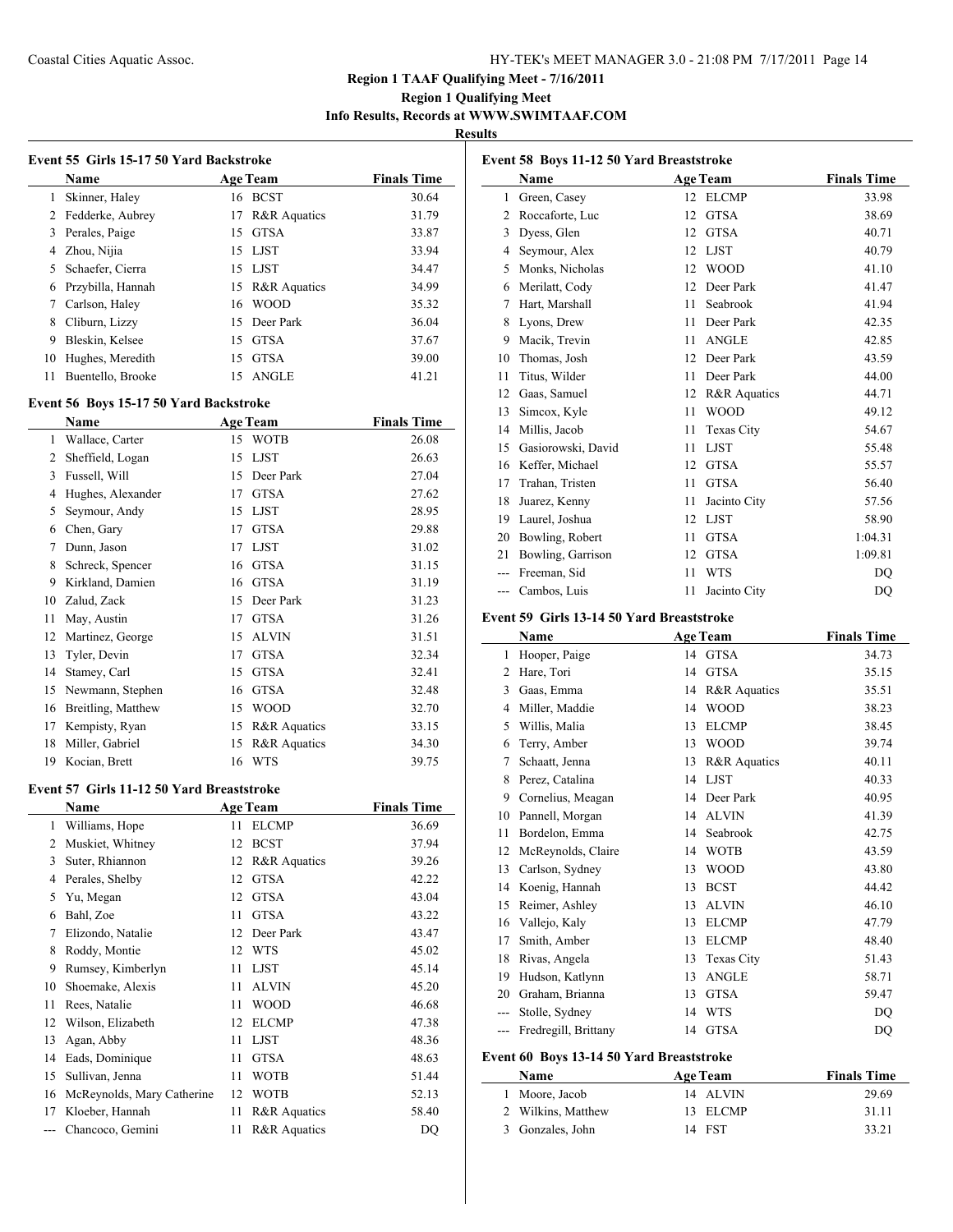## Region 1 TAAF Qualifying Meet - 7/16/2011

### Region 1 Qualifying Meet

### Info Results, Records at WWW.SWIMTAAF.COM

### Results

#### Event 55 Girls 15-17 50 Yard Backstroke

| | Name | Age | Team | Finals Time |
|---|---|---|---|---|
| 1 | Skinner, Haley | 16 | BCST | 30.64 |
| 2 | Fedderke, Aubrey | 17 | R&R Aquatics | 31.79 |
| 3 | Perales, Paige | 15 | GTSA | 33.87 |
| 4 | Zhou, Nijia | 15 | LJST | 33.94 |
| 5 | Schaefer, Cierra | 15 | LJST | 34.47 |
| 6 | Przybilla, Hannah | 15 | R&R Aquatics | 34.99 |
| 7 | Carlson, Haley | 16 | WOOD | 35.32 |
| 8 | Cliburn, Lizzy | 15 | Deer Park | 36.04 |
| 9 | Bleskin, Kelsee | 15 | GTSA | 37.67 |
| 10 | Hughes, Meredith | 15 | GTSA | 39.00 |
| 11 | Buentello, Brooke | 15 | ANGLE | 41.21 |

#### Event 56 Boys 15-17 50 Yard Backstroke

| | Name | Age | Team | Finals Time |
|---|---|---|---|---|
| 1 | Wallace, Carter | 15 | WOTB | 26.08 |
| 2 | Sheffield, Logan | 15 | LJST | 26.63 |
| 3 | Fussell, Will | 15 | Deer Park | 27.04 |
| 4 | Hughes, Alexander | 17 | GTSA | 27.62 |
| 5 | Seymour, Andy | 15 | LJST | 28.95 |
| 6 | Chen, Gary | 17 | GTSA | 29.88 |
| 7 | Dunn, Jason | 17 | LJST | 31.02 |
| 8 | Schreck, Spencer | 16 | GTSA | 31.15 |
| 9 | Kirkland, Damien | 16 | GTSA | 31.19 |
| 10 | Zalud, Zack | 15 | Deer Park | 31.23 |
| 11 | May, Austin | 17 | GTSA | 31.26 |
| 12 | Martinez, George | 15 | ALVIN | 31.51 |
| 13 | Tyler, Devin | 17 | GTSA | 32.34 |
| 14 | Stamey, Carl | 15 | GTSA | 32.41 |
| 15 | Newmann, Stephen | 16 | GTSA | 32.48 |
| 16 | Breitling, Matthew | 15 | WOOD | 32.70 |
| 17 | Kempisty, Ryan | 15 | R&R Aquatics | 33.15 |
| 18 | Miller, Gabriel | 15 | R&R Aquatics | 34.30 |
| 19 | Kocian, Brett | 16 | WTS | 39.75 |

#### Event 57 Girls 11-12 50 Yard Breaststroke

| | Name | Age | Team | Finals Time |
|---|---|---|---|---|
| 1 | Williams, Hope | 11 | ELCMP | 36.69 |
| 2 | Muskiet, Whitney | 12 | BCST | 37.94 |
| 3 | Suter, Rhiannon | 12 | R&R Aquatics | 39.26 |
| 4 | Perales, Shelby | 12 | GTSA | 42.22 |
| 5 | Yu, Megan | 12 | GTSA | 43.04 |
| 6 | Bahl, Zoe | 11 | GTSA | 43.22 |
| 7 | Elizondo, Natalie | 12 | Deer Park | 43.47 |
| 8 | Roddy, Montie | 12 | WTS | 45.02 |
| 9 | Rumsey, Kimberlyn | 11 | LJST | 45.14 |
| 10 | Shoemake, Alexis | 11 | ALVIN | 45.20 |
| 11 | Rees, Natalie | 11 | WOOD | 46.68 |
| 12 | Wilson, Elizabeth | 12 | ELCMP | 47.38 |
| 13 | Agan, Abby | 11 | LJST | 48.36 |
| 14 | Eads, Dominique | 11 | GTSA | 48.63 |
| 15 | Sullivan, Jenna | 11 | WOTB | 51.44 |
| 16 | McReynolds, Mary Catherine | 12 | WOTB | 52.13 |
| 17 | Kloeber, Hannah | 11 | R&R Aquatics | 58.40 |
| --- | Chancoco, Gemini | 11 | R&R Aquatics | DQ |

#### Event 58 Boys 11-12 50 Yard Breaststroke

| | Name | Age | Team | Finals Time |
|---|---|---|---|---|
| 1 | Green, Casey | 12 | ELCMP | 33.98 |
| 2 | Roccaforte, Luc | 12 | GTSA | 38.69 |
| 3 | Dyess, Glen | 12 | GTSA | 40.71 |
| 4 | Seymour, Alex | 12 | LJST | 40.79 |
| 5 | Monks, Nicholas | 12 | WOOD | 41.10 |
| 6 | Merilatt, Cody | 12 | Deer Park | 41.47 |
| 7 | Hart, Marshall | 11 | Seabrook | 41.94 |
| 8 | Lyons, Drew | 11 | Deer Park | 42.35 |
| 9 | Macik, Trevin | 11 | ANGLE | 42.85 |
| 10 | Thomas, Josh | 12 | Deer Park | 43.59 |
| 11 | Titus, Wilder | 11 | Deer Park | 44.00 |
| 12 | Gaas, Samuel | 12 | R&R Aquatics | 44.71 |
| 13 | Simcox, Kyle | 11 | WOOD | 49.12 |
| 14 | Millis, Jacob | 11 | Texas City | 54.67 |
| 15 | Gasiorowski, David | 11 | LJST | 55.48 |
| 16 | Keffer, Michael | 12 | GTSA | 55.57 |
| 17 | Trahan, Tristen | 11 | GTSA | 56.40 |
| 18 | Juarez, Kenny | 11 | Jacinto City | 57.56 |
| 19 | Laurel, Joshua | 12 | LJST | 58.90 |
| 20 | Bowling, Robert | 11 | GTSA | 1:04.31 |
| 21 | Bowling, Garrison | 12 | GTSA | 1:09.81 |
| --- | Freeman, Sid | 11 | WTS | DQ |
| --- | Cambos, Luis | 11 | Jacinto City | DQ |

#### Event 59 Girls 13-14 50 Yard Breaststroke

| | Name | Age | Team | Finals Time |
|---|---|---|---|---|
| 1 | Hooper, Paige | 14 | GTSA | 34.73 |
| 2 | Hare, Tori | 14 | GTSA | 35.15 |
| 3 | Gaas, Emma | 14 | R&R Aquatics | 35.51 |
| 4 | Miller, Maddie | 14 | WOOD | 38.23 |
| 5 | Willis, Malia | 13 | ELCMP | 38.45 |
| 6 | Terry, Amber | 13 | WOOD | 39.74 |
| 7 | Schaatt, Jenna | 13 | R&R Aquatics | 40.11 |
| 8 | Perez, Catalina | 14 | LJST | 40.33 |
| 9 | Cornelius, Meagan | 14 | Deer Park | 40.95 |
| 10 | Pannell, Morgan | 14 | ALVIN | 41.39 |
| 11 | Bordelon, Emma | 14 | Seabrook | 42.75 |
| 12 | McReynolds, Claire | 14 | WOTB | 43.59 |
| 13 | Carlson, Sydney | 13 | WOOD | 43.80 |
| 14 | Koenig, Hannah | 13 | BCST | 44.42 |
| 15 | Reimer, Ashley | 13 | ALVIN | 46.10 |
| 16 | Vallejo, Kaly | 13 | ELCMP | 47.79 |
| 17 | Smith, Amber | 13 | ELCMP | 48.40 |
| 18 | Rivas, Angela | 13 | Texas City | 51.43 |
| 19 | Hudson, Katlynn | 13 | ANGLE | 58.71 |
| 20 | Graham, Brianna | 13 | GTSA | 59.47 |
| --- | Stolle, Sydney | 14 | WTS | DQ |
| --- | Fredregill, Brittany | 14 | GTSA | DQ |

#### Event 60 Boys 13-14 50 Yard Breaststroke

| | Name | Age | Team | Finals Time |
|---|---|---|---|---|
| 1 | Moore, Jacob | 14 | ALVIN | 29.69 |
| 2 | Wilkins, Matthew | 13 | ELCMP | 31.11 |
| 3 | Gonzales, John | 14 | FST | 33.21 |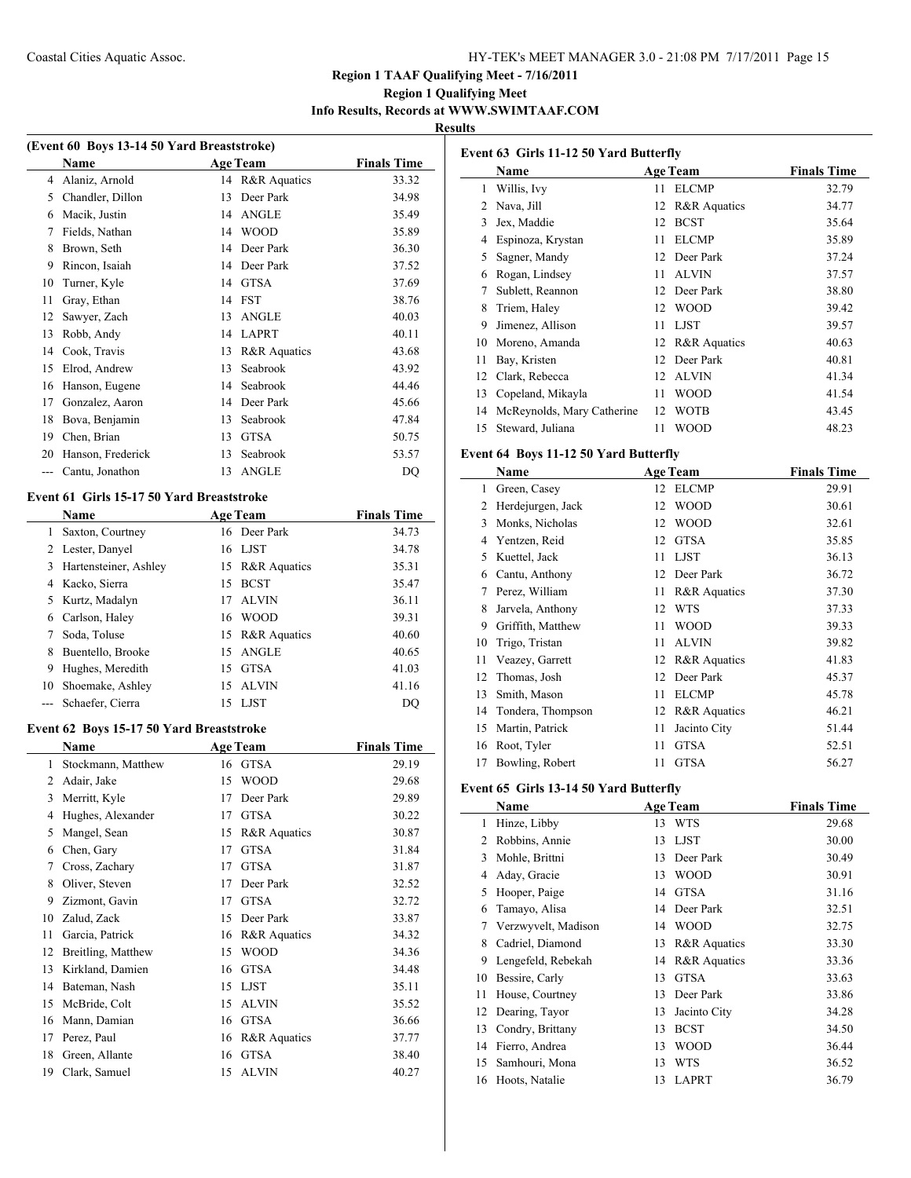## Region 1 TAAF Qualifying Meet - 7/16/2011

### Region 1 Qualifying Meet

### Info Results, Records at WWW.SWIMTAAF.COM

### Results

**(Event 60 Boys 13-14 50 Yard Breaststroke)**

| | Name | Age | Team | Finals Time |
|---|---|---|---|---|
| 4 | Alaniz, Arnold | 14 | R&R Aquatics | 33.32 |
| 5 | Chandler, Dillon | 13 | Deer Park | 34.98 |
| 6 | Macik, Justin | 14 | ANGLE | 35.49 |
| 7 | Fields, Nathan | 14 | WOOD | 35.89 |
| 8 | Brown, Seth | 14 | Deer Park | 36.30 |
| 9 | Rincon, Isaiah | 14 | Deer Park | 37.52 |
| 10 | Turner, Kyle | 14 | GTSA | 37.69 |
| 11 | Gray, Ethan | 14 | FST | 38.76 |
| 12 | Sawyer, Zach | 13 | ANGLE | 40.03 |
| 13 | Robb, Andy | 14 | LAPRT | 40.11 |
| 14 | Cook, Travis | 13 | R&R Aquatics | 43.68 |
| 15 | Elrod, Andrew | 13 | Seabrook | 43.92 |
| 16 | Hanson, Eugene | 14 | Seabrook | 44.46 |
| 17 | Gonzalez, Aaron | 14 | Deer Park | 45.66 |
| 18 | Bova, Benjamin | 13 | Seabrook | 47.84 |
| 19 | Chen, Brian | 13 | GTSA | 50.75 |
| 20 | Hanson, Frederick | 13 | Seabrook | 53.57 |
| --- | Cantu, Jonathon | 13 | ANGLE | DQ |

**Event 61 Girls 15-17 50 Yard Breaststroke**

| | Name | Age | Team | Finals Time |
|---|---|---|---|---|
| 1 | Saxton, Courtney | 16 | Deer Park | 34.73 |
| 2 | Lester, Danyel | 16 | LJST | 34.78 |
| 3 | Hartensteiner, Ashley | 15 | R&R Aquatics | 35.31 |
| 4 | Kacko, Sierra | 15 | BCST | 35.47 |
| 5 | Kurtz, Madalyn | 17 | ALVIN | 36.11 |
| 6 | Carlson, Haley | 16 | WOOD | 39.31 |
| 7 | Soda, Toluse | 15 | R&R Aquatics | 40.60 |
| 8 | Buentello, Brooke | 15 | ANGLE | 40.65 |
| 9 | Hughes, Meredith | 15 | GTSA | 41.03 |
| 10 | Shoemake, Ashley | 15 | ALVIN | 41.16 |
| --- | Schaefer, Cierra | 15 | LJST | DQ |

**Event 62 Boys 15-17 50 Yard Breaststroke**

| | Name | Age | Team | Finals Time |
|---|---|---|---|---|
| 1 | Stockmann, Matthew | 16 | GTSA | 29.19 |
| 2 | Adair, Jake | 15 | WOOD | 29.68 |
| 3 | Merritt, Kyle | 17 | Deer Park | 29.89 |
| 4 | Hughes, Alexander | 17 | GTSA | 30.22 |
| 5 | Mangel, Sean | 15 | R&R Aquatics | 30.87 |
| 6 | Chen, Gary | 17 | GTSA | 31.84 |
| 7 | Cross, Zachary | 17 | GTSA | 31.87 |
| 8 | Oliver, Steven | 17 | Deer Park | 32.52 |
| 9 | Zizmont, Gavin | 17 | GTSA | 32.72 |
| 10 | Zalud, Zack | 15 | Deer Park | 33.87 |
| 11 | Garcia, Patrick | 16 | R&R Aquatics | 34.32 |
| 12 | Breitling, Matthew | 15 | WOOD | 34.36 |
| 13 | Kirkland, Damien | 16 | GTSA | 34.48 |
| 14 | Bateman, Nash | 15 | LJST | 35.11 |
| 15 | McBride, Colt | 15 | ALVIN | 35.52 |
| 16 | Mann, Damian | 16 | GTSA | 36.66 |
| 17 | Perez, Paul | 16 | R&R Aquatics | 37.77 |
| 18 | Green, Allante | 16 | GTSA | 38.40 |
| 19 | Clark, Samuel | 15 | ALVIN | 40.27 |

**Event 63 Girls 11-12 50 Yard Butterfly**

| | Name | Age | Team | Finals Time |
|---|---|---|---|---|
| 1 | Willis, Ivy | 11 | ELCMP | 32.79 |
| 2 | Nava, Jill | 12 | R&R Aquatics | 34.77 |
| 3 | Jex, Maddie | 12 | BCST | 35.64 |
| 4 | Espinoza, Krystan | 11 | ELCMP | 35.89 |
| 5 | Sagner, Mandy | 12 | Deer Park | 37.24 |
| 6 | Rogan, Lindsey | 11 | ALVIN | 37.57 |
| 7 | Sublett, Reannon | 12 | Deer Park | 38.80 |
| 8 | Triem, Haley | 12 | WOOD | 39.42 |
| 9 | Jimenez, Allison | 11 | LJST | 39.57 |
| 10 | Moreno, Amanda | 12 | R&R Aquatics | 40.63 |
| 11 | Bay, Kristen | 12 | Deer Park | 40.81 |
| 12 | Clark, Rebecca | 12 | ALVIN | 41.34 |
| 13 | Copeland, Mikayla | 11 | WOOD | 41.54 |
| 14 | McReynolds, Mary Catherine | 12 | WOTB | 43.45 |
| 15 | Steward, Juliana | 11 | WOOD | 48.23 |

**Event 64 Boys 11-12 50 Yard Butterfly**

| | Name | Age | Team | Finals Time |
|---|---|---|---|---|
| 1 | Green, Casey | 12 | ELCMP | 29.91 |
| 2 | Herdejurgen, Jack | 12 | WOOD | 30.61 |
| 3 | Monks, Nicholas | 12 | WOOD | 32.61 |
| 4 | Yentzen, Reid | 12 | GTSA | 35.85 |
| 5 | Kuettel, Jack | 11 | LJST | 36.13 |
| 6 | Cantu, Anthony | 12 | Deer Park | 36.72 |
| 7 | Perez, William | 11 | R&R Aquatics | 37.30 |
| 8 | Jarvela, Anthony | 12 | WTS | 37.33 |
| 9 | Griffith, Matthew | 11 | WOOD | 39.33 |
| 10 | Trigo, Tristan | 11 | ALVIN | 39.82 |
| 11 | Veazey, Garrett | 12 | R&R Aquatics | 41.83 |
| 12 | Thomas, Josh | 12 | Deer Park | 45.37 |
| 13 | Smith, Mason | 11 | ELCMP | 45.78 |
| 14 | Tondera, Thompson | 12 | R&R Aquatics | 46.21 |
| 15 | Martin, Patrick | 11 | Jacinto City | 51.44 |
| 16 | Root, Tyler | 11 | GTSA | 52.51 |
| 17 | Bowling, Robert | 11 | GTSA | 56.27 |

**Event 65 Girls 13-14 50 Yard Butterfly**

| | Name | Age | Team | Finals Time |
|---|---|---|---|---|
| 1 | Hinze, Libby | 13 | WTS | 29.68 |
| 2 | Robbins, Annie | 13 | LJST | 30.00 |
| 3 | Mohle, Brittni | 13 | Deer Park | 30.49 |
| 4 | Aday, Gracie | 13 | WOOD | 30.91 |
| 5 | Hooper, Paige | 14 | GTSA | 31.16 |
| 6 | Tamayo, Alisa | 14 | Deer Park | 32.51 |
| 7 | Verzwyvelt, Madison | 14 | WOOD | 32.75 |
| 8 | Cadriel, Diamond | 13 | R&R Aquatics | 33.30 |
| 9 | Lengefeld, Rebekah | 14 | R&R Aquatics | 33.36 |
| 10 | Bessire, Carly | 13 | GTSA | 33.63 |
| 11 | House, Courtney | 13 | Deer Park | 33.86 |
| 12 | Dearing, Tayor | 13 | Jacinto City | 34.28 |
| 13 | Condry, Brittany | 13 | BCST | 34.50 |
| 14 | Fierro, Andrea | 13 | WOOD | 36.44 |
| 15 | Samhouri, Mona | 13 | WTS | 36.52 |
| 16 | Hoots, Natalie | 13 | LAPRT | 36.79 |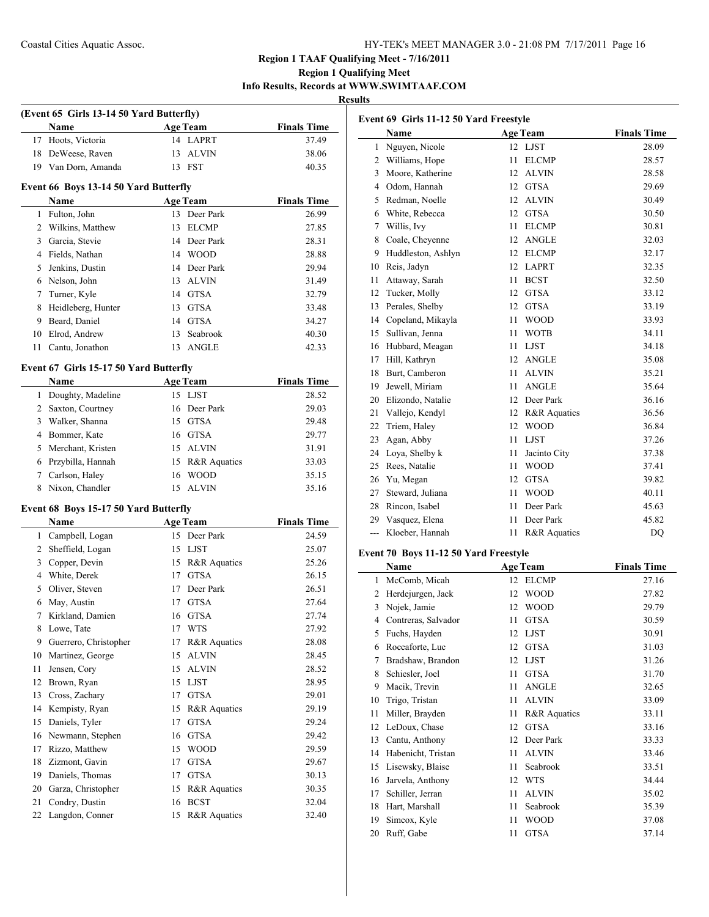## Region 1 TAAF Qualifying Meet - 7/16/2011

### Region 1 Qualifying Meet

### Info Results, Records at WWW.SWIMTAAF.COM

### Results

**(Event 65 Girls 13-14 50 Yard Butterfly)**

| | Name | Age | Team | Finals Time |
|---|---|---|---|---|
| 17 | Hoots, Victoria | 14 | LAPRT | 37.49 |
| 18 | DeWeese, Raven | 13 | ALVIN | 38.06 |
| 19 | Van Dorn, Amanda | 13 | FST | 40.35 |

**Event 66 Boys 13-14 50 Yard Butterfly**

| | Name | Age | Team | Finals Time |
|---|---|---|---|---|
| 1 | Fulton, John | 13 | Deer Park | 26.99 |
| 2 | Wilkins, Matthew | 13 | ELCMP | 27.85 |
| 3 | Garcia, Stevie | 14 | Deer Park | 28.31 |
| 4 | Fields, Nathan | 14 | WOOD | 28.88 |
| 5 | Jenkins, Dustin | 14 | Deer Park | 29.94 |
| 6 | Nelson, John | 13 | ALVIN | 31.49 |
| 7 | Turner, Kyle | 14 | GTSA | 32.79 |
| 8 | Heidleberg, Hunter | 13 | GTSA | 33.48 |
| 9 | Beard, Daniel | 14 | GTSA | 34.27 |
| 10 | Elrod, Andrew | 13 | Seabrook | 40.30 |
| 11 | Cantu, Jonathon | 13 | ANGLE | 42.33 |

**Event 67 Girls 15-17 50 Yard Butterfly**

| | Name | Age | Team | Finals Time |
|---|---|---|---|---|
| 1 | Doughty, Madeline | 15 | LJST | 28.52 |
| 2 | Saxton, Courtney | 16 | Deer Park | 29.03 |
| 3 | Walker, Shanna | 15 | GTSA | 29.48 |
| 4 | Bommer, Kate | 16 | GTSA | 29.77 |
| 5 | Merchant, Kristen | 15 | ALVIN | 31.91 |
| 6 | Przybilla, Hannah | 15 | R&R Aquatics | 33.03 |
| 7 | Carlson, Haley | 16 | WOOD | 35.15 |
| 8 | Nixon, Chandler | 15 | ALVIN | 35.16 |

**Event 68 Boys 15-17 50 Yard Butterfly**

| | Name | Age | Team | Finals Time |
|---|---|---|---|---|
| 1 | Campbell, Logan | 15 | Deer Park | 24.59 |
| 2 | Sheffield, Logan | 15 | LJST | 25.07 |
| 3 | Copper, Devin | 15 | R&R Aquatics | 25.26 |
| 4 | White, Derek | 17 | GTSA | 26.15 |
| 5 | Oliver, Steven | 17 | Deer Park | 26.51 |
| 6 | May, Austin | 17 | GTSA | 27.64 |
| 7 | Kirkland, Damien | 16 | GTSA | 27.74 |
| 8 | Lowe, Tate | 17 | WTS | 27.92 |
| 9 | Guerrero, Christopher | 17 | R&R Aquatics | 28.08 |
| 10 | Martinez, George | 15 | ALVIN | 28.45 |
| 11 | Jensen, Cory | 15 | ALVIN | 28.52 |
| 12 | Brown, Ryan | 15 | LJST | 28.95 |
| 13 | Cross, Zachary | 17 | GTSA | 29.01 |
| 14 | Kempisty, Ryan | 15 | R&R Aquatics | 29.19 |
| 15 | Daniels, Tyler | 17 | GTSA | 29.24 |
| 16 | Newmann, Stephen | 16 | GTSA | 29.42 |
| 17 | Rizzo, Matthew | 15 | WOOD | 29.59 |
| 18 | Zizmont, Gavin | 17 | GTSA | 29.67 |
| 19 | Daniels, Thomas | 17 | GTSA | 30.13 |
| 20 | Garza, Christopher | 15 | R&R Aquatics | 30.35 |
| 21 | Condry, Dustin | 16 | BCST | 32.04 |
| 22 | Langdon, Conner | 15 | R&R Aquatics | 32.40 |

**Event 69 Girls 11-12 50 Yard Freestyle**

| | Name | Age | Team | Finals Time |
|---|---|---|---|---|
| 1 | Nguyen, Nicole | 12 | LJST | 28.09 |
| 2 | Williams, Hope | 11 | ELCMP | 28.57 |
| 3 | Moore, Katherine | 12 | ALVIN | 28.58 |
| 4 | Odom, Hannah | 12 | GTSA | 29.69 |
| 5 | Redman, Noelle | 12 | ALVIN | 30.49 |
| 6 | White, Rebecca | 12 | GTSA | 30.50 |
| 7 | Willis, Ivy | 11 | ELCMP | 30.81 |
| 8 | Coale, Cheyenne | 12 | ANGLE | 32.03 |
| 9 | Huddleston, Ashlyn | 12 | ELCMP | 32.17 |
| 10 | Reis, Jadyn | 12 | LAPRT | 32.35 |
| 11 | Attaway, Sarah | 11 | BCST | 32.50 |
| 12 | Tucker, Molly | 12 | GTSA | 33.12 |
| 13 | Perales, Shelby | 12 | GTSA | 33.19 |
| 14 | Copeland, Mikayla | 11 | WOOD | 33.93 |
| 15 | Sullivan, Jenna | 11 | WOTB | 34.11 |
| 16 | Hubbard, Meagan | 11 | LJST | 34.18 |
| 17 | Hill, Kathryn | 12 | ANGLE | 35.08 |
| 18 | Burt, Camberon | 11 | ALVIN | 35.21 |
| 19 | Jewell, Miriam | 11 | ANGLE | 35.64 |
| 20 | Elizondo, Natalie | 12 | Deer Park | 36.16 |
| 21 | Vallejo, Kendyl | 12 | R&R Aquatics | 36.56 |
| 22 | Triem, Haley | 12 | WOOD | 36.84 |
| 23 | Agan, Abby | 11 | LJST | 37.26 |
| 24 | Loya, Shelby k | 11 | Jacinto City | 37.38 |
| 25 | Rees, Natalie | 11 | WOOD | 37.41 |
| 26 | Yu, Megan | 12 | GTSA | 39.82 |
| 27 | Steward, Juliana | 11 | WOOD | 40.11 |
| 28 | Rincon, Isabel | 11 | Deer Park | 45.63 |
| 29 | Vasquez, Elena | 11 | Deer Park | 45.82 |
| --- | Kloeber, Hannah | 11 | R&R Aquatics | DQ |

**Event 70 Boys 11-12 50 Yard Freestyle**

| | Name | Age | Team | Finals Time |
|---|---|---|---|---|
| 1 | McComb, Micah | 12 | ELCMP | 27.16 |
| 2 | Herdejurgen, Jack | 12 | WOOD | 27.82 |
| 3 | Nojek, Jamie | 12 | WOOD | 29.79 |
| 4 | Contreras, Salvador | 11 | GTSA | 30.59 |
| 5 | Fuchs, Hayden | 12 | LJST | 30.91 |
| 6 | Roccaforte, Luc | 12 | GTSA | 31.03 |
| 7 | Bradshaw, Brandon | 12 | LJST | 31.26 |
| 8 | Schiesler, Joel | 11 | GTSA | 31.70 |
| 9 | Macik, Trevin | 11 | ANGLE | 32.65 |
| 10 | Trigo, Tristan | 11 | ALVIN | 33.09 |
| 11 | Miller, Brayden | 11 | R&R Aquatics | 33.11 |
| 12 | LeDoux, Chase | 12 | GTSA | 33.16 |
| 13 | Cantu, Anthony | 12 | Deer Park | 33.33 |
| 14 | Habenicht, Tristan | 11 | ALVIN | 33.46 |
| 15 | Lisewsky, Blaise | 11 | Seabrook | 33.51 |
| 16 | Jarvela, Anthony | 12 | WTS | 34.44 |
| 17 | Schiller, Jerran | 11 | ALVIN | 35.02 |
| 18 | Hart, Marshall | 11 | Seabrook | 35.39 |
| 19 | Simcox, Kyle | 11 | WOOD | 37.08 |
| 20 | Ruff, Gabe | 11 | GTSA | 37.14 |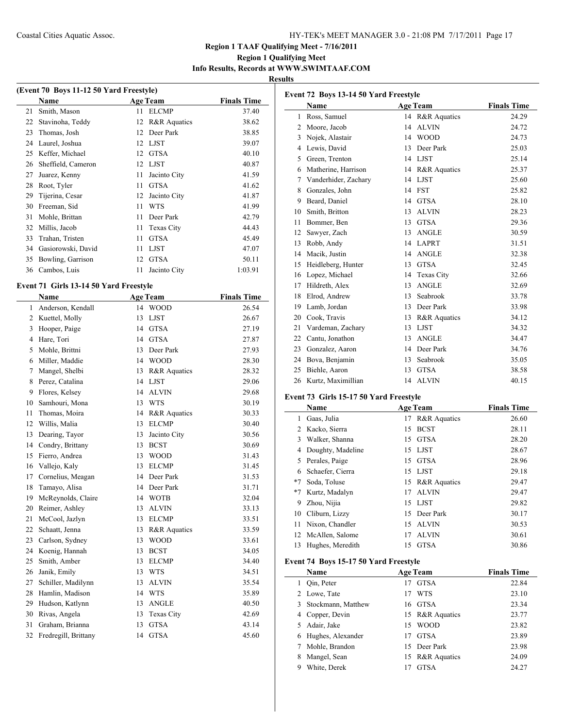**Region 1 TAAF Qualifying Meet - 7/16/2011**

**Region 1 Qualifying Meet**

**Info Results, Records at WWW.SWIMTAAF.COM**

**Results**

**(Event 70 Boys 11-12 50 Yard Freestyle)**

| | Name | Age | Team | Finals Time |
|---|---|---|---|---|
| 21 | Smith, Mason | 11 | ELCMP | 37.40 |
| 22 | Stavinoha, Teddy | 12 | R&R Aquatics | 38.62 |
| 23 | Thomas, Josh | 12 | Deer Park | 38.85 |
| 24 | Laurel, Joshua | 12 | LJST | 39.07 |
| 25 | Keffer, Michael | 12 | GTSA | 40.10 |
| 26 | Sheffield, Cameron | 12 | LJST | 40.87 |
| 27 | Juarez, Kenny | 11 | Jacinto City | 41.59 |
| 28 | Root, Tyler | 11 | GTSA | 41.62 |
| 29 | Tijerina, Cesar | 12 | Jacinto City | 41.87 |
| 30 | Freeman, Sid | 11 | WTS | 41.99 |
| 31 | Mohle, Brittan | 11 | Deer Park | 42.79 |
| 32 | Millis, Jacob | 11 | Texas City | 44.43 |
| 33 | Trahan, Tristen | 11 | GTSA | 45.49 |
| 34 | Gasiorowski, David | 11 | LJST | 47.07 |
| 35 | Bowling, Garrison | 12 | GTSA | 50.11 |
| 36 | Cambos, Luis | 11 | Jacinto City | 1:03.91 |

**Event 71 Girls 13-14 50 Yard Freestyle**

| | Name | Age | Team | Finals Time |
|---|---|---|---|---|
| 1 | Anderson, Kendall | 14 | WOOD | 26.54 |
| 2 | Kuettel, Molly | 13 | LJST | 26.67 |
| 3 | Hooper, Paige | 14 | GTSA | 27.19 |
| 4 | Hare, Tori | 14 | GTSA | 27.87 |
| 5 | Mohle, Brittni | 13 | Deer Park | 27.93 |
| 6 | Miller, Maddie | 14 | WOOD | 28.30 |
| 7 | Mangel, Shelbi | 13 | R&R Aquatics | 28.32 |
| 8 | Perez, Catalina | 14 | LJST | 29.06 |
| 9 | Flores, Kelsey | 14 | ALVIN | 29.68 |
| 10 | Samhouri, Mona | 13 | WTS | 30.19 |
| 11 | Thomas, Moira | 14 | R&R Aquatics | 30.33 |
| 12 | Willis, Malia | 13 | ELCMP | 30.40 |
| 13 | Dearing, Tayor | 13 | Jacinto City | 30.56 |
| 14 | Condry, Brittany | 13 | BCST | 30.69 |
| 15 | Fierro, Andrea | 13 | WOOD | 31.43 |
| 16 | Vallejo, Kaly | 13 | ELCMP | 31.45 |
| 17 | Cornelius, Meagan | 14 | Deer Park | 31.53 |
| 18 | Tamayo, Alisa | 14 | Deer Park | 31.71 |
| 19 | McReynolds, Claire | 14 | WOTB | 32.04 |
| 20 | Reimer, Ashley | 13 | ALVIN | 33.13 |
| 21 | McCool, Jazlyn | 13 | ELCMP | 33.51 |
| 22 | Schaatt, Jenna | 13 | R&R Aquatics | 33.59 |
| 23 | Carlson, Sydney | 13 | WOOD | 33.61 |
| 24 | Koenig, Hannah | 13 | BCST | 34.05 |
| 25 | Smith, Amber | 13 | ELCMP | 34.40 |
| 26 | Janik, Emily | 13 | WTS | 34.51 |
| 27 | Schiller, Madilynn | 13 | ALVIN | 35.54 |
| 28 | Hamlin, Madison | 14 | WTS | 35.89 |
| 29 | Hudson, Katlynn | 13 | ANGLE | 40.50 |
| 30 | Rivas, Angela | 13 | Texas City | 42.69 |
| 31 | Graham, Brianna | 13 | GTSA | 43.14 |
| 32 | Fredregill, Brittany | 14 | GTSA | 45.60 |

**Event 72 Boys 13-14 50 Yard Freestyle**

| | Name | Age | Team | Finals Time |
|---|---|---|---|---|
| 1 | Ross, Samuel | 14 | R&R Aquatics | 24.29 |
| 2 | Moore, Jacob | 14 | ALVIN | 24.72 |
| 3 | Nojek, Alastair | 14 | WOOD | 24.73 |
| 4 | Lewis, David | 13 | Deer Park | 25.03 |
| 5 | Green, Trenton | 14 | LJST | 25.14 |
| 6 | Matherine, Harrison | 14 | R&R Aquatics | 25.37 |
| 7 | Vanderhider, Zachary | 14 | LJST | 25.60 |
| 8 | Gonzales, John | 14 | FST | 25.82 |
| 9 | Beard, Daniel | 14 | GTSA | 28.10 |
| 10 | Smith, Britton | 13 | ALVIN | 28.23 |
| 11 | Bommer, Ben | 13 | GTSA | 29.36 |
| 12 | Sawyer, Zach | 13 | ANGLE | 30.59 |
| 13 | Robb, Andy | 14 | LAPRT | 31.51 |
| 14 | Macik, Justin | 14 | ANGLE | 32.38 |
| 15 | Heidleberg, Hunter | 13 | GTSA | 32.45 |
| 16 | Lopez, Michael | 14 | Texas City | 32.66 |
| 17 | Hildreth, Alex | 13 | ANGLE | 32.69 |
| 18 | Elrod, Andrew | 13 | Seabrook | 33.78 |
| 19 | Lamb, Jordan | 13 | Deer Park | 33.98 |
| 20 | Cook, Travis | 13 | R&R Aquatics | 34.12 |
| 21 | Vardeman, Zachary | 13 | LJST | 34.32 |
| 22 | Cantu, Jonathon | 13 | ANGLE | 34.47 |
| 23 | Gonzalez, Aaron | 14 | Deer Park | 34.76 |
| 24 | Bova, Benjamin | 13 | Seabrook | 35.05 |
| 25 | Biehle, Aaron | 13 | GTSA | 38.58 |
| 26 | Kurtz, Maximillian | 14 | ALVIN | 40.15 |

**Event 73 Girls 15-17 50 Yard Freestyle**

| | Name | Age | Team | Finals Time |
|---|---|---|---|---|
| 1 | Gaas, Julia | 17 | R&R Aquatics | 26.60 |
| 2 | Kacko, Sierra | 15 | BCST | 28.11 |
| 3 | Walker, Shanna | 15 | GTSA | 28.20 |
| 4 | Doughty, Madeline | 15 | LJST | 28.67 |
| 5 | Perales, Paige | 15 | GTSA | 28.96 |
| 6 | Schaefer, Cierra | 15 | LJST | 29.18 |
| *7 | Soda, Toluse | 15 | R&R Aquatics | 29.47 |
| *7 | Kurtz, Madalyn | 17 | ALVIN | 29.47 |
| 9 | Zhou, Nijia | 15 | LJST | 29.82 |
| 10 | Cliburn, Lizzy | 15 | Deer Park | 30.17 |
| 11 | Nixon, Chandler | 15 | ALVIN | 30.53 |
| 12 | McAllen, Salome | 17 | ALVIN | 30.61 |
| 13 | Hughes, Meredith | 15 | GTSA | 30.86 |

**Event 74 Boys 15-17 50 Yard Freestyle**

| | Name | Age | Team | Finals Time |
|---|---|---|---|---|
| 1 | Qin, Peter | 17 | GTSA | 22.84 |
| 2 | Lowe, Tate | 17 | WTS | 23.10 |
| 3 | Stockmann, Matthew | 16 | GTSA | 23.34 |
| 4 | Copper, Devin | 15 | R&R Aquatics | 23.77 |
| 5 | Adair, Jake | 15 | WOOD | 23.82 |
| 6 | Hughes, Alexander | 17 | GTSA | 23.89 |
| 7 | Mohle, Brandon | 15 | Deer Park | 23.98 |
| 8 | Mangel, Sean | 15 | R&R Aquatics | 24.09 |
| 9 | White, Derek | 17 | GTSA | 24.27 |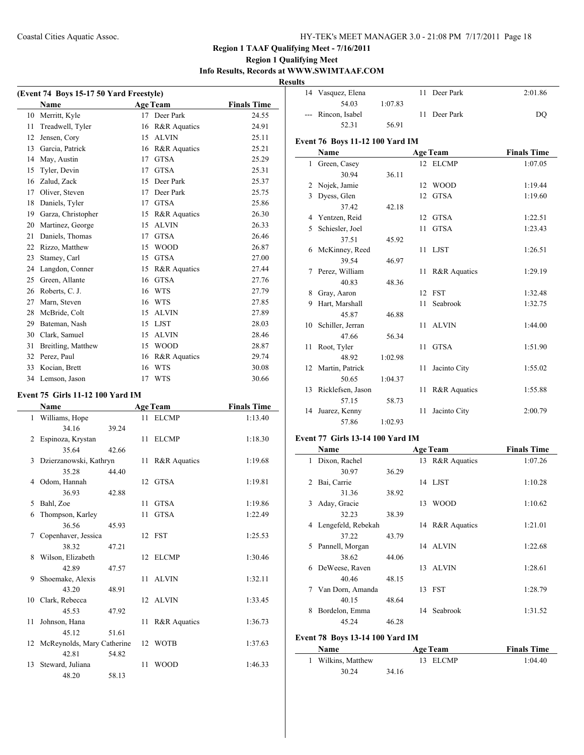## Region 1 TAAF Qualifying Meet - 7/16/2011

**Region 1 Qualifying Meet**

**Info Results, Records at WWW.SWIMTAAF.COM**

**Results**

### (Event 74 Boys 15-17 50 Yard Freestyle)

| | Name | Age | Team | Finals Time |
|---|---|---|---|---|
| 10 | Merritt, Kyle | 17 | Deer Park | 24.55 |
| 11 | Treadwell, Tyler | 16 | R&R Aquatics | 24.91 |
| 12 | Jensen, Cory | 15 | ALVIN | 25.11 |
| 13 | Garcia, Patrick | 16 | R&R Aquatics | 25.21 |
| 14 | May, Austin | 17 | GTSA | 25.29 |
| 15 | Tyler, Devin | 17 | GTSA | 25.31 |
| 16 | Zalud, Zack | 15 | Deer Park | 25.37 |
| 17 | Oliver, Steven | 17 | Deer Park | 25.75 |
| 18 | Daniels, Tyler | 17 | GTSA | 25.86 |
| 19 | Garza, Christopher | 15 | R&R Aquatics | 26.30 |
| 20 | Martinez, George | 15 | ALVIN | 26.33 |
| 21 | Daniels, Thomas | 17 | GTSA | 26.46 |
| 22 | Rizzo, Matthew | 15 | WOOD | 26.87 |
| 23 | Stamey, Carl | 15 | GTSA | 27.00 |
| 24 | Langdon, Conner | 15 | R&R Aquatics | 27.44 |
| 25 | Green, Allante | 16 | GTSA | 27.76 |
| 26 | Roberts, C. J. | 16 | WTS | 27.79 |
| 27 | Marn, Steven | 16 | WTS | 27.85 |
| 28 | McBride, Colt | 15 | ALVIN | 27.89 |
| 29 | Bateman, Nash | 15 | LJST | 28.03 |
| 30 | Clark, Samuel | 15 | ALVIN | 28.46 |
| 31 | Breitling, Matthew | 15 | WOOD | 28.87 |
| 32 | Perez, Paul | 16 | R&R Aquatics | 29.74 |
| 33 | Kocian, Brett | 16 | WTS | 30.08 |
| 34 | Lemson, Jason | 17 | WTS | 30.66 |

### Event 75 Girls 11-12 100 Yard IM

| | Name | Age | Team | Finals Time |
|---|---|---|---|---|
| 1 | Williams, Hope | 11 | ELCMP | 1:13.40 |
| | 34.16 39.24 | | | |
| 2 | Espinoza, Krystan | 11 | ELCMP | 1:18.30 |
| | 35.64 42.66 | | | |
| 3 | Dzierzanowski, Kathryn | 11 | R&R Aquatics | 1:19.68 |
| | 35.28 44.40 | | | |
| 4 | Odom, Hannah | 12 | GTSA | 1:19.81 |
| | 36.93 42.88 | | | |
| 5 | Bahl, Zoe | 11 | GTSA | 1:19.86 |
| 6 | Thompson, Karley | 11 | GTSA | 1:22.49 |
| | 36.56 45.93 | | | |
| 7 | Copenhaver, Jessica | 12 | FST | 1:25.53 |
| | 38.32 47.21 | | | |
| 8 | Wilson, Elizabeth | 12 | ELCMP | 1:30.46 |
| | 42.89 47.57 | | | |
| 9 | Shoemake, Alexis | 11 | ALVIN | 1:32.11 |
| | 43.20 48.91 | | | |
| 10 | Clark, Rebecca | 12 | ALVIN | 1:33.45 |
| | 45.53 47.92 | | | |
| 11 | Johnson, Hana | 11 | R&R Aquatics | 1:36.73 |
| | 45.12 51.61 | | | |
| 12 | McReynolds, Mary Catherine | 12 | WOTB | 1:37.63 |
| | 42.81 54.82 | | | |
| 13 | Steward, Juliana | 11 | WOOD | 1:46.33 |
| | 48.20 58.13 | | | |
| 14 | Vasquez, Elena | 11 | Deer Park | 2:01.86 |
| | 54.03 1:07.83 | | | |
| --- | Rincon, Isabel | 11 | Deer Park | DQ |
| | 52.31 56.91 | | | |

### Event 76 Boys 11-12 100 Yard IM

| | Name | Age | Team | Finals Time |
|---|---|---|---|---|
| 1 | Green, Casey | 12 | ELCMP | 1:07.05 |
| | 30.94 36.11 | | | |
| 2 | Nojek, Jamie | 12 | WOOD | 1:19.44 |
| 3 | Dyess, Glen | 12 | GTSA | 1:19.60 |
| | 37.42 42.18 | | | |
| 4 | Yentzen, Reid | 12 | GTSA | 1:22.51 |
| 5 | Schiesler, Joel | 11 | GTSA | 1:23.43 |
| | 37.51 45.92 | | | |
| 6 | McKinney, Reed | 11 | LJST | 1:26.51 |
| | 39.54 46.97 | | | |
| 7 | Perez, William | 11 | R&R Aquatics | 1:29.19 |
| | 40.83 48.36 | | | |
| 8 | Gray, Aaron | 12 | FST | 1:32.48 |
| 9 | Hart, Marshall | 11 | Seabrook | 1:32.75 |
| | 45.87 46.88 | | | |
| 10 | Schiller, Jerran | 11 | ALVIN | 1:44.00 |
| | 47.66 56.34 | | | |
| 11 | Root, Tyler | 11 | GTSA | 1:51.90 |
| | 48.92 1:02.98 | | | |
| 12 | Martin, Patrick | 11 | Jacinto City | 1:55.02 |
| | 50.65 1:04.37 | | | |
| 13 | Ricklefsen, Jason | 11 | R&R Aquatics | 1:55.88 |
| | 57.15 58.73 | | | |
| 14 | Juarez, Kenny | 11 | Jacinto City | 2:00.79 |
| | 57.86 1:02.93 | | | |

### Event 77 Girls 13-14 100 Yard IM

| | Name | Age | Team | Finals Time |
|---|---|---|---|---|
| 1 | Dixon, Rachel | 13 | R&R Aquatics | 1:07.26 |
| | 30.97 36.29 | | | |
| 2 | Bai, Carrie | 14 | LJST | 1:10.28 |
| | 31.36 38.92 | | | |
| 3 | Aday, Gracie | 13 | WOOD | 1:10.62 |
| | 32.23 38.39 | | | |
| 4 | Lengefeld, Rebekah | 14 | R&R Aquatics | 1:21.01 |
| | 37.22 43.79 | | | |
| 5 | Pannell, Morgan | 14 | ALVIN | 1:22.68 |
| | 38.62 44.06 | | | |
| 6 | DeWeese, Raven | 13 | ALVIN | 1:28.61 |
| | 40.46 48.15 | | | |
| 7 | Van Dorn, Amanda | 13 | FST | 1:28.79 |
| | 40.15 48.64 | | | |
| 8 | Bordelon, Emma | 14 | Seabrook | 1:31.52 |
| | 45.24 46.28 | | | |

### Event 78 Boys 13-14 100 Yard IM

| | Name | Age | Team | Finals Time |
|---|---|---|---|---|
| 1 | Wilkins, Matthew | 13 | ELCMP | 1:04.40 |
| | 30.24 34.16 | | | |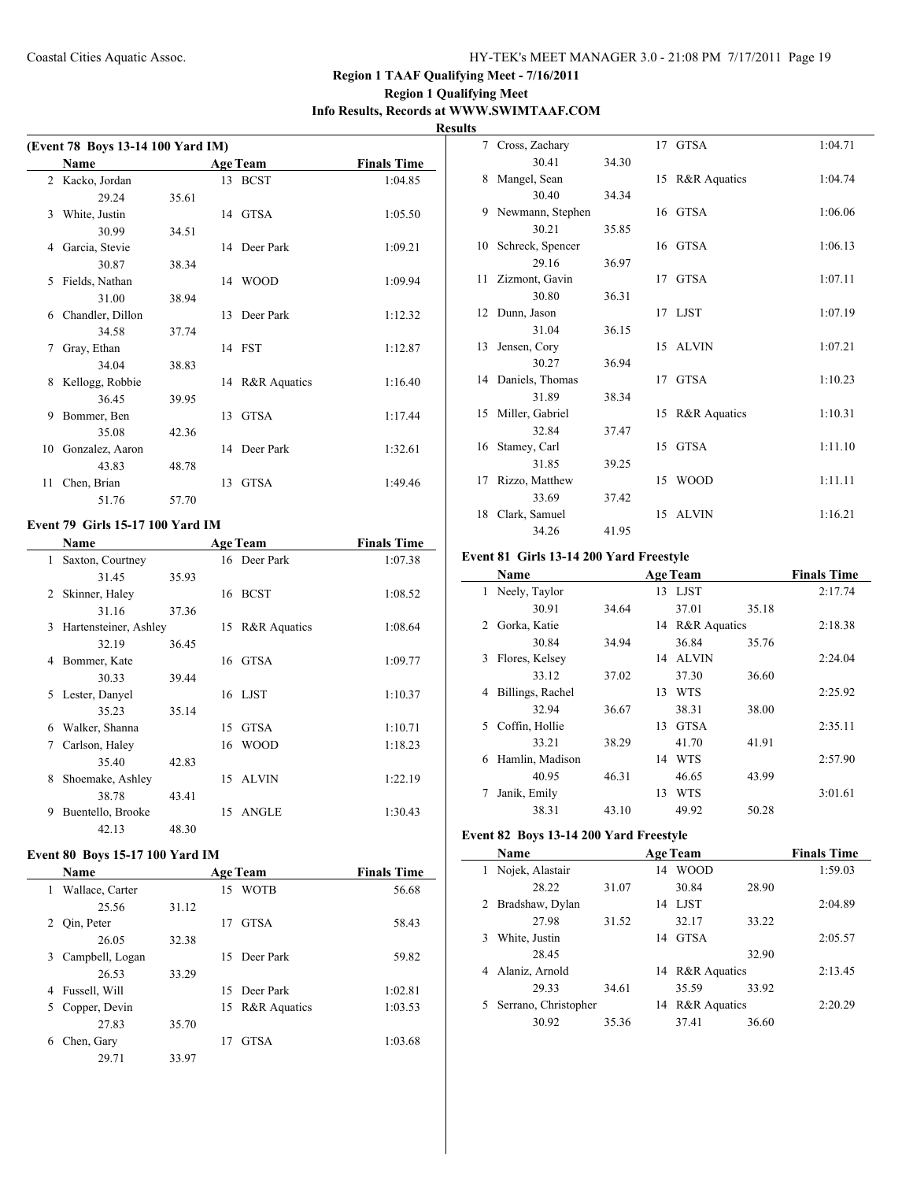**Region 1 TAAF Qualifying Meet - 7/16/2011**

**Region 1 Qualifying Meet**

**Info Results, Records at WWW.SWIMTAAF.COM**

**Results**

### (Event 78 Boys 13-14 100 Yard IM)

| | Name | Age | Team | Finals Time |
|---|---|---|---|---|
| 2 | Kacko, Jordan | 13 | BCST | 1:04.85 |
| | 29.24 35.61 | | | |
| 3 | White, Justin | 14 | GTSA | 1:05.50 |
| | 30.99 34.51 | | | |
| 4 | Garcia, Stevie | 14 | Deer Park | 1:09.21 |
| | 30.87 38.34 | | | |
| 5 | Fields, Nathan | 14 | WOOD | 1:09.94 |
| | 31.00 38.94 | | | |
| 6 | Chandler, Dillon | 13 | Deer Park | 1:12.32 |
| | 34.58 37.74 | | | |
| 7 | Gray, Ethan | 14 | FST | 1:12.87 |
| | 34.04 38.83 | | | |
| 8 | Kellogg, Robbie | 14 | R&R Aquatics | 1:16.40 |
| | 36.45 39.95 | | | |
| 9 | Bommer, Ben | 13 | GTSA | 1:17.44 |
| | 35.08 42.36 | | | |
| 10 | Gonzalez, Aaron | 14 | Deer Park | 1:32.61 |
| | 43.83 48.78 | | | |
| 11 | Chen, Brian | 13 | GTSA | 1:49.46 |
| | 51.76 57.70 | | | |

### Event 79 Girls 15-17 100 Yard IM

| | Name | Age | Team | Finals Time |
|---|---|---|---|---|
| 1 | Saxton, Courtney | 16 | Deer Park | 1:07.38 |
| | 31.45 35.93 | | | |
| 2 | Skinner, Haley | 16 | BCST | 1:08.52 |
| | 31.16 37.36 | | | |
| 3 | Hartensteiner, Ashley | 15 | R&R Aquatics | 1:08.64 |
| | 32.19 36.45 | | | |
| 4 | Bommer, Kate | 16 | GTSA | 1:09.77 |
| | 30.33 39.44 | | | |
| 5 | Lester, Danyel | 16 | LJST | 1:10.37 |
| | 35.23 35.14 | | | |
| 6 | Walker, Shanna | 15 | GTSA | 1:10.71 |
| 7 | Carlson, Haley | 16 | WOOD | 1:18.23 |
| | 35.40 42.83 | | | |
| 8 | Shoemake, Ashley | 15 | ALVIN | 1:22.19 |
| | 38.78 43.41 | | | |
| 9 | Buentello, Brooke | 15 | ANGLE | 1:30.43 |
| | 42.13 48.30 | | | |

### Event 80 Boys 15-17 100 Yard IM

| | Name | Age | Team | Finals Time |
|---|---|---|---|---|
| 1 | Wallace, Carter | 15 | WOTB | 56.68 |
| | 25.56 31.12 | | | |
| 2 | Qin, Peter | 17 | GTSA | 58.43 |
| | 26.05 32.38 | | | |
| 3 | Campbell, Logan | 15 | Deer Park | 59.82 |
| | 26.53 33.29 | | | |
| 4 | Fussell, Will | 15 | Deer Park | 1:02.81 |
| 5 | Copper, Devin | 15 | R&R Aquatics | 1:03.53 |
| | 27.83 35.70 | | | |
| 6 | Chen, Gary | 17 | GTSA | 1:03.68 |
| | 29.71 33.97 | | | |
| 7 | Cross, Zachary | 17 | GTSA | 1:04.71 |
| | 30.41 34.30 | | | |
| 8 | Mangel, Sean | 15 | R&R Aquatics | 1:04.74 |
| | 30.40 34.34 | | | |
| 9 | Newmann, Stephen | 16 | GTSA | 1:06.06 |
| | 30.21 35.85 | | | |
| 10 | Schreck, Spencer | 16 | GTSA | 1:06.13 |
| | 29.16 36.97 | | | |
| 11 | Zizmont, Gavin | 17 | GTSA | 1:07.11 |
| | 30.80 36.31 | | | |
| 12 | Dunn, Jason | 17 | LJST | 1:07.19 |
| | 31.04 36.15 | | | |
| 13 | Jensen, Cory | 15 | ALVIN | 1:07.21 |
| | 30.27 36.94 | | | |
| 14 | Daniels, Thomas | 17 | GTSA | 1:10.23 |
| | 31.89 38.34 | | | |
| 15 | Miller, Gabriel | 15 | R&R Aquatics | 1:10.31 |
| | 32.84 37.47 | | | |
| 16 | Stamey, Carl | 15 | GTSA | 1:11.10 |
| | 31.85 39.25 | | | |
| 17 | Rizzo, Matthew | 15 | WOOD | 1:11.11 |
| | 33.69 37.42 | | | |
| 18 | Clark, Samuel | 15 | ALVIN | 1:16.21 |
| | 34.26 41.95 | | | |

### Event 81 Girls 13-14 200 Yard Freestyle

| | Name | Age | Team | Finals Time |
|---|---|---|---|---|
| 1 | Neely, Taylor | 13 | LJST | 2:17.74 |
| | 30.91 34.64 37.01 35.18 | | | |
| 2 | Gorka, Katie | 14 | R&R Aquatics | 2:18.38 |
| | 30.84 34.94 36.84 35.76 | | | |
| 3 | Flores, Kelsey | 14 | ALVIN | 2:24.04 |
| | 33.12 37.02 37.30 36.60 | | | |
| 4 | Billings, Rachel | 13 | WTS | 2:25.92 |
| | 32.94 36.67 38.31 38.00 | | | |
| 5 | Coffin, Hollie | 13 | GTSA | 2:35.11 |
| | 33.21 38.29 41.70 41.91 | | | |
| 6 | Hamlin, Madison | 14 | WTS | 2:57.90 |
| | 40.95 46.31 46.65 43.99 | | | |
| 7 | Janik, Emily | 13 | WTS | 3:01.61 |
| | 38.31 43.10 49.92 50.28 | | | |

### Event 82 Boys 13-14 200 Yard Freestyle

| | Name | Age | Team | Finals Time |
|---|---|---|---|---|
| 1 | Nojek, Alastair | 14 | WOOD | 1:59.03 |
| | 28.22 31.07 30.84 28.90 | | | |
| 2 | Bradshaw, Dylan | 14 | LJST | 2:04.89 |
| | 27.98 31.52 32.17 33.22 | | | |
| 3 | White, Justin | 14 | GTSA | 2:05.57 |
| | 28.45 32.90 | | | |
| 4 | Alaniz, Arnold | 14 | R&R Aquatics | 2:13.45 |
| | 29.33 34.61 35.59 33.92 | | | |
| 5 | Serrano, Christopher | 14 | R&R Aquatics | 2:20.29 |
| | 30.92 35.36 37.41 36.60 | | | |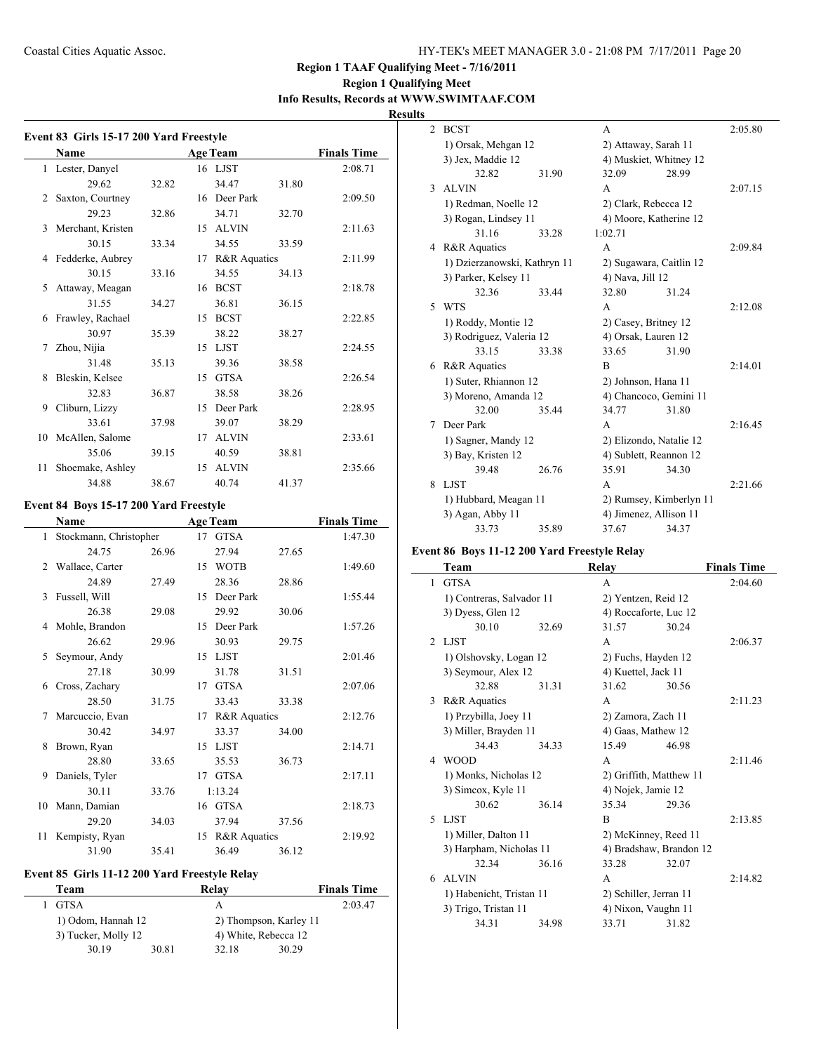**Region 1 TAAF Qualifying Meet - 7/16/2011**

**Region 1 Qualifying Meet**

**Info Results, Records at WWW.SWIMTAAF.COM**

**Results**

### Event 83 Girls 15-17 200 Yard Freestyle

| | Name | Age | Team | Finals Time |
|---|---|---|---|---|
| 1 | Lester, Danyel | 16 | LJST | 2:08.71 |
| | 29.62 32.82 34.47 31.80 | | | |
| 2 | Saxton, Courtney | 16 | Deer Park | 2:09.50 |
| | 29.23 32.86 34.71 32.70 | | | |
| 3 | Merchant, Kristen | 15 | ALVIN | 2:11.63 |
| | 30.15 33.34 34.55 33.59 | | | |
| 4 | Fedderke, Aubrey | 17 | R&R Aquatics | 2:11.99 |
| | 30.15 33.16 34.55 34.13 | | | |
| 5 | Attaway, Meagan | 16 | BCST | 2:18.78 |
| | 31.55 34.27 36.81 36.15 | | | |
| 6 | Frawley, Rachael | 15 | BCST | 2:22.85 |
| | 30.97 35.39 38.22 38.27 | | | |
| 7 | Zhou, Nijia | 15 | LJST | 2:24.55 |
| | 31.48 35.13 39.36 38.58 | | | |
| 8 | Bleskin, Kelsee | 15 | GTSA | 2:26.54 |
| | 32.83 36.87 38.58 38.26 | | | |
| 9 | Cliburn, Lizzy | 15 | Deer Park | 2:28.95 |
| | 33.61 37.98 39.07 38.29 | | | |
| 10 | McAllen, Salome | 17 | ALVIN | 2:33.61 |
| | 35.06 39.15 40.59 38.81 | | | |
| 11 | Shoemake, Ashley | 15 | ALVIN | 2:35.66 |
| | 34.88 38.67 40.74 41.37 | | | |

### Event 84 Boys 15-17 200 Yard Freestyle

| | Name | Age | Team | Finals Time |
|---|---|---|---|---|
| 1 | Stockmann, Christopher | 17 | GTSA | 1:47.30 |
| | 24.75 26.96 27.94 27.65 | | | |
| 2 | Wallace, Carter | 15 | WOTB | 1:49.60 |
| | 24.89 27.49 28.36 28.86 | | | |
| 3 | Fussell, Will | 15 | Deer Park | 1:55.44 |
| | 26.38 29.08 29.92 30.06 | | | |
| 4 | Mohle, Brandon | 15 | Deer Park | 1:57.26 |
| | 26.62 29.96 30.93 29.75 | | | |
| 5 | Seymour, Andy | 15 | LJST | 2:01.46 |
| | 27.18 30.99 31.78 31.51 | | | |
| 6 | Cross, Zachary | 17 | GTSA | 2:07.06 |
| | 28.50 31.75 33.43 33.38 | | | |
| 7 | Marcuccio, Evan | 17 | R&R Aquatics | 2:12.76 |
| | 30.42 34.97 33.37 34.00 | | | |
| 8 | Brown, Ryan | 15 | LJST | 2:14.71 |
| | 28.80 33.65 35.53 36.73 | | | |
| 9 | Daniels, Tyler | 17 | GTSA | 2:17.11 |
| | 30.11 33.76 1:13.24 | | | |
| 10 | Mann, Damian | 16 | GTSA | 2:18.73 |
| | 29.20 34.03 37.94 37.56 | | | |
| 11 | Kempisty, Ryan | 15 | R&R Aquatics | 2:19.92 |
| | 31.90 35.41 36.49 36.12 | | | |

### Event 85 Girls 11-12 200 Yard Freestyle Relay

| | Team | Relay | Finals Time |
|---|---|---|---|
| 1 | GTSA | A | 2:03.47 |
| | 1) Odom, Hannah 12; 2) Thompson, Karley 11; 3) Tucker, Molly 12; 4) White, Rebecca 12 | | |
| | 30.19 30.81 32.18 30.29 | | |
| 2 | BCST | A | 2:05.80 |
| | 1) Orsak, Mehgan 12; 2) Attaway, Sarah 11; 3) Jex, Maddie 12; 4) Muskiet, Whitney 12 | | |
| | 32.82 31.90 32.09 28.99 | | |
| 3 | ALVIN | A | 2:07.15 |
| | 1) Redman, Noelle 12; 2) Clark, Rebecca 12; 3) Rogan, Lindsey 11; 4) Moore, Katherine 12 | | |
| | 31.16 33.28 1:02.71 | | |
| 4 | R&R Aquatics | A | 2:09.84 |
| | 1) Dzierzanowski, Kathryn 11; 2) Sugawara, Caitlin 12; 3) Parker, Kelsey 11; 4) Nava, Jill 12 | | |
| | 32.36 33.44 32.80 31.24 | | |
| 5 | WTS | A | 2:12.08 |
| | 1) Roddy, Montie 12; 2) Casey, Britney 12; 3) Rodriguez, Valeria 12; 4) Orsak, Lauren 12 | | |
| | 33.15 33.38 33.65 31.90 | | |
| 6 | R&R Aquatics | B | 2:14.01 |
| | 1) Suter, Rhiannon 12; 2) Johnson, Hana 11; 3) Moreno, Amanda 12; 4) Chancoco, Gemini 11 | | |
| | 32.00 35.44 34.77 31.80 | | |
| 7 | Deer Park | A | 2:16.45 |
| | 1) Sagner, Mandy 12; 2) Elizondo, Natalie 12; 3) Bay, Kristen 12; 4) Sublett, Reannon 12 | | |
| | 39.48 26.76 35.91 34.30 | | |
| 8 | LJST | A | 2:21.66 |
| | 1) Hubbard, Meagan 11; 2) Rumsey, Kimberlyn 11; 3) Agan, Abby 11; 4) Jimenez, Allison 11 | | |
| | 33.73 35.89 37.67 34.37 | | |

### Event 86 Boys 11-12 200 Yard Freestyle Relay

| | Team | Relay | Finals Time |
|---|---|---|---|
| 1 | GTSA | A | 2:04.60 |
| | 1) Contreras, Salvador 11; 2) Yentzen, Reid 12; 3) Dyess, Glen 12; 4) Roccaforte, Luc 12 | | |
| | 30.10 32.69 31.57 30.24 | | |
| 2 | LJST | A | 2:06.37 |
| | 1) Olshovsky, Logan 12; 2) Fuchs, Hayden 12; 3) Seymour, Alex 12; 4) Kuettel, Jack 11 | | |
| | 32.88 31.31 31.62 30.56 | | |
| 3 | R&R Aquatics | A | 2:11.23 |
| | 1) Przybilla, Joey 11; 2) Zamora, Zach 11; 3) Miller, Brayden 11; 4) Gaas, Mathew 12 | | |
| | 34.43 34.33 15.49 46.98 | | |
| 4 | WOOD | A | 2:11.46 |
| | 1) Monks, Nicholas 12; 2) Griffith, Matthew 11; 3) Simcox, Kyle 11; 4) Nojek, Jamie 12 | | |
| | 30.62 36.14 35.34 29.36 | | |
| 5 | LJST | B | 2:13.85 |
| | 1) Miller, Dalton 11; 2) McKinney, Reed 11; 3) Harpham, Nicholas 11; 4) Bradshaw, Brandon 12 | | |
| | 32.34 36.16 33.28 32.07 | | |
| 6 | ALVIN | A | 2:14.82 |
| | 1) Habenicht, Tristan 11; 2) Schiller, Jerran 11; 3) Trigo, Tristan 11; 4) Nixon, Vaughn 11 | | |
| | 34.31 34.98 33.71 31.82 | | |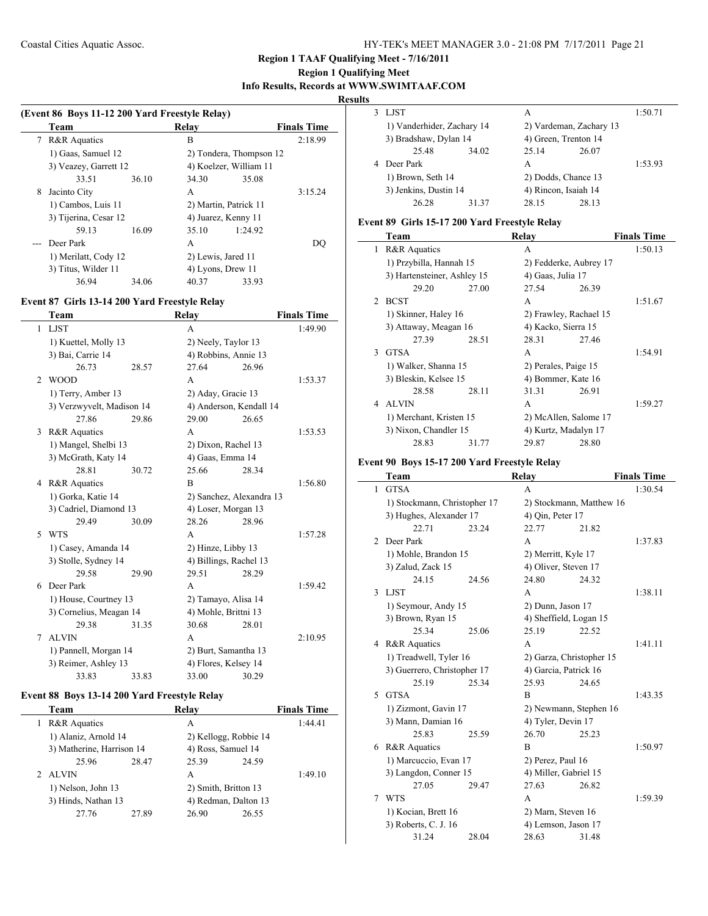**Region 1 TAAF Qualifying Meet - 7/16/2011**

**Region 1 Qualifying Meet**

**Info Results, Records at WWW.SWIMTAAF.COM**

**Results**

**(Event 86 Boys 11-12 200 Yard Freestyle Relay)**

| | Team | Relay | Finals Time |
|---|---|---|---|
| 7 | R&R Aquatics | B | 2:18.99 |
| | 1) Gaas, Samuel 12 | 2) Tondera, Thompson 12 | |
| | 3) Veazey, Garrett 12 | 4) Koelzer, William 11 | |
| | 33.51 36.10 | 34.30 35.08 | |
| 8 | Jacinto City | A | 3:15.24 |
| | 1) Cambos, Luis 11 | 2) Martin, Patrick 11 | |
| | 3) Tijerina, Cesar 12 | 4) Juarez, Kenny 11 | |
| | 59.13 16.09 | 35.10 1:24.92 | |
| --- | Deer Park | A | DQ |
| | 1) Merilatt, Cody 12 | 2) Lewis, Jared 11 | |
| | 3) Titus, Wilder 11 | 4) Lyons, Drew 11 | |
| | 36.94 34.06 | 40.37 33.93 | |

**Event 87 Girls 13-14 200 Yard Freestyle Relay**

| | Team | Relay | Finals Time |
|---|---|---|---|
| 1 | LJST | A | 1:49.90 |
| | 1) Kuettel, Molly 13 | 2) Neely, Taylor 13 | |
| | 3) Bai, Carrie 14 | 4) Robbins, Annie 13 | |
| | 26.73 28.57 | 27.64 26.96 | |
| 2 | WOOD | A | 1:53.37 |
| | 1) Terry, Amber 13 | 2) Aday, Gracie 13 | |
| | 3) Verzwyvelt, Madison 14 | 4) Anderson, Kendall 14 | |
| | 27.86 29.86 | 29.00 26.65 | |
| 3 | R&R Aquatics | A | 1:53.53 |
| | 1) Mangel, Shelbi 13 | 2) Dixon, Rachel 13 | |
| | 3) McGrath, Katy 14 | 4) Gaas, Emma 14 | |
| | 28.81 30.72 | 25.66 28.34 | |
| 4 | R&R Aquatics | B | 1:56.80 |
| | 1) Gorka, Katie 14 | 2) Sanchez, Alexandra 13 | |
| | 3) Cadriel, Diamond 13 | 4) Loser, Morgan 13 | |
| | 29.49 30.09 | 28.26 28.96 | |
| 5 | WTS | A | 1:57.28 |
| | 1) Casey, Amanda 14 | 2) Hinze, Libby 13 | |
| | 3) Stolle, Sydney 14 | 4) Billings, Rachel 13 | |
| | 29.58 29.90 | 29.51 28.29 | |
| 6 | Deer Park | A | 1:59.42 |
| | 1) House, Courtney 13 | 2) Tamayo, Alisa 14 | |
| | 3) Cornelius, Meagan 14 | 4) Mohle, Brittni 13 | |
| | 29.38 31.35 | 30.68 28.01 | |
| 7 | ALVIN | A | 2:10.95 |
| | 1) Pannell, Morgan 14 | 2) Burt, Samantha 13 | |
| | 3) Reimer, Ashley 13 | 4) Flores, Kelsey 14 | |
| | 33.83 33.83 | 33.00 30.29 | |

**Event 88 Boys 13-14 200 Yard Freestyle Relay**

| | Team | Relay | Finals Time |
|---|---|---|---|
| 1 | R&R Aquatics | A | 1:44.41 |
| | 1) Alaniz, Arnold 14 | 2) Kellogg, Robbie 14 | |
| | 3) Matherine, Harrison 14 | 4) Ross, Samuel 14 | |
| | 25.96 28.47 | 25.39 24.59 | |
| 2 | ALVIN | A | 1:49.10 |
| | 1) Nelson, John 13 | 2) Smith, Britton 13 | |
| | 3) Hinds, Nathan 13 | 4) Redman, Dalton 13 | |
| | 27.76 27.89 | 26.90 26.55 | |
| 3 | LJST | A | 1:50.71 |
| | 1) Vanderhider, Zachary 14 | 2) Vardeman, Zachary 13 | |
| | 3) Bradshaw, Dylan 14 | 4) Green, Trenton 14 | |
| | 25.48 34.02 | 25.14 26.07 | |
| 4 | Deer Park | A | 1:53.93 |
| | 1) Brown, Seth 14 | 2) Dodds, Chance 13 | |
| | 3) Jenkins, Dustin 14 | 4) Rincon, Isaiah 14 | |
| | 26.28 31.37 | 28.15 28.13 | |

**Event 89 Girls 15-17 200 Yard Freestyle Relay**

| | Team | Relay | Finals Time |
|---|---|---|---|
| 1 | R&R Aquatics | A | 1:50.13 |
| | 1) Przybilla, Hannah 15 | 2) Fedderke, Aubrey 17 | |
| | 3) Hartensteiner, Ashley 15 | 4) Gaas, Julia 17 | |
| | 29.20 27.00 | 27.54 26.39 | |
| 2 | BCST | A | 1:51.67 |
| | 1) Skinner, Haley 16 | 2) Frawley, Rachael 15 | |
| | 3) Attaway, Meagan 16 | 4) Kacko, Sierra 15 | |
| | 27.39 28.51 | 28.31 27.46 | |
| 3 | GTSA | A | 1:54.91 |
| | 1) Walker, Shanna 15 | 2) Perales, Paige 15 | |
| | 3) Bleskin, Kelsee 15 | 4) Bommer, Kate 16 | |
| | 28.58 28.11 | 31.31 26.91 | |
| 4 | ALVIN | A | 1:59.27 |
| | 1) Merchant, Kristen 15 | 2) McAllen, Salome 17 | |
| | 3) Nixon, Chandler 15 | 4) Kurtz, Madalyn 17 | |
| | 28.83 31.77 | 29.87 28.80 | |

**Event 90 Boys 15-17 200 Yard Freestyle Relay**

| | Team | Relay | Finals Time |
|---|---|---|---|
| 1 | GTSA | A | 1:30.54 |
| | 1) Stockmann, Christopher 17 | 2) Stockmann, Matthew 16 | |
| | 3) Hughes, Alexander 17 | 4) Qin, Peter 17 | |
| | 22.71 23.24 | 22.77 21.82 | |
| 2 | Deer Park | A | 1:37.83 |
| | 1) Mohle, Brandon 15 | 2) Merritt, Kyle 17 | |
| | 3) Zalud, Zack 15 | 4) Oliver, Steven 17 | |
| | 24.15 24.56 | 24.80 24.32 | |
| 3 | LJST | A | 1:38.11 |
| | 1) Seymour, Andy 15 | 2) Dunn, Jason 17 | |
| | 3) Brown, Ryan 15 | 4) Sheffield, Logan 15 | |
| | 25.34 25.06 | 25.19 22.52 | |
| 4 | R&R Aquatics | A | 1:41.11 |
| | 1) Treadwell, Tyler 16 | 2) Garza, Christopher 15 | |
| | 3) Guerrero, Christopher 17 | 4) Garcia, Patrick 16 | |
| | 25.19 25.34 | 25.93 24.65 | |
| 5 | GTSA | B | 1:43.35 |
| | 1) Zizmont, Gavin 17 | 2) Newmann, Stephen 16 | |
| | 3) Mann, Damian 16 | 4) Tyler, Devin 17 | |
| | 25.83 25.59 | 26.70 25.23 | |
| 6 | R&R Aquatics | B | 1:50.97 |
| | 1) Marcuccio, Evan 17 | 2) Perez, Paul 16 | |
| | 3) Langdon, Conner 15 | 4) Miller, Gabriel 15 | |
| | 27.05 29.47 | 27.63 26.82 | |
| 7 | WTS | A | 1:59.39 |
| | 1) Kocian, Brett 16 | 2) Marn, Steven 16 | |
| | 3) Roberts, C. J. 16 | 4) Lemson, Jason 17 | |
| | 31.24 28.04 | 28.63 31.48 | |